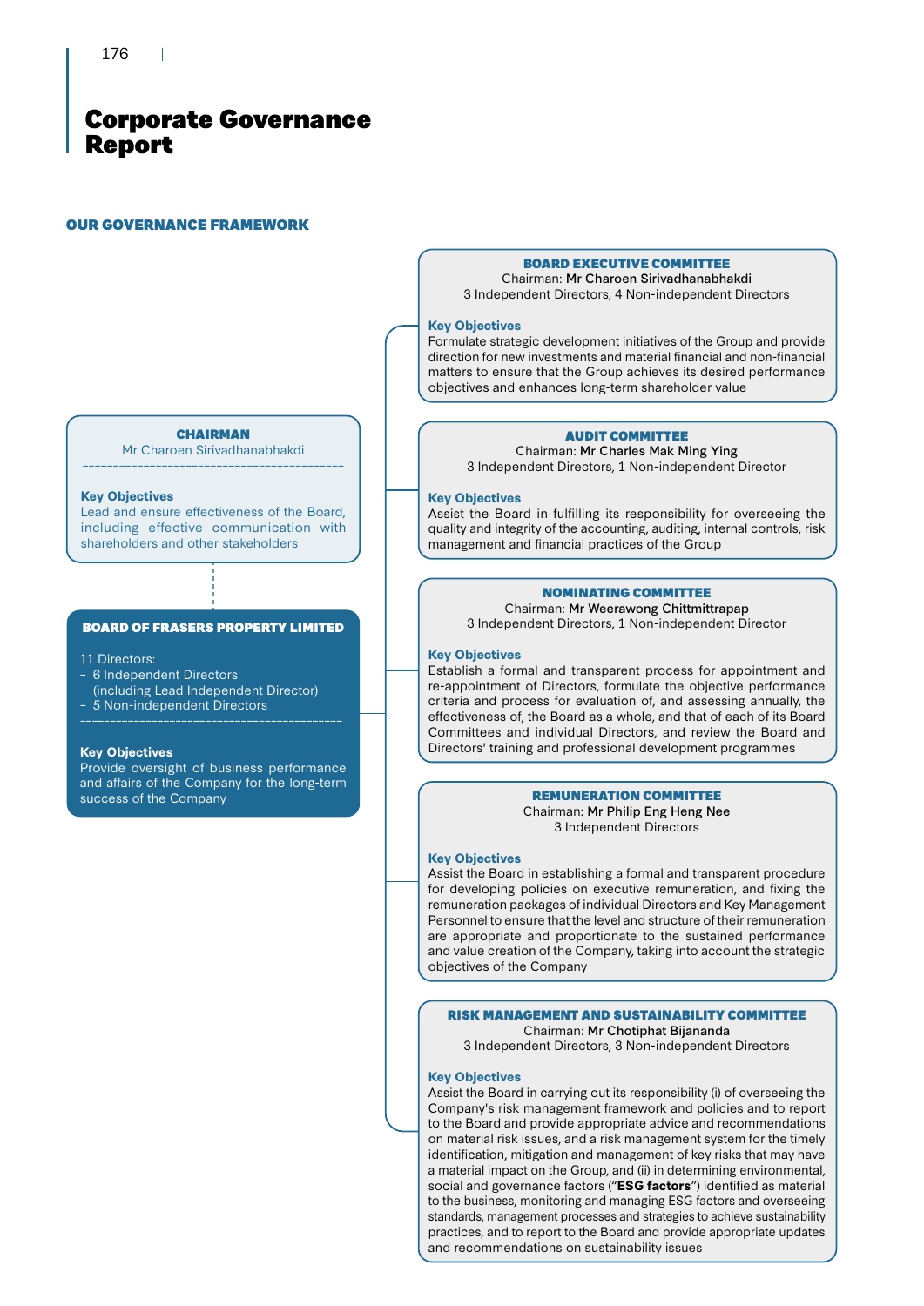# Corporate Governance Report

## OUR GOVERNANCE FRAMEWORK

### CHAIRMAN

Mr Charoen Sirivadhanabhakdi

**Key Objectives**

Lead and ensure effectiveness of the Board, including effective communication with shareholders and other stakeholders

### BOARD OF FRASERS PROPERTY LIMITED

11 Directors:

- 6 Independent Directors (including Lead Independent Director)
- 5 Non-independent Directors

**Key Objectives**

Provide oversight of business performance and affairs of the Company for the long-term success of the Company

### BOARD EXECUTIVE COMMITTEE

Chairman: Mr Charoen Sirivadhanabhakdi

3 Independent Directors, 4 Non-independent Directors

**Key Objectives**

Formulate strategic development initiatives of the Group and provide direction for new investments and material financial and non-financial matters to ensure that the Group achieves its desired performance objectives and enhances long-term shareholder value

### AUDIT COMMITTEE

Chairman: Mr Charles Mak Ming Ying

3 Independent Directors, 1 Non-independent Director

**Key Objectives**

Assist the Board in fulfilling its responsibility for overseeing the quality and integrity of the accounting, auditing, internal controls, risk management and financial practices of the Group

### NOMINATING COMMITTEE

Chairman: Mr Weerawong Chittmittrapap

3 Independent Directors, 1 Non-independent Director

**Key Objectives**

Establish a formal and transparent process for appointment and re-appointment of Directors, formulate the objective performance criteria and process for evaluation of, and assessing annually, the effectiveness of, the Board as a whole, and that of each of its Board Committees and individual Directors, and review the Board and Directors' training and professional development programmes

### REMUNERATION COMMITTEE

Chairman: Mr Philip Eng Heng Nee

3 Independent Directors

**Key Objectives**

Assist the Board in establishing a formal and transparent procedure for developing policies on executive remuneration, and fixing the remuneration packages of individual Directors and Key Management Personnel to ensure that the level and structure of their remuneration are appropriate and proportionate to the sustained performance and value creation of the Company, taking into account the strategic objectives of the Company

### RISK MANAGEMENT AND SUSTAINABILITY COMMITTEE

Chairman: Mr Chotiphat Bijananda

3 Independent Directors, 3 Non-independent Directors

**Key Objectives**

Assist the Board in carrying out its responsibility (i) of overseeing the Company's risk management framework and policies and to report to the Board and provide appropriate advice and recommendations on material risk issues, and a risk management system for the timely identification, mitigation and management of key risks that may have a material impact on the Group, and (ii) in determining environmental, social and governance factors ("**ESG factors**") identified as material to the business, monitoring and managing ESG factors and overseeing standards, management processes and strategies to achieve sustainability practices, and to report to the Board and provide appropriate updates and recommendations on sustainability issues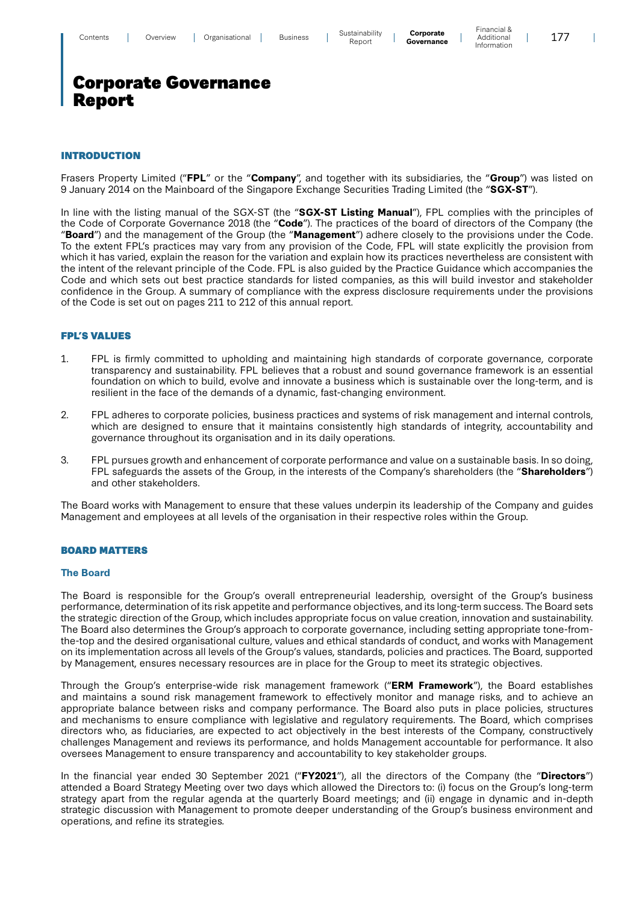# Corporate Governance Report

## INTRODUCTION

Frasers Property Limited ("**FPL**" or the "**Company**", and together with its subsidiaries, the "**Group**") was listed on 9 January 2014 on the Mainboard of the Singapore Exchange Securities Trading Limited (the "**SGX-ST**").

In line with the listing manual of the SGX-ST (the "**SGX-ST Listing Manual**"), FPL complies with the principles of the Code of Corporate Governance 2018 (the "**Code**"). The practices of the board of directors of the Company (the "**Board**") and the management of the Group (the "**Management**") adhere closely to the provisions under the Code. To the extent FPL's practices may vary from any provision of the Code, FPL will state explicitly the provision from which it has varied, explain the reason for the variation and explain how its practices nevertheless are consistent with the intent of the relevant principle of the Code. FPL is also guided by the Practice Guidance which accompanies the Code and which sets out best practice standards for listed companies, as this will build investor and stakeholder confidence in the Group. A summary of compliance with the express disclosure requirements under the provisions of the Code is set out on pages 211 to 212 of this annual report.

## FPL'S VALUES

1. FPL is firmly committed to upholding and maintaining high standards of corporate governance, corporate transparency and sustainability. FPL believes that a robust and sound governance framework is an essential foundation on which to build, evolve and innovate a business which is sustainable over the long-term, and is resilient in the face of the demands of a dynamic, fast-changing environment.

2. FPL adheres to corporate policies, business practices and systems of risk management and internal controls, which are designed to ensure that it maintains consistently high standards of integrity, accountability and governance throughout its organisation and in its daily operations.

3. FPL pursues growth and enhancement of corporate performance and value on a sustainable basis. In so doing, FPL safeguards the assets of the Group, in the interests of the Company's shareholders (the "**Shareholders**") and other stakeholders.

The Board works with Management to ensure that these values underpin its leadership of the Company and guides Management and employees at all levels of the organisation in their respective roles within the Group.

## BOARD MATTERS

### The Board

The Board is responsible for the Group's overall entrepreneurial leadership, oversight of the Group's business performance, determination of its risk appetite and performance objectives, and its long-term success. The Board sets the strategic direction of the Group, which includes appropriate focus on value creation, innovation and sustainability. The Board also determines the Group's approach to corporate governance, including setting appropriate tone-from-the-top and the desired organisational culture, values and ethical standards of conduct, and works with Management on its implementation across all levels of the Group's values, standards, policies and practices. The Board, supported by Management, ensures necessary resources are in place for the Group to meet its strategic objectives.

Through the Group's enterprise-wide risk management framework ("**ERM Framework**"), the Board establishes and maintains a sound risk management framework to effectively monitor and manage risks, and to achieve an appropriate balance between risks and company performance. The Board also puts in place policies, structures and mechanisms to ensure compliance with legislative and regulatory requirements. The Board, which comprises directors who, as fiduciaries, are expected to act objectively in the best interests of the Company, constructively challenges Management and reviews its performance, and holds Management accountable for performance. It also oversees Management to ensure transparency and accountability to key stakeholder groups.

In the financial year ended 30 September 2021 ("**FY2021**"), all the directors of the Company (the "**Directors**") attended a Board Strategy Meeting over two days which allowed the Directors to: (i) focus on the Group's long-term strategy apart from the regular agenda at the quarterly Board meetings; and (ii) engage in dynamic and in-depth strategic discussion with Management to promote deeper understanding of the Group's business environment and operations, and refine its strategies.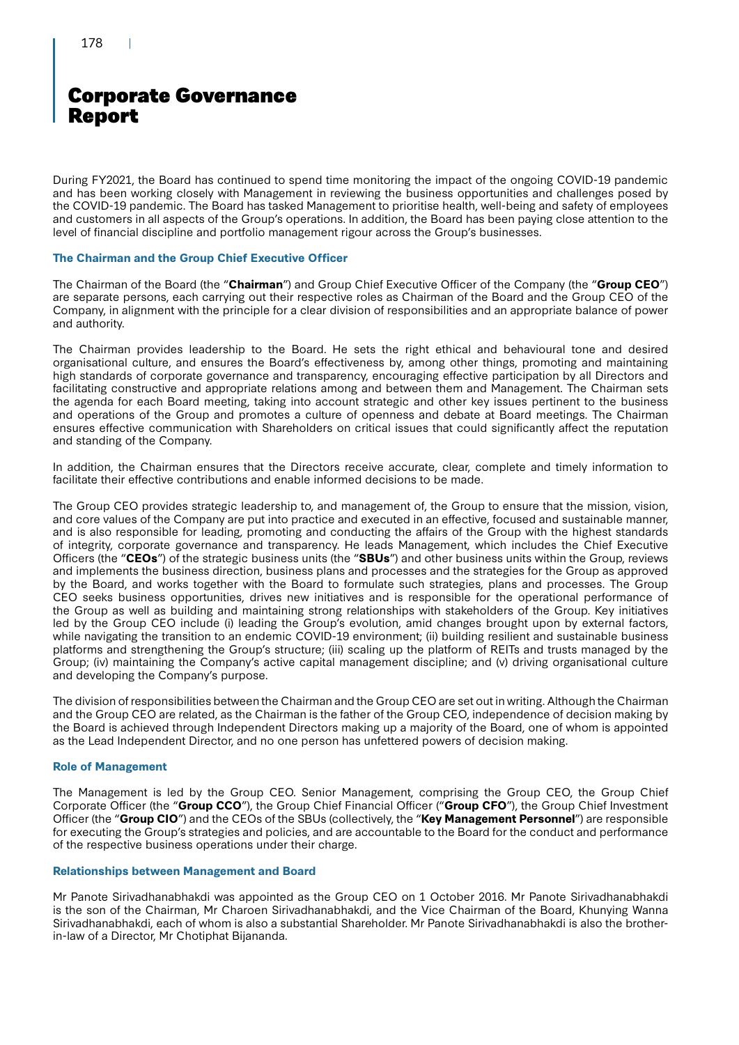# Corporate Governance Report

During FY2021, the Board has continued to spend time monitoring the impact of the ongoing COVID-19 pandemic and has been working closely with Management in reviewing the business opportunities and challenges posed by the COVID-19 pandemic. The Board has tasked Management to prioritise health, well-being and safety of employees and customers in all aspects of the Group's operations. In addition, the Board has been paying close attention to the level of financial discipline and portfolio management rigour across the Group's businesses.

### The Chairman and the Group Chief Executive Officer

The Chairman of the Board (the "**Chairman**") and Group Chief Executive Officer of the Company (the "**Group CEO**") are separate persons, each carrying out their respective roles as Chairman of the Board and the Group CEO of the Company, in alignment with the principle for a clear division of responsibilities and an appropriate balance of power and authority.

The Chairman provides leadership to the Board. He sets the right ethical and behavioural tone and desired organisational culture, and ensures the Board's effectiveness by, among other things, promoting and maintaining high standards of corporate governance and transparency, encouraging effective participation by all Directors and facilitating constructive and appropriate relations among and between them and Management. The Chairman sets the agenda for each Board meeting, taking into account strategic and other key issues pertinent to the business and operations of the Group and promotes a culture of openness and debate at Board meetings. The Chairman ensures effective communication with Shareholders on critical issues that could significantly affect the reputation and standing of the Company.

In addition, the Chairman ensures that the Directors receive accurate, clear, complete and timely information to facilitate their effective contributions and enable informed decisions to be made.

The Group CEO provides strategic leadership to, and management of, the Group to ensure that the mission, vision, and core values of the Company are put into practice and executed in an effective, focused and sustainable manner, and is also responsible for leading, promoting and conducting the affairs of the Group with the highest standards of integrity, corporate governance and transparency. He leads Management, which includes the Chief Executive Officers (the "**CEOs**") of the strategic business units (the "**SBUs**") and other business units within the Group, reviews and implements the business direction, business plans and processes and the strategies for the Group as approved by the Board, and works together with the Board to formulate such strategies, plans and processes. The Group CEO seeks business opportunities, drives new initiatives and is responsible for the operational performance of the Group as well as building and maintaining strong relationships with stakeholders of the Group. Key initiatives led by the Group CEO include (i) leading the Group's evolution, amid changes brought upon by external factors, while navigating the transition to an endemic COVID-19 environment; (ii) building resilient and sustainable business platforms and strengthening the Group's structure; (iii) scaling up the platform of REITs and trusts managed by the Group; (iv) maintaining the Company's active capital management discipline; and (v) driving organisational culture and developing the Company's purpose.

The division of responsibilities between the Chairman and the Group CEO are set out in writing. Although the Chairman and the Group CEO are related, as the Chairman is the father of the Group CEO, independence of decision making by the Board is achieved through Independent Directors making up a majority of the Board, one of whom is appointed as the Lead Independent Director, and no one person has unfettered powers of decision making.

### Role of Management

The Management is led by the Group CEO. Senior Management, comprising the Group CEO, the Group Chief Corporate Officer (the "**Group CCO**"), the Group Chief Financial Officer ("**Group CFO**"), the Group Chief Investment Officer (the "**Group CIO**") and the CEOs of the SBUs (collectively, the "**Key Management Personnel**") are responsible for executing the Group's strategies and policies, and are accountable to the Board for the conduct and performance of the respective business operations under their charge.

### Relationships between Management and Board

Mr Panote Sirivadhanabhakdi was appointed as the Group CEO on 1 October 2016. Mr Panote Sirivadhanabhakdi is the son of the Chairman, Mr Charoen Sirivadhanabhakdi, and the Vice Chairman of the Board, Khunying Wanna Sirivadhanabhakdi, each of whom is also a substantial Shareholder. Mr Panote Sirivadhanabhakdi is also the brother-in-law of a Director, Mr Chotiphat Bijananda.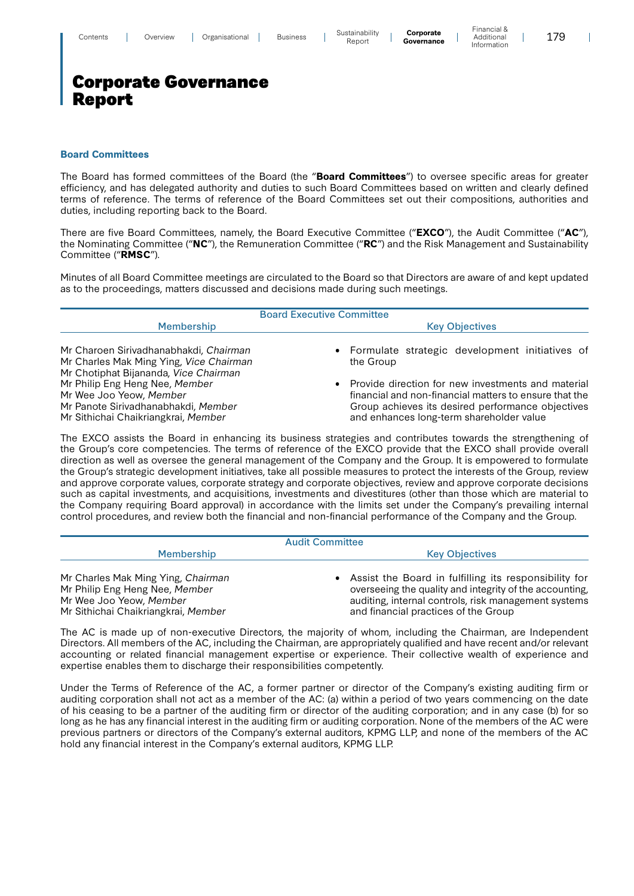# Corporate Governance Report

### Board Committees

The Board has formed committees of the Board (the "**Board Committees**") to oversee specific areas for greater efficiency, and has delegated authority and duties to such Board Committees based on written and clearly defined terms of reference. The terms of reference of the Board Committees set out their compositions, authorities and duties, including reporting back to the Board.

There are five Board Committees, namely, the Board Executive Committee ("**EXCO**"), the Audit Committee ("**AC**"), the Nominating Committee ("**NC**"), the Remuneration Committee ("**RC**") and the Risk Management and Sustainability Committee ("**RMSC**").

Minutes of all Board Committee meetings are circulated to the Board so that Directors are aware of and kept updated as to the proceedings, matters discussed and decisions made during such meetings.

| Board Executive Committee | |
|---|---|
| Membership | Key Objectives |
| Mr Charoen Sirivadhanabhakdi, *Chairman*<br>Mr Charles Mak Ming Ying, *Vice Chairman*<br>Mr Chotiphat Bijananda, *Vice Chairman*<br>Mr Philip Eng Heng Nee, *Member*<br>Mr Wee Joo Yeow, *Member*<br>Mr Panote Sirivadhanabhakdi, *Member*<br>Mr Sithichai Chaikriangkrai, *Member* | • Formulate strategic development initiatives of the Group<br>• Provide direction for new investments and material financial and non-financial matters to ensure that the Group achieves its desired performance objectives and enhances long-term shareholder value |

The EXCO assists the Board in enhancing its business strategies and contributes towards the strengthening of the Group's core competencies. The terms of reference of the EXCO provide that the EXCO shall provide overall direction as well as oversee the general management of the Company and the Group. It is empowered to formulate the Group's strategic development initiatives, take all possible measures to protect the interests of the Group, review and approve corporate values, corporate strategy and corporate objectives, review and approve corporate decisions such as capital investments, and acquisitions, investments and divestitures (other than those which are material to the Company requiring Board approval) in accordance with the limits set under the Company's prevailing internal control procedures, and review both the financial and non-financial performance of the Company and the Group.

| Audit Committee | |
|---|---|
| Membership | Key Objectives |
| Mr Charles Mak Ming Ying, *Chairman*<br>Mr Philip Eng Heng Nee, *Member*<br>Mr Wee Joo Yeow, *Member*<br>Mr Sithichai Chaikriangkrai, *Member* | • Assist the Board in fulfilling its responsibility for overseeing the quality and integrity of the accounting, auditing, internal controls, risk management systems and financial practices of the Group |

The AC is made up of non-executive Directors, the majority of whom, including the Chairman, are Independent Directors. All members of the AC, including the Chairman, are appropriately qualified and have recent and/or relevant accounting or related financial management expertise or experience. Their collective wealth of experience and expertise enables them to discharge their responsibilities competently.

Under the Terms of Reference of the AC, a former partner or director of the Company's existing auditing firm or auditing corporation shall not act as a member of the AC: (a) within a period of two years commencing on the date of his ceasing to be a partner of the auditing firm or director of the auditing corporation; and in any case (b) for so long as he has any financial interest in the auditing firm or auditing corporation. None of the members of the AC were previous partners or directors of the Company's external auditors, KPMG LLP, and none of the members of the AC hold any financial interest in the Company's external auditors, KPMG LLP.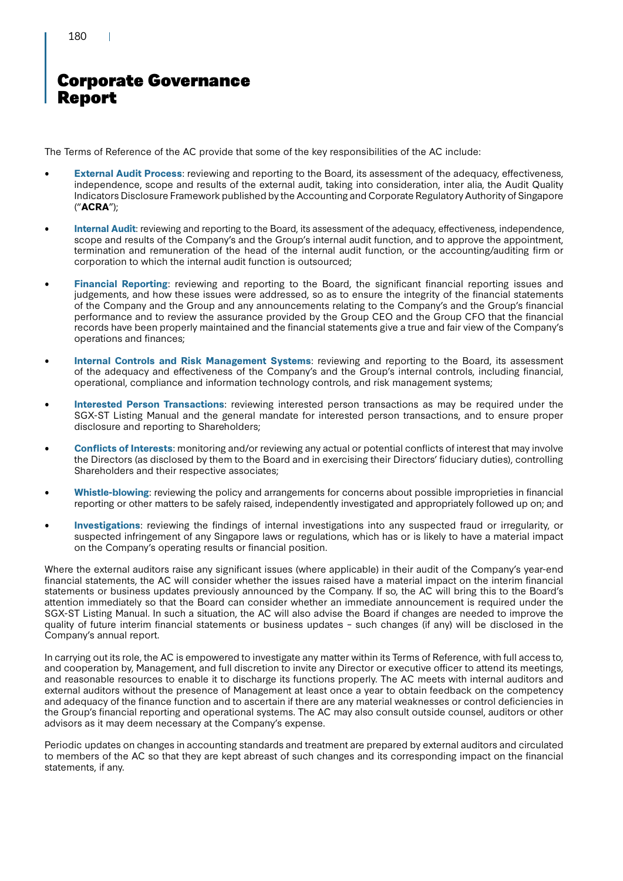The Terms of Reference of the AC provide that some of the key responsibilities of the AC include:

- **External Audit Process**: reviewing and reporting to the Board, its assessment of the adequacy, effectiveness, independence, scope and results of the external audit, taking into consideration, inter alia, the Audit Quality Indicators Disclosure Framework published by the Accounting and Corporate Regulatory Authority of Singapore ("**ACRA**");

- **Internal Audit**: reviewing and reporting to the Board, its assessment of the adequacy, effectiveness, independence, scope and results of the Company's and the Group's internal audit function, and to approve the appointment, termination and remuneration of the head of the internal audit function, or the accounting/auditing firm or corporation to which the internal audit function is outsourced;

- **Financial Reporting**: reviewing and reporting to the Board, the significant financial reporting issues and judgements, and how these issues were addressed, so as to ensure the integrity of the financial statements of the Company and the Group and any announcements relating to the Company's and the Group's financial performance and to review the assurance provided by the Group CEO and the Group CFO that the financial records have been properly maintained and the financial statements give a true and fair view of the Company's operations and finances;

- **Internal Controls and Risk Management Systems**: reviewing and reporting to the Board, its assessment of the adequacy and effectiveness of the Company's and the Group's internal controls, including financial, operational, compliance and information technology controls, and risk management systems;

- **Interested Person Transactions**: reviewing interested person transactions as may be required under the SGX-ST Listing Manual and the general mandate for interested person transactions, and to ensure proper disclosure and reporting to Shareholders;

- **Conflicts of Interests**: monitoring and/or reviewing any actual or potential conflicts of interest that may involve the Directors (as disclosed by them to the Board and in exercising their Directors' fiduciary duties), controlling Shareholders and their respective associates;

- **Whistle-blowing**: reviewing the policy and arrangements for concerns about possible improprieties in financial reporting or other matters to be safely raised, independently investigated and appropriately followed up on; and

- **Investigations**: reviewing the findings of internal investigations into any suspected fraud or irregularity, or suspected infringement of any Singapore laws or regulations, which has or is likely to have a material impact on the Company's operating results or financial position.

Where the external auditors raise any significant issues (where applicable) in their audit of the Company's year-end financial statements, the AC will consider whether the issues raised have a material impact on the interim financial statements or business updates previously announced by the Company. If so, the AC will bring this to the Board's attention immediately so that the Board can consider whether an immediate announcement is required under the SGX-ST Listing Manual. In such a situation, the AC will also advise the Board if changes are needed to improve the quality of future interim financial statements or business updates – such changes (if any) will be disclosed in the Company's annual report.

In carrying out its role, the AC is empowered to investigate any matter within its Terms of Reference, with full access to, and cooperation by, Management, and full discretion to invite any Director or executive officer to attend its meetings, and reasonable resources to enable it to discharge its functions properly. The AC meets with internal auditors and external auditors without the presence of Management at least once a year to obtain feedback on the competency and adequacy of the finance function and to ascertain if there are any material weaknesses or control deficiencies in the Group's financial reporting and operational systems. The AC may also consult outside counsel, auditors or other advisors as it may deem necessary at the Company's expense.

Periodic updates on changes in accounting standards and treatment are prepared by external auditors and circulated to members of the AC so that they are kept abreast of such changes and its corresponding impact on the financial statements, if any.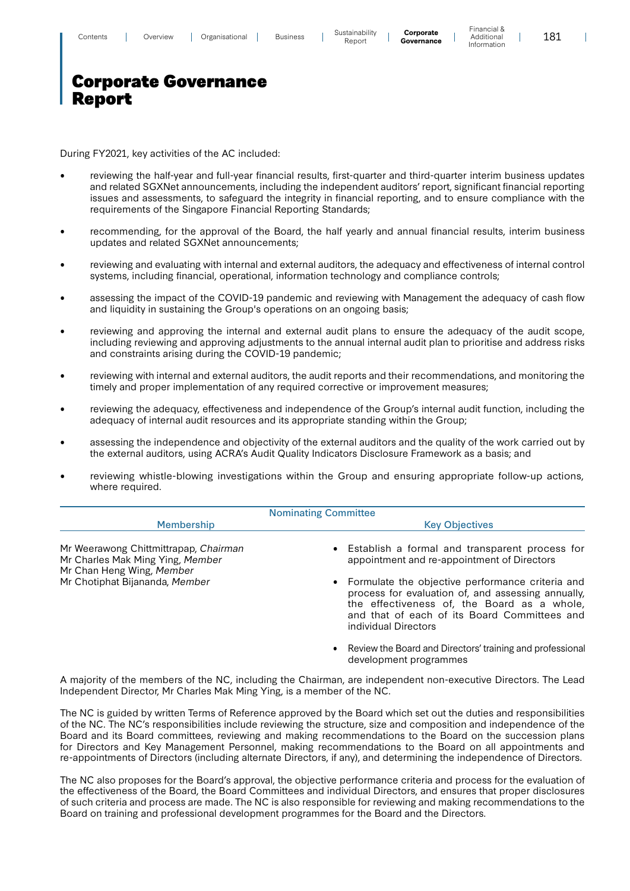# Corporate Governance Report

During FY2021, key activities of the AC included:

- reviewing the half-year and full-year financial results, first-quarter and third-quarter interim business updates and related SGXNet announcements, including the independent auditors' report, significant financial reporting issues and assessments, to safeguard the integrity in financial reporting, and to ensure compliance with the requirements of the Singapore Financial Reporting Standards;
- recommending, for the approval of the Board, the half yearly and annual financial results, interim business updates and related SGXNet announcements;
- reviewing and evaluating with internal and external auditors, the adequacy and effectiveness of internal control systems, including financial, operational, information technology and compliance controls;
- assessing the impact of the COVID-19 pandemic and reviewing with Management the adequacy of cash flow and liquidity in sustaining the Group's operations on an ongoing basis;
- reviewing and approving the internal and external audit plans to ensure the adequacy of the audit scope, including reviewing and approving adjustments to the annual internal audit plan to prioritise and address risks and constraints arising during the COVID-19 pandemic;
- reviewing with internal and external auditors, the audit reports and their recommendations, and monitoring the timely and proper implementation of any required corrective or improvement measures;
- reviewing the adequacy, effectiveness and independence of the Group's internal audit function, including the adequacy of internal audit resources and its appropriate standing within the Group;
- assessing the independence and objectivity of the external auditors and the quality of the work carried out by the external auditors, using ACRA's Audit Quality Indicators Disclosure Framework as a basis; and
- reviewing whistle-blowing investigations within the Group and ensuring appropriate follow-up actions, where required.

| Nominating Committee | |
|---|---|
| **Membership** | **Key Objectives** |
| Mr Weerawong Chittmittrapap, *Chairman*<br>Mr Charles Mak Ming Ying, *Member*<br>Mr Chan Heng Wing, *Member*<br>Mr Chotiphat Bijananda, *Member* | • Establish a formal and transparent process for appointment and re-appointment of Directors<br>• Formulate the objective performance criteria and process for evaluation of, and assessing annually, the effectiveness of, the Board as a whole, and that of each of its Board Committees and individual Directors<br>• Review the Board and Directors' training and professional development programmes |

A majority of the members of the NC, including the Chairman, are independent non-executive Directors. The Lead Independent Director, Mr Charles Mak Ming Ying, is a member of the NC.

The NC is guided by written Terms of Reference approved by the Board which set out the duties and responsibilities of the NC. The NC's responsibilities include reviewing the structure, size and composition and independence of the Board and its Board committees, reviewing and making recommendations to the Board on the succession plans for Directors and Key Management Personnel, making recommendations to the Board on all appointments and re-appointments of Directors (including alternate Directors, if any), and determining the independence of Directors.

The NC also proposes for the Board's approval, the objective performance criteria and process for the evaluation of the effectiveness of the Board, the Board Committees and individual Directors, and ensures that proper disclosures of such criteria and process are made. The NC is also responsible for reviewing and making recommendations to the Board on training and professional development programmes for the Board and the Directors.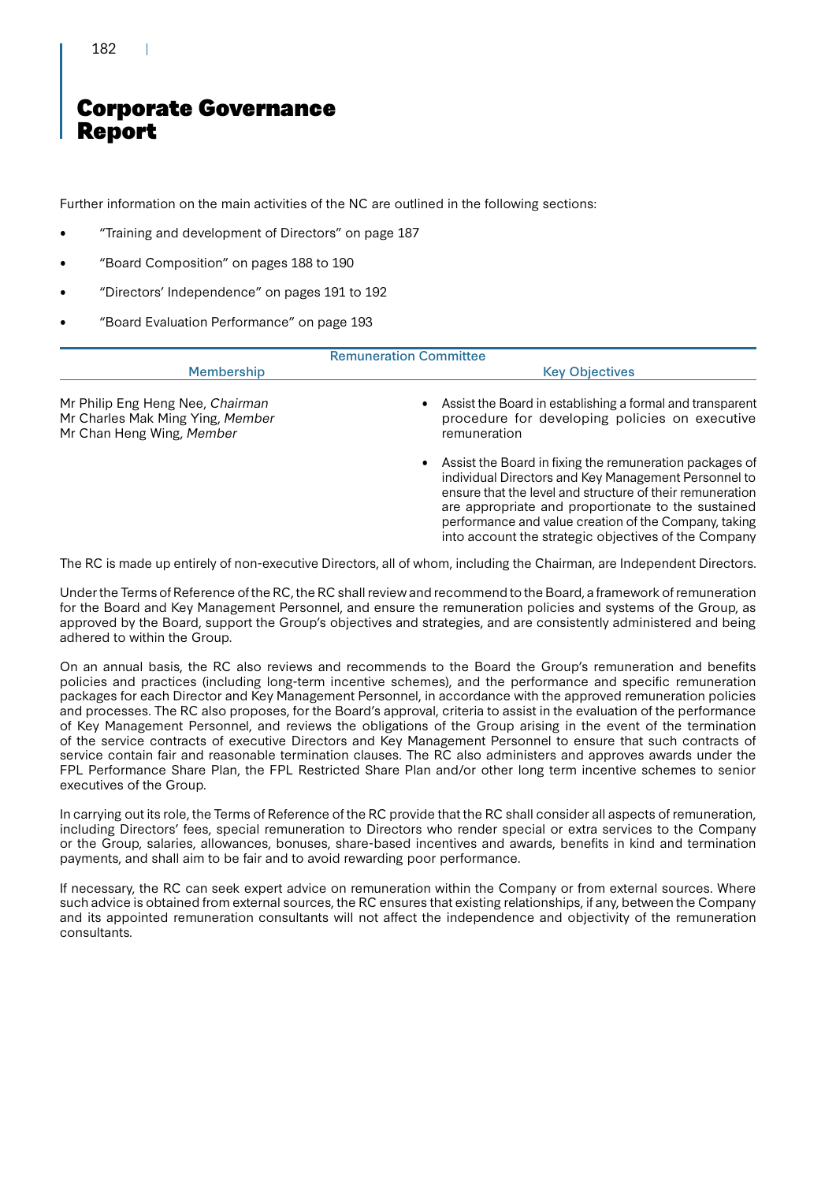# Corporate Governance Report

Further information on the main activities of the NC are outlined in the following sections:

- "Training and development of Directors" on page 187
- "Board Composition" on pages 188 to 190
- "Directors' Independence" on pages 191 to 192
- "Board Evaluation Performance" on page 193

| Remuneration Committee | |
|---|---|
| **Membership** | **Key Objectives** |
| Mr Philip Eng Heng Nee, *Chairman*<br>Mr Charles Mak Ming Ying, *Member*<br>Mr Chan Heng Wing, *Member* | • Assist the Board in establishing a formal and transparent procedure for developing policies on executive remuneration<br>• Assist the Board in fixing the remuneration packages of individual Directors and Key Management Personnel to ensure that the level and structure of their remuneration are appropriate and proportionate to the sustained performance and value creation of the Company, taking into account the strategic objectives of the Company |

The RC is made up entirely of non-executive Directors, all of whom, including the Chairman, are Independent Directors.

Under the Terms of Reference of the RC, the RC shall review and recommend to the Board, a framework of remuneration for the Board and Key Management Personnel, and ensure the remuneration policies and systems of the Group, as approved by the Board, support the Group's objectives and strategies, and are consistently administered and being adhered to within the Group.

On an annual basis, the RC also reviews and recommends to the Board the Group's remuneration and benefits policies and practices (including long-term incentive schemes), and the performance and specific remuneration packages for each Director and Key Management Personnel, in accordance with the approved remuneration policies and processes. The RC also proposes, for the Board's approval, criteria to assist in the evaluation of the performance of Key Management Personnel, and reviews the obligations of the Group arising in the event of the termination of the service contracts of executive Directors and Key Management Personnel to ensure that such contracts of service contain fair and reasonable termination clauses. The RC also administers and approves awards under the FPL Performance Share Plan, the FPL Restricted Share Plan and/or other long term incentive schemes to senior executives of the Group.

In carrying out its role, the Terms of Reference of the RC provide that the RC shall consider all aspects of remuneration, including Directors' fees, special remuneration to Directors who render special or extra services to the Company or the Group, salaries, allowances, bonuses, share-based incentives and awards, benefits in kind and termination payments, and shall aim to be fair and to avoid rewarding poor performance.

If necessary, the RC can seek expert advice on remuneration within the Company or from external sources. Where such advice is obtained from external sources, the RC ensures that existing relationships, if any, between the Company and its appointed remuneration consultants will not affect the independence and objectivity of the remuneration consultants.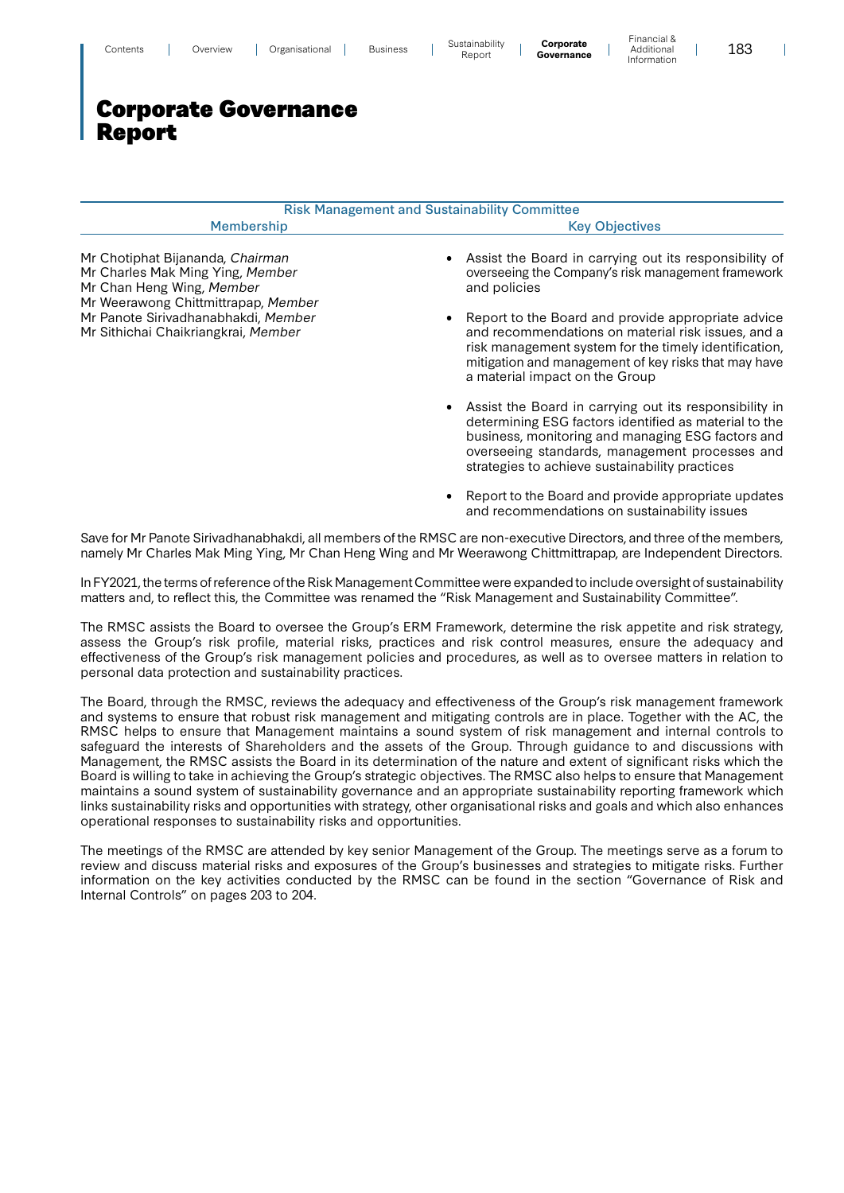# Corporate Governance Report

| Risk Management and Sustainability Committee | |
|---|---|
| **Membership** | **Key Objectives** |
| Mr Chotiphat Bijananda, *Chairman*<br>Mr Charles Mak Ming Ying, *Member*<br>Mr Chan Heng Wing, *Member*<br>Mr Weerawong Chittmittrapap, *Member*<br>Mr Panote Sirivadhanabhakdi, *Member*<br>Mr Sithichai Chaikriangkrai, *Member* | • Assist the Board in carrying out its responsibility of overseeing the Company's risk management framework and policies<br>• Report to the Board and provide appropriate advice and recommendations on material risk issues, and a risk management system for the timely identification, mitigation and management of key risks that may have a material impact on the Group<br>• Assist the Board in carrying out its responsibility in determining ESG factors identified as material to the business, monitoring and managing ESG factors and overseeing standards, management processes and strategies to achieve sustainability practices<br>• Report to the Board and provide appropriate updates and recommendations on sustainability issues |

Save for Mr Panote Sirivadhanabhakdi, all members of the RMSC are non-executive Directors, and three of the members, namely Mr Charles Mak Ming Ying, Mr Chan Heng Wing and Mr Weerawong Chittmittrapap, are Independent Directors.

In FY2021, the terms of reference of the Risk Management Committee were expanded to include oversight of sustainability matters and, to reflect this, the Committee was renamed the "Risk Management and Sustainability Committee".

The RMSC assists the Board to oversee the Group's ERM Framework, determine the risk appetite and risk strategy, assess the Group's risk profile, material risks, practices and risk control measures, ensure the adequacy and effectiveness of the Group's risk management policies and procedures, as well as to oversee matters in relation to personal data protection and sustainability practices.

The Board, through the RMSC, reviews the adequacy and effectiveness of the Group's risk management framework and systems to ensure that robust risk management and mitigating controls are in place. Together with the AC, the RMSC helps to ensure that Management maintains a sound system of risk management and internal controls to safeguard the interests of Shareholders and the assets of the Group. Through guidance to and discussions with Management, the RMSC assists the Board in its determination of the nature and extent of significant risks which the Board is willing to take in achieving the Group's strategic objectives. The RMSC also helps to ensure that Management maintains a sound system of sustainability governance and an appropriate sustainability reporting framework which links sustainability risks and opportunities with strategy, other organisational risks and goals and which also enhances operational responses to sustainability risks and opportunities.

The meetings of the RMSC are attended by key senior Management of the Group. The meetings serve as a forum to review and discuss material risks and exposures of the Group's businesses and strategies to mitigate risks. Further information on the key activities conducted by the RMSC can be found in the section "Governance of Risk and Internal Controls" on pages 203 to 204.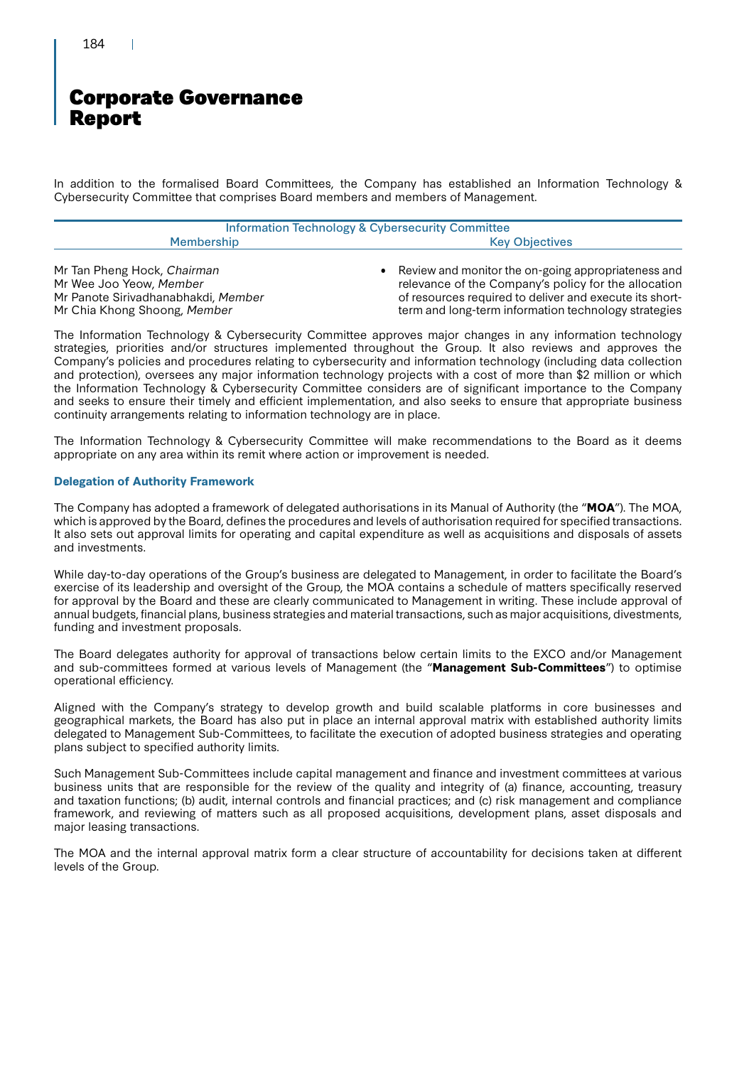# Corporate Governance Report

In addition to the formalised Board Committees, the Company has established an Information Technology & Cybersecurity Committee that comprises Board members and members of Management.

| Information Technology & Cybersecurity Committee | |
|---|---|
| Membership | Key Objectives |
| Mr Tan Pheng Hock, *Chairman*<br>Mr Wee Joo Yeow, *Member*<br>Mr Panote Sirivadhanabhakdi, *Member*<br>Mr Chia Khong Shoong, *Member* | • Review and monitor the on-going appropriateness and relevance of the Company's policy for the allocation of resources required to deliver and execute its short-term and long-term information technology strategies |

The Information Technology & Cybersecurity Committee approves major changes in any information technology strategies, priorities and/or structures implemented throughout the Group. It also reviews and approves the Company's policies and procedures relating to cybersecurity and information technology (including data collection and protection), oversees any major information technology projects with a cost of more than $2 million or which the Information Technology & Cybersecurity Committee considers are of significant importance to the Company and seeks to ensure their timely and efficient implementation, and also seeks to ensure that appropriate business continuity arrangements relating to information technology are in place.

The Information Technology & Cybersecurity Committee will make recommendations to the Board as it deems appropriate on any area within its remit where action or improvement is needed.

### Delegation of Authority Framework

The Company has adopted a framework of delegated authorisations in its Manual of Authority (the "**MOA**"). The MOA, which is approved by the Board, defines the procedures and levels of authorisation required for specified transactions. It also sets out approval limits for operating and capital expenditure as well as acquisitions and disposals of assets and investments.

While day-to-day operations of the Group's business are delegated to Management, in order to facilitate the Board's exercise of its leadership and oversight of the Group, the MOA contains a schedule of matters specifically reserved for approval by the Board and these are clearly communicated to Management in writing. These include approval of annual budgets, financial plans, business strategies and material transactions, such as major acquisitions, divestments, funding and investment proposals.

The Board delegates authority for approval of transactions below certain limits to the EXCO and/or Management and sub-committees formed at various levels of Management (the "**Management Sub-Committees**") to optimise operational efficiency.

Aligned with the Company's strategy to develop growth and build scalable platforms in core businesses and geographical markets, the Board has also put in place an internal approval matrix with established authority limits delegated to Management Sub-Committees, to facilitate the execution of adopted business strategies and operating plans subject to specified authority limits.

Such Management Sub-Committees include capital management and finance and investment committees at various business units that are responsible for the review of the quality and integrity of (a) finance, accounting, treasury and taxation functions; (b) audit, internal controls and financial practices; and (c) risk management and compliance framework, and reviewing of matters such as all proposed acquisitions, development plans, asset disposals and major leasing transactions.

The MOA and the internal approval matrix form a clear structure of accountability for decisions taken at different levels of the Group.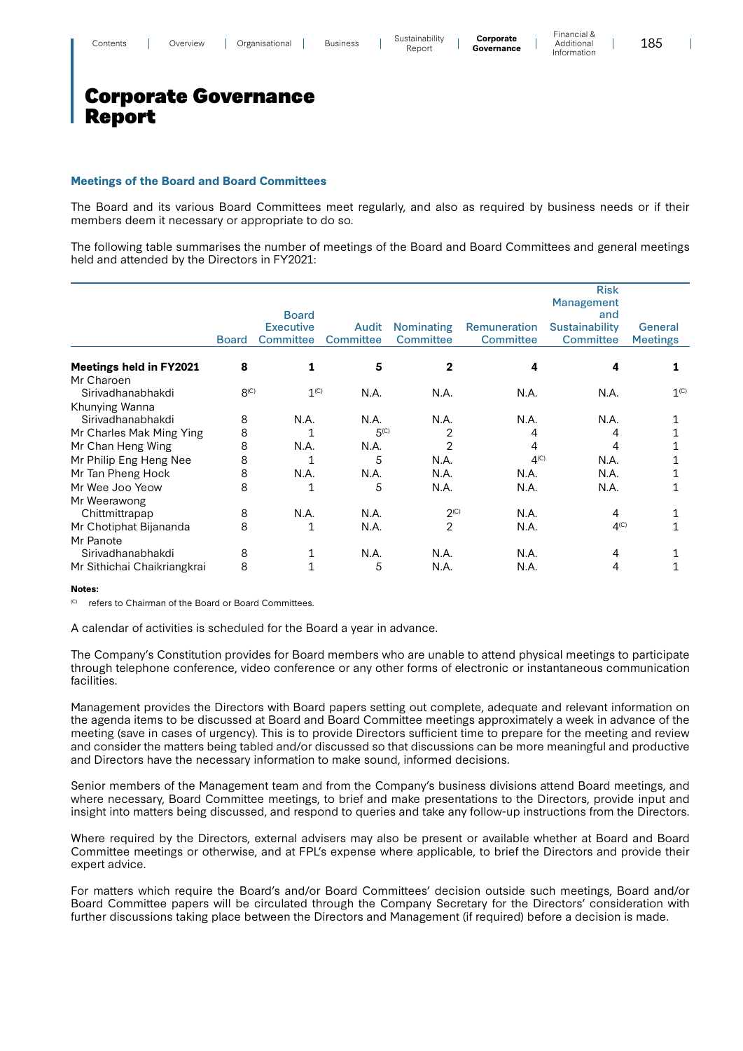# Corporate Governance Report

### Meetings of the Board and Board Committees

The Board and its various Board Committees meet regularly, and also as required by business needs or if their members deem it necessary or appropriate to do so.

The following table summarises the number of meetings of the Board and Board Committees and general meetings held and attended by the Directors in FY2021:

| | Board | Board Executive Committee | Audit Committee | Nominating Committee | Remuneration Committee | Risk Management and Sustainability Committee | General Meetings |
|---|---|---|---|---|---|---|---|
| **Meetings held in FY2021** | **8** | **1** | **5** | **2** | **4** | **4** | **1** |
| Mr Charoen Sirivadhanabhakdi | 8[(C)] | 1[(C)] | N.A. | N.A. | N.A. | N.A. | 1[(C)] |
| Khunying Wanna Sirivadhanabhakdi | 8 | N.A. | N.A. | N.A. | N.A. | N.A. | 1 |
| Mr Charles Mak Ming Ying | 8 | 1 | 5[(C)] | 2 | 4 | 4 | 1 |
| Mr Chan Heng Wing | 8 | N.A. | N.A. | 2 | 4 | 4 | 1 |
| Mr Philip Eng Heng Nee | 8 | 1 | 5 | N.A. | 4[(C)] | N.A. | 1 |
| Mr Tan Pheng Hock | 8 | N.A. | N.A. | N.A. | N.A. | N.A. | 1 |
| Mr Wee Joo Yeow | 8 | 1 | 5 | N.A. | N.A. | N.A. | 1 |
| Mr Weerawong Chittmittrapap | 8 | N.A. | N.A. | 2[(C)] | N.A. | 4 | 1 |
| Mr Chotiphat Bijananda | 8 | 1 | N.A. | 2 | N.A. | 4[(C)] | 1 |
| Mr Panote Sirivadhanabhakdi | 8 | 1 | N.A. | N.A. | N.A. | 4 | 1 |
| Mr Sithichai Chaikriangkrai | 8 | 1 | 5 | N.A. | N.A. | 4 | 1 |

**Notes:**

(C) refers to Chairman of the Board or Board Committees.

A calendar of activities is scheduled for the Board a year in advance.

The Company's Constitution provides for Board members who are unable to attend physical meetings to participate through telephone conference, video conference or any other forms of electronic or instantaneous communication facilities.

Management provides the Directors with Board papers setting out complete, adequate and relevant information on the agenda items to be discussed at Board and Board Committee meetings approximately a week in advance of the meeting (save in cases of urgency). This is to provide Directors sufficient time to prepare for the meeting and review and consider the matters being tabled and/or discussed so that discussions can be more meaningful and productive and Directors have the necessary information to make sound, informed decisions.

Senior members of the Management team and from the Company's business divisions attend Board meetings, and where necessary, Board Committee meetings, to brief and make presentations to the Directors, provide input and insight into matters being discussed, and respond to queries and take any follow-up instructions from the Directors.

Where required by the Directors, external advisers may also be present or available whether at Board and Board Committee meetings or otherwise, and at FPL's expense where applicable, to brief the Directors and provide their expert advice.

For matters which require the Board's and/or Board Committees' decision outside such meetings, Board and/or Board Committee papers will be circulated through the Company Secretary for the Directors' consideration with further discussions taking place between the Directors and Management (if required) before a decision is made.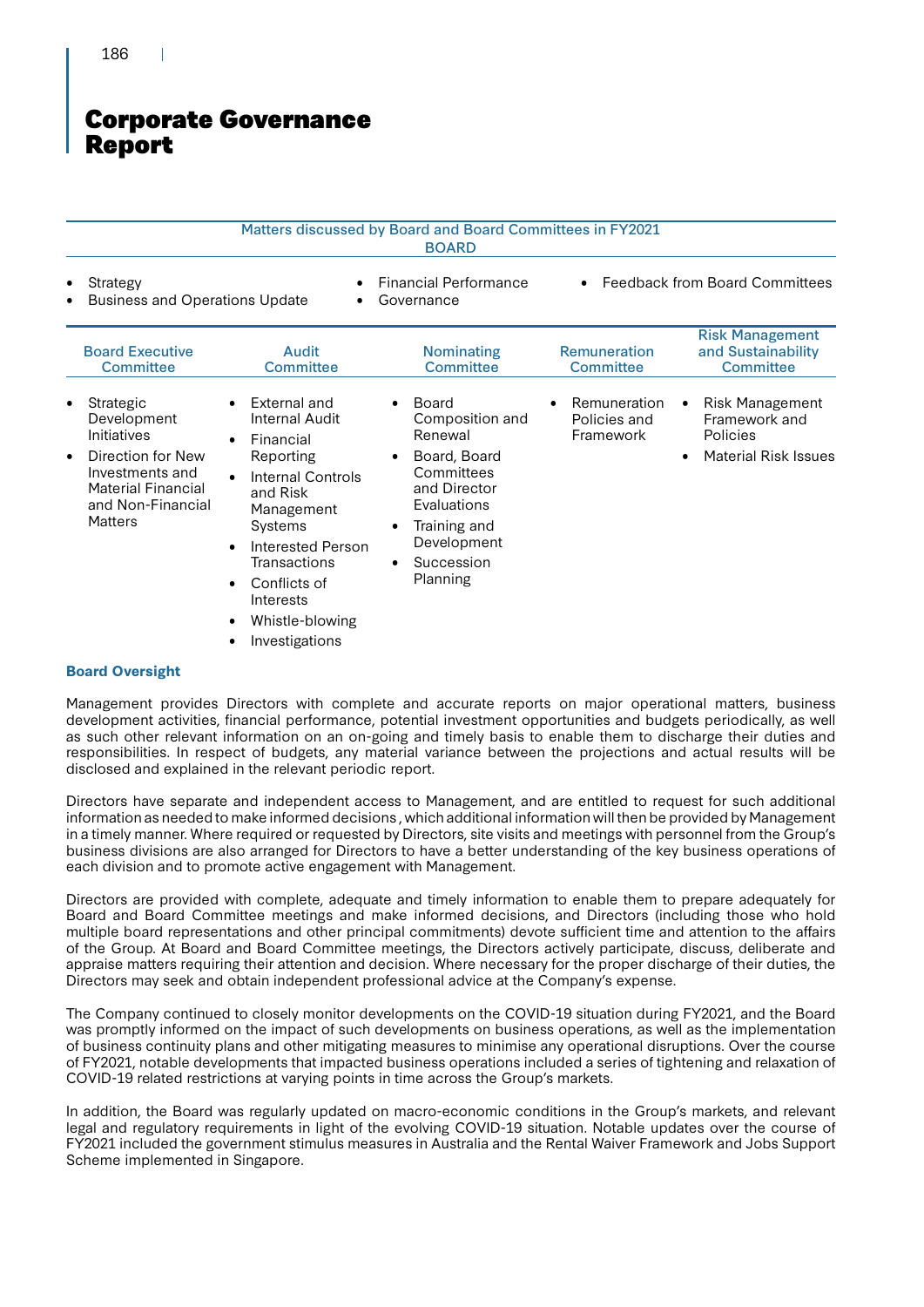# Corporate Governance Report

Matters discussed by Board and Board Committees in FY2021

BOARD

- Strategy
- Business and Operations Update
- Financial Performance
- Governance
- Feedback from Board Committees

| Board Executive Committee | Audit Committee | Nominating Committee | Remuneration Committee | Risk Management and Sustainability Committee |
|---|---|---|---|---|
| • Strategic Development Initiatives<br>• Direction for New Investments and Material Financial and Non-Financial Matters | • External and Internal Audit<br>• Financial Reporting<br>• Internal Controls and Risk Management Systems<br>• Interested Person Transactions<br>• Conflicts of Interests<br>• Whistle-blowing<br>• Investigations | • Board Composition and Renewal<br>• Board, Board Committees and Director Evaluations<br>• Training and Development<br>• Succession Planning | • Remuneration Policies and Framework | • Risk Management Framework and Policies<br>• Material Risk Issues |

### Board Oversight

Management provides Directors with complete and accurate reports on major operational matters, business development activities, financial performance, potential investment opportunities and budgets periodically, as well as such other relevant information on an on-going and timely basis to enable them to discharge their duties and responsibilities. In respect of budgets, any material variance between the projections and actual results will be disclosed and explained in the relevant periodic report.

Directors have separate and independent access to Management, and are entitled to request for such additional information as needed to make informed decisions , which additional information will then be provided by Management in a timely manner. Where required or requested by Directors, site visits and meetings with personnel from the Group's business divisions are also arranged for Directors to have a better understanding of the key business operations of each division and to promote active engagement with Management.

Directors are provided with complete, adequate and timely information to enable them to prepare adequately for Board and Board Committee meetings and make informed decisions, and Directors (including those who hold multiple board representations and other principal commitments) devote sufficient time and attention to the affairs of the Group. At Board and Board Committee meetings, the Directors actively participate, discuss, deliberate and appraise matters requiring their attention and decision. Where necessary for the proper discharge of their duties, the Directors may seek and obtain independent professional advice at the Company's expense.

The Company continued to closely monitor developments on the COVID-19 situation during FY2021, and the Board was promptly informed on the impact of such developments on business operations, as well as the implementation of business continuity plans and other mitigating measures to minimise any operational disruptions. Over the course of FY2021, notable developments that impacted business operations included a series of tightening and relaxation of COVID-19 related restrictions at varying points in time across the Group's markets.

In addition, the Board was regularly updated on macro-economic conditions in the Group's markets, and relevant legal and regulatory requirements in light of the evolving COVID-19 situation. Notable updates over the course of FY2021 included the government stimulus measures in Australia and the Rental Waiver Framework and Jobs Support Scheme implemented in Singapore.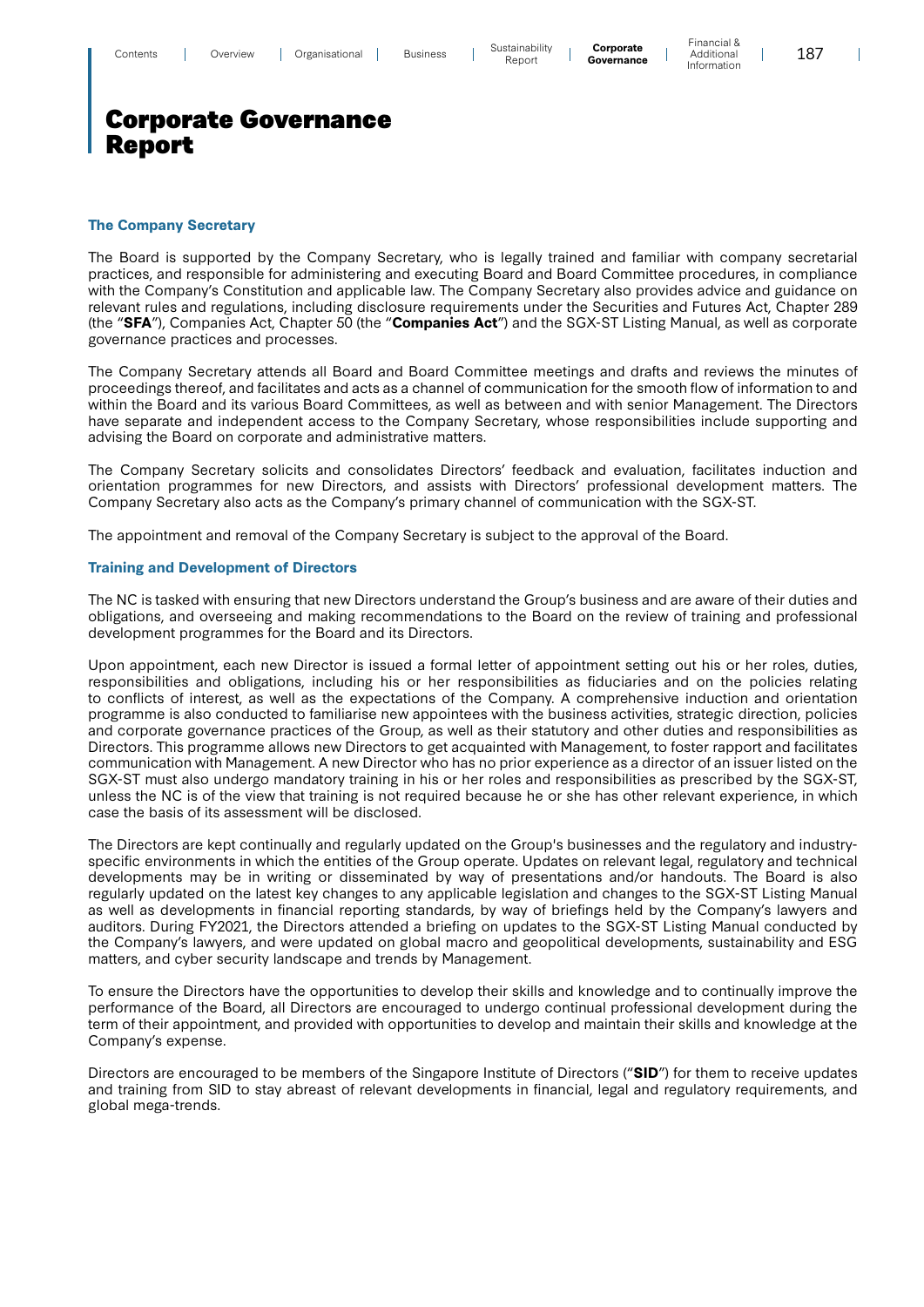# Corporate Governance Report

### The Company Secretary

The Board is supported by the Company Secretary, who is legally trained and familiar with company secretarial practices, and responsible for administering and executing Board and Board Committee procedures, in compliance with the Company's Constitution and applicable law. The Company Secretary also provides advice and guidance on relevant rules and regulations, including disclosure requirements under the Securities and Futures Act, Chapter 289 (the "**SFA**"), Companies Act, Chapter 50 (the "**Companies Act**") and the SGX-ST Listing Manual, as well as corporate governance practices and processes.

The Company Secretary attends all Board and Board Committee meetings and drafts and reviews the minutes of proceedings thereof, and facilitates and acts as a channel of communication for the smooth flow of information to and within the Board and its various Board Committees, as well as between and with senior Management. The Directors have separate and independent access to the Company Secretary, whose responsibilities include supporting and advising the Board on corporate and administrative matters.

The Company Secretary solicits and consolidates Directors' feedback and evaluation, facilitates induction and orientation programmes for new Directors, and assists with Directors' professional development matters. The Company Secretary also acts as the Company's primary channel of communication with the SGX-ST.

The appointment and removal of the Company Secretary is subject to the approval of the Board.

### Training and Development of Directors

The NC is tasked with ensuring that new Directors understand the Group's business and are aware of their duties and obligations, and overseeing and making recommendations to the Board on the review of training and professional development programmes for the Board and its Directors.

Upon appointment, each new Director is issued a formal letter of appointment setting out his or her roles, duties, responsibilities and obligations, including his or her responsibilities as fiduciaries and on the policies relating to conflicts of interest, as well as the expectations of the Company. A comprehensive induction and orientation programme is also conducted to familiarise new appointees with the business activities, strategic direction, policies and corporate governance practices of the Group, as well as their statutory and other duties and responsibilities as Directors. This programme allows new Directors to get acquainted with Management, to foster rapport and facilitates communication with Management. A new Director who has no prior experience as a director of an issuer listed on the SGX-ST must also undergo mandatory training in his or her roles and responsibilities as prescribed by the SGX-ST, unless the NC is of the view that training is not required because he or she has other relevant experience, in which case the basis of its assessment will be disclosed.

The Directors are kept continually and regularly updated on the Group's businesses and the regulatory and industry-specific environments in which the entities of the Group operate. Updates on relevant legal, regulatory and technical developments may be in writing or disseminated by way of presentations and/or handouts. The Board is also regularly updated on the latest key changes to any applicable legislation and changes to the SGX-ST Listing Manual as well as developments in financial reporting standards, by way of briefings held by the Company's lawyers and auditors. During FY2021, the Directors attended a briefing on updates to the SGX-ST Listing Manual conducted by the Company's lawyers, and were updated on global macro and geopolitical developments, sustainability and ESG matters, and cyber security landscape and trends by Management.

To ensure the Directors have the opportunities to develop their skills and knowledge and to continually improve the performance of the Board, all Directors are encouraged to undergo continual professional development during the term of their appointment, and provided with opportunities to develop and maintain their skills and knowledge at the Company's expense.

Directors are encouraged to be members of the Singapore Institute of Directors ("**SID**") for them to receive updates and training from SID to stay abreast of relevant developments in financial, legal and regulatory requirements, and global mega-trends.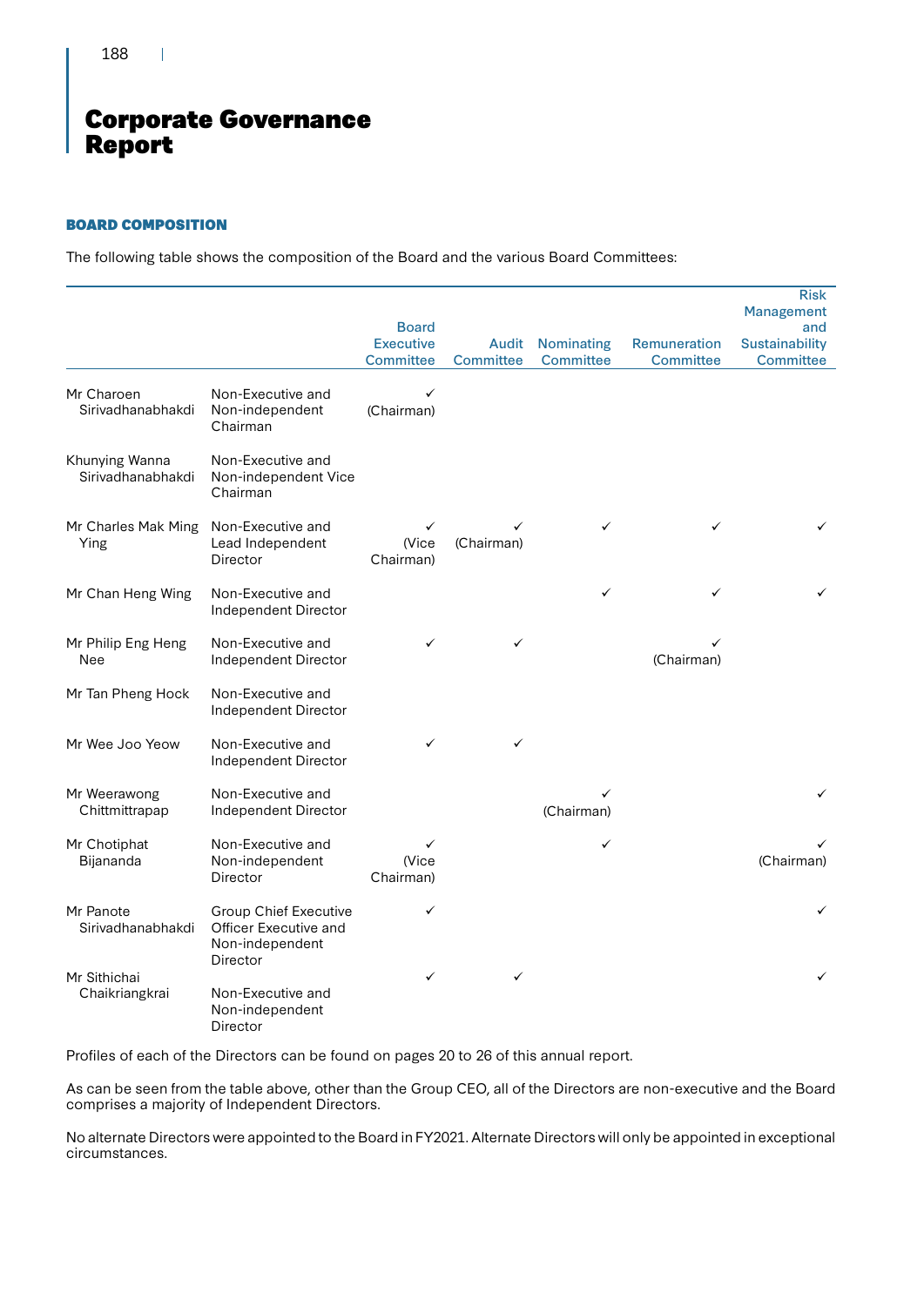# Corporate Governance Report

## BOARD COMPOSITION

The following table shows the composition of the Board and the various Board Committees:

| | | Board Executive Committee | Audit Committee | Nominating Committee | Remuneration Committee | Risk Management and Sustainability Committee |
|---|---|---|---|---|---|---|
| Mr Charoen Sirivadhanabhakdi | Non-Executive and Non-independent Chairman | ✓ (Chairman) | | | | |
| Khunying Wanna Sirivadhanabhakdi | Non-Executive and Non-independent Vice Chairman | | | | | |
| Mr Charles Mak Ming Ying | Non-Executive and Lead Independent Director | ✓ (Vice Chairman) | ✓ (Chairman) | ✓ | ✓ | ✓ |
| Mr Chan Heng Wing | Non-Executive and Independent Director | | | ✓ | ✓ | ✓ |
| Mr Philip Eng Heng Nee | Non-Executive and Independent Director | ✓ | ✓ | | ✓ (Chairman) | |
| Mr Tan Pheng Hock | Non-Executive and Independent Director | | | | | |
| Mr Wee Joo Yeow | Non-Executive and Independent Director | ✓ | ✓ | | | |
| Mr Weerawong Chittmittrapap | Non-Executive and Independent Director | | | ✓ (Chairman) | | ✓ |
| Mr Chotiphat Bijananda | Non-Executive and Non-independent Director | ✓ (Vice Chairman) | | ✓ | | ✓ (Chairman) |
| Mr Panote Sirivadhanabhakdi | Group Chief Executive Officer Executive and Non-independent Director | ✓ | | | | ✓ |
| Mr Sithichai Chaikriangkrai | Non-Executive and Non-independent Director | ✓ | ✓ | | | ✓ |

Profiles of each of the Directors can be found on pages 20 to 26 of this annual report.

As can be seen from the table above, other than the Group CEO, all of the Directors are non-executive and the Board comprises a majority of Independent Directors.

No alternate Directors were appointed to the Board in FY2021. Alternate Directors will only be appointed in exceptional circumstances.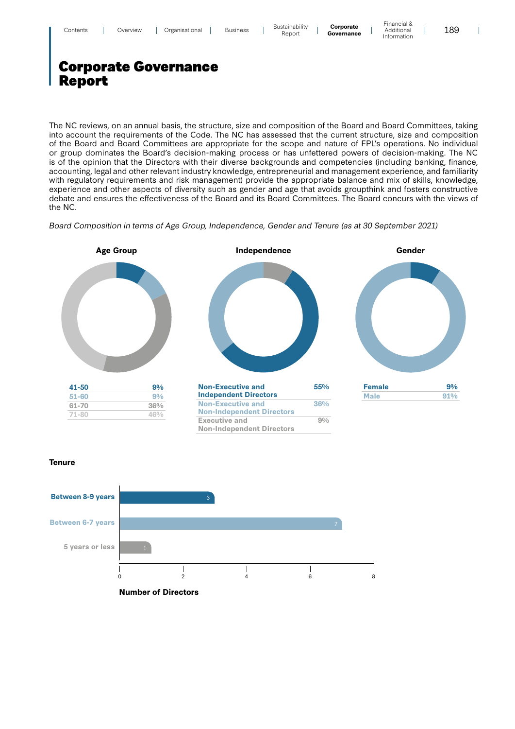# Corporate Governance Report

The NC reviews, on an annual basis, the structure, size and composition of the Board and Board Committees, taking into account the requirements of the Code. The NC has assessed that the current structure, size and composition of the Board and Board Committees are appropriate for the scope and nature of FPL's operations. No individual or group dominates the Board's decision-making process or has unfettered powers of decision-making. The NC is of the opinion that the Directors with their diverse backgrounds and competencies (including banking, finance, accounting, legal and other relevant industry knowledge, entrepreneurial and management experience, and familiarity with regulatory requirements and risk management) provide the appropriate balance and mix of skills, knowledge, experience and other aspects of diversity such as gender and age that avoids groupthink and fosters constructive debate and ensures the effectiveness of the Board and its Board Committees. The Board concurs with the views of the NC.

*Board Composition in terms of Age Group, Independence, Gender and Tenure (as at 30 September 2021)*

**Age Group**

| Age Group | % |
|---|---|
| 41-50 | 9% |
| 51-60 | 9% |
| 61-70 | 36% |
| 71-80 | 46% |

**Independence**

| Independence | % |
|---|---|
| Non-Executive and Independent Directors | 55% |
| Non-Executive and Non-Independent Directors | 36% |
| Executive and Non-Independent Directors | 9% |

**Gender**

| Gender | % |
|---|---|
| Female | 9% |
| Male | 91% |

**Tenure**

| Tenure | Number of Directors |
|---|---|
| Between 8-9 years | 3 |
| Between 6-7 years | 7 |
| 5 years or less | 1 |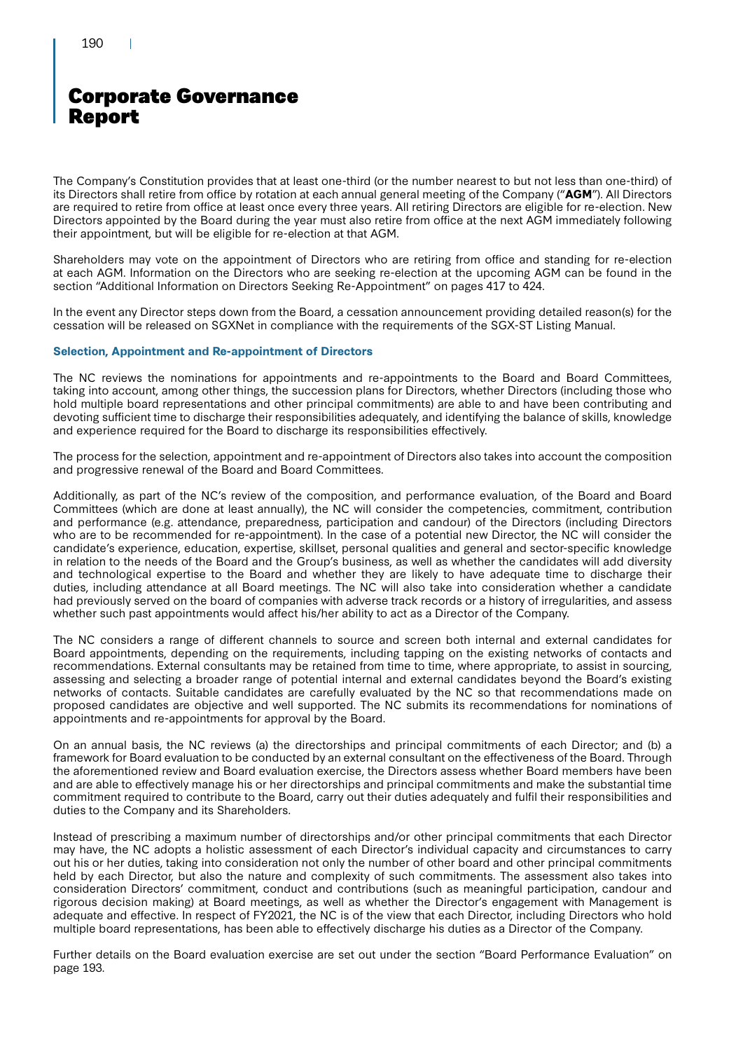# Corporate Governance Report

The Company's Constitution provides that at least one-third (or the number nearest to but not less than one-third) of its Directors shall retire from office by rotation at each annual general meeting of the Company ("**AGM**"). All Directors are required to retire from office at least once every three years. All retiring Directors are eligible for re-election. New Directors appointed by the Board during the year must also retire from office at the next AGM immediately following their appointment, but will be eligible for re-election at that AGM.

Shareholders may vote on the appointment of Directors who are retiring from office and standing for re-election at each AGM. Information on the Directors who are seeking re-election at the upcoming AGM can be found in the section "Additional Information on Directors Seeking Re-Appointment" on pages 417 to 424.

In the event any Director steps down from the Board, a cessation announcement providing detailed reason(s) for the cessation will be released on SGXNet in compliance with the requirements of the SGX-ST Listing Manual.

### Selection, Appointment and Re-appointment of Directors

The NC reviews the nominations for appointments and re-appointments to the Board and Board Committees, taking into account, among other things, the succession plans for Directors, whether Directors (including those who hold multiple board representations and other principal commitments) are able to and have been contributing and devoting sufficient time to discharge their responsibilities adequately, and identifying the balance of skills, knowledge and experience required for the Board to discharge its responsibilities effectively.

The process for the selection, appointment and re-appointment of Directors also takes into account the composition and progressive renewal of the Board and Board Committees.

Additionally, as part of the NC's review of the composition, and performance evaluation, of the Board and Board Committees (which are done at least annually), the NC will consider the competencies, commitment, contribution and performance (e.g. attendance, preparedness, participation and candour) of the Directors (including Directors who are to be recommended for re-appointment). In the case of a potential new Director, the NC will consider the candidate's experience, education, expertise, skillset, personal qualities and general and sector-specific knowledge in relation to the needs of the Board and the Group's business, as well as whether the candidates will add diversity and technological expertise to the Board and whether they are likely to have adequate time to discharge their duties, including attendance at all Board meetings. The NC will also take into consideration whether a candidate had previously served on the board of companies with adverse track records or a history of irregularities, and assess whether such past appointments would affect his/her ability to act as a Director of the Company.

The NC considers a range of different channels to source and screen both internal and external candidates for Board appointments, depending on the requirements, including tapping on the existing networks of contacts and recommendations. External consultants may be retained from time to time, where appropriate, to assist in sourcing, assessing and selecting a broader range of potential internal and external candidates beyond the Board's existing networks of contacts. Suitable candidates are carefully evaluated by the NC so that recommendations made on proposed candidates are objective and well supported. The NC submits its recommendations for nominations of appointments and re-appointments for approval by the Board.

On an annual basis, the NC reviews (a) the directorships and principal commitments of each Director; and (b) a framework for Board evaluation to be conducted by an external consultant on the effectiveness of the Board. Through the aforementioned review and Board evaluation exercise, the Directors assess whether Board members have been and are able to effectively manage his or her directorships and principal commitments and make the substantial time commitment required to contribute to the Board, carry out their duties adequately and fulfil their responsibilities and duties to the Company and its Shareholders.

Instead of prescribing a maximum number of directorships and/or other principal commitments that each Director may have, the NC adopts a holistic assessment of each Director's individual capacity and circumstances to carry out his or her duties, taking into consideration not only the number of other board and other principal commitments held by each Director, but also the nature and complexity of such commitments. The assessment also takes into consideration Directors' commitment, conduct and contributions (such as meaningful participation, candour and rigorous decision making) at Board meetings, as well as whether the Director's engagement with Management is adequate and effective. In respect of FY2021, the NC is of the view that each Director, including Directors who hold multiple board representations, has been able to effectively discharge his duties as a Director of the Company.

Further details on the Board evaluation exercise are set out under the section "Board Performance Evaluation" on page 193.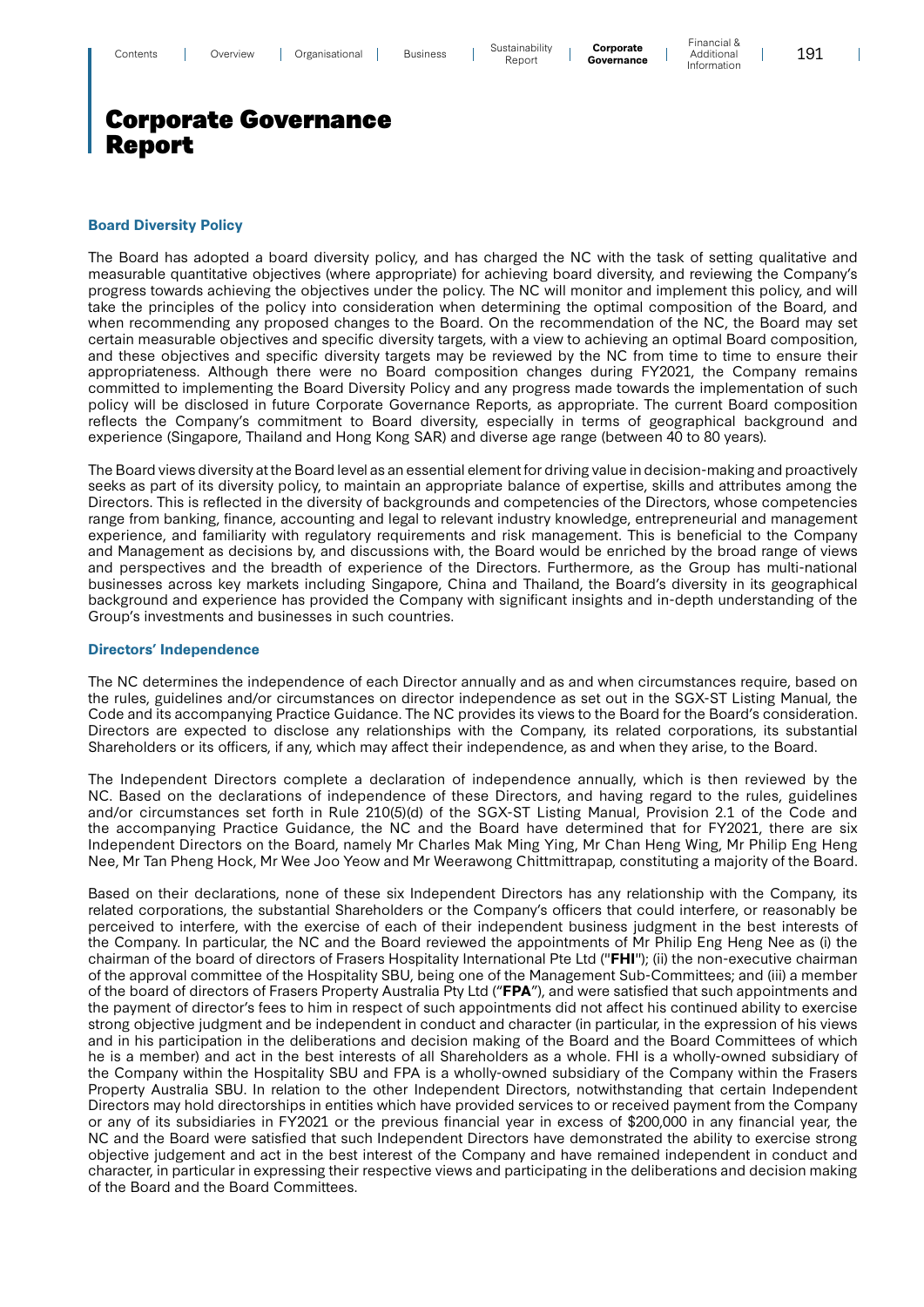# Corporate Governance Report

### Board Diversity Policy

The Board has adopted a board diversity policy, and has charged the NC with the task of setting qualitative and measurable quantitative objectives (where appropriate) for achieving board diversity, and reviewing the Company's progress towards achieving the objectives under the policy. The NC will monitor and implement this policy, and will take the principles of the policy into consideration when determining the optimal composition of the Board, and when recommending any proposed changes to the Board. On the recommendation of the NC, the Board may set certain measurable objectives and specific diversity targets, with a view to achieving an optimal Board composition, and these objectives and specific diversity targets may be reviewed by the NC from time to time to ensure their appropriateness. Although there were no Board composition changes during FY2021, the Company remains committed to implementing the Board Diversity Policy and any progress made towards the implementation of such policy will be disclosed in future Corporate Governance Reports, as appropriate. The current Board composition reflects the Company's commitment to Board diversity, especially in terms of geographical background and experience (Singapore, Thailand and Hong Kong SAR) and diverse age range (between 40 to 80 years).

The Board views diversity at the Board level as an essential element for driving value in decision-making and proactively seeks as part of its diversity policy, to maintain an appropriate balance of expertise, skills and attributes among the Directors. This is reflected in the diversity of backgrounds and competencies of the Directors, whose competencies range from banking, finance, accounting and legal to relevant industry knowledge, entrepreneurial and management experience, and familiarity with regulatory requirements and risk management. This is beneficial to the Company and Management as decisions by, and discussions with, the Board would be enriched by the broad range of views and perspectives and the breadth of experience of the Directors. Furthermore, as the Group has multi-national businesses across key markets including Singapore, China and Thailand, the Board's diversity in its geographical background and experience has provided the Company with significant insights and in-depth understanding of the Group's investments and businesses in such countries.

### Directors' Independence

The NC determines the independence of each Director annually and as and when circumstances require, based on the rules, guidelines and/or circumstances on director independence as set out in the SGX-ST Listing Manual, the Code and its accompanying Practice Guidance. The NC provides its views to the Board for the Board's consideration. Directors are expected to disclose any relationships with the Company, its related corporations, its substantial Shareholders or its officers, if any, which may affect their independence, as and when they arise, to the Board.

The Independent Directors complete a declaration of independence annually, which is then reviewed by the NC. Based on the declarations of independence of these Directors, and having regard to the rules, guidelines and/or circumstances set forth in Rule 210(5)(d) of the SGX-ST Listing Manual, Provision 2.1 of the Code and the accompanying Practice Guidance, the NC and the Board have determined that for FY2021, there are six Independent Directors on the Board, namely Mr Charles Mak Ming Ying, Mr Chan Heng Wing, Mr Philip Eng Heng Nee, Mr Tan Pheng Hock, Mr Wee Joo Yeow and Mr Weerawong Chittmittrapap, constituting a majority of the Board.

Based on their declarations, none of these six Independent Directors has any relationship with the Company, its related corporations, the substantial Shareholders or the Company's officers that could interfere, or reasonably be perceived to interfere, with the exercise of each of their independent business judgment in the best interests of the Company. In particular, the NC and the Board reviewed the appointments of Mr Philip Eng Heng Nee as (i) the chairman of the board of directors of Frasers Hospitality International Pte Ltd ("**FHI**"); (ii) the non-executive chairman of the approval committee of the Hospitality SBU, being one of the Management Sub-Committees; and (iii) a member of the board of directors of Frasers Property Australia Pty Ltd ("**FPA**"), and were satisfied that such appointments and the payment of director's fees to him in respect of such appointments did not affect his continued ability to exercise strong objective judgment and be independent in conduct and character (in particular, in the expression of his views and in his participation in the deliberations and decision making of the Board and the Board Committees of which he is a member) and act in the best interests of all Shareholders as a whole. FHI is a wholly-owned subsidiary of the Company within the Hospitality SBU and FPA is a wholly-owned subsidiary of the Company within the Frasers Property Australia SBU. In relation to the other Independent Directors, notwithstanding that certain Independent Directors may hold directorships in entities which have provided services to or received payment from the Company or any of its subsidiaries in FY2021 or the previous financial year in excess of $200,000 in any financial year, the NC and the Board were satisfied that such Independent Directors have demonstrated the ability to exercise strong objective judgement and act in the best interest of the Company and have remained independent in conduct and character, in particular in expressing their respective views and participating in the deliberations and decision making of the Board and the Board Committees.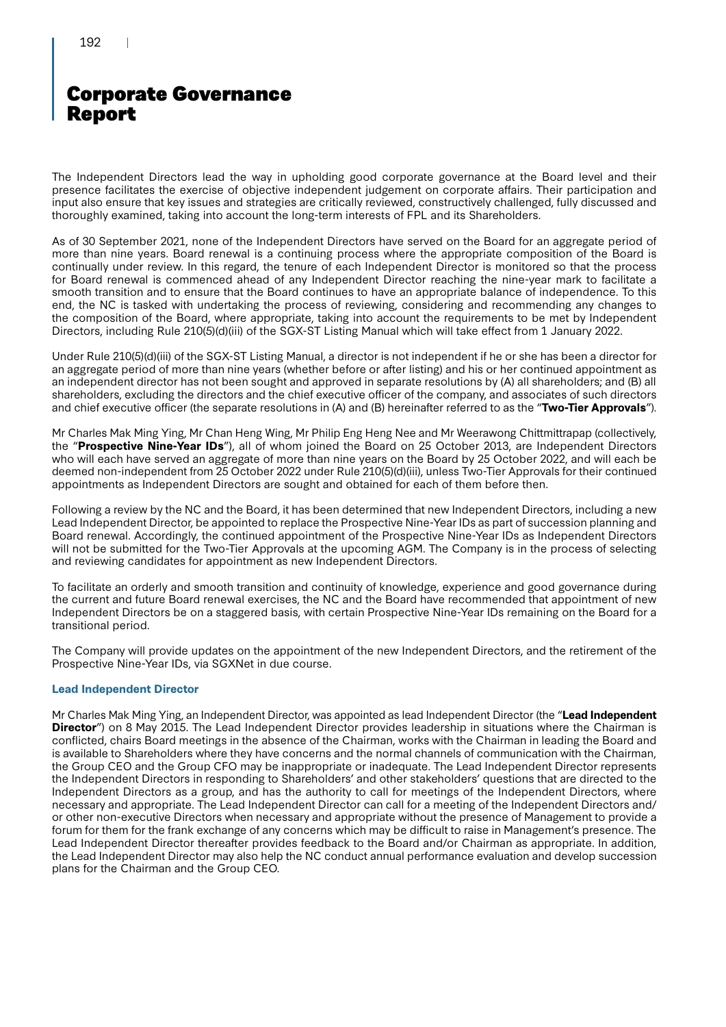The Independent Directors lead the way in upholding good corporate governance at the Board level and their presence facilitates the exercise of objective independent judgement on corporate affairs. Their participation and input also ensure that key issues and strategies are critically reviewed, constructively challenged, fully discussed and thoroughly examined, taking into account the long-term interests of FPL and its Shareholders.

As of 30 September 2021, none of the Independent Directors have served on the Board for an aggregate period of more than nine years. Board renewal is a continuing process where the appropriate composition of the Board is continually under review. In this regard, the tenure of each Independent Director is monitored so that the process for Board renewal is commenced ahead of any Independent Director reaching the nine-year mark to facilitate a smooth transition and to ensure that the Board continues to have an appropriate balance of independence. To this end, the NC is tasked with undertaking the process of reviewing, considering and recommending any changes to the composition of the Board, where appropriate, taking into account the requirements to be met by Independent Directors, including Rule 210(5)(d)(iii) of the SGX-ST Listing Manual which will take effect from 1 January 2022.

Under Rule 210(5)(d)(iii) of the SGX-ST Listing Manual, a director is not independent if he or she has been a director for an aggregate period of more than nine years (whether before or after listing) and his or her continued appointment as an independent director has not been sought and approved in separate resolutions by (A) all shareholders; and (B) all shareholders, excluding the directors and the chief executive officer of the company, and associates of such directors and chief executive officer (the separate resolutions in (A) and (B) hereinafter referred to as the "**Two-Tier Approvals**").

Mr Charles Mak Ming Ying, Mr Chan Heng Wing, Mr Philip Eng Heng Nee and Mr Weerawong Chittmittrapap (collectively, the "**Prospective Nine-Year IDs**"), all of whom joined the Board on 25 October 2013, are Independent Directors who will each have served an aggregate of more than nine years on the Board by 25 October 2022, and will each be deemed non-independent from 25 October 2022 under Rule 210(5)(d)(iii), unless Two-Tier Approvals for their continued appointments as Independent Directors are sought and obtained for each of them before then.

Following a review by the NC and the Board, it has been determined that new Independent Directors, including a new Lead Independent Director, be appointed to replace the Prospective Nine-Year IDs as part of succession planning and Board renewal. Accordingly, the continued appointment of the Prospective Nine-Year IDs as Independent Directors will not be submitted for the Two-Tier Approvals at the upcoming AGM. The Company is in the process of selecting and reviewing candidates for appointment as new Independent Directors.

To facilitate an orderly and smooth transition and continuity of knowledge, experience and good governance during the current and future Board renewal exercises, the NC and the Board have recommended that appointment of new Independent Directors be on a staggered basis, with certain Prospective Nine-Year IDs remaining on the Board for a transitional period.

The Company will provide updates on the appointment of the new Independent Directors, and the retirement of the Prospective Nine-Year IDs, via SGXNet in due course.

### Lead Independent Director

Mr Charles Mak Ming Ying, an Independent Director, was appointed as lead Independent Director (the "**Lead Independent Director**") on 8 May 2015. The Lead Independent Director provides leadership in situations where the Chairman is conflicted, chairs Board meetings in the absence of the Chairman, works with the Chairman in leading the Board and is available to Shareholders where they have concerns and the normal channels of communication with the Chairman, the Group CEO and the Group CFO may be inappropriate or inadequate. The Lead Independent Director represents the Independent Directors in responding to Shareholders' and other stakeholders' questions that are directed to the Independent Directors as a group, and has the authority to call for meetings of the Independent Directors, where necessary and appropriate. The Lead Independent Director can call for a meeting of the Independent Directors and/or other non-executive Directors when necessary and appropriate without the presence of Management to provide a forum for them for the frank exchange of any concerns which may be difficult to raise in Management's presence. The Lead Independent Director thereafter provides feedback to the Board and/or Chairman as appropriate. In addition, the Lead Independent Director may also help the NC conduct annual performance evaluation and develop succession plans for the Chairman and the Group CEO.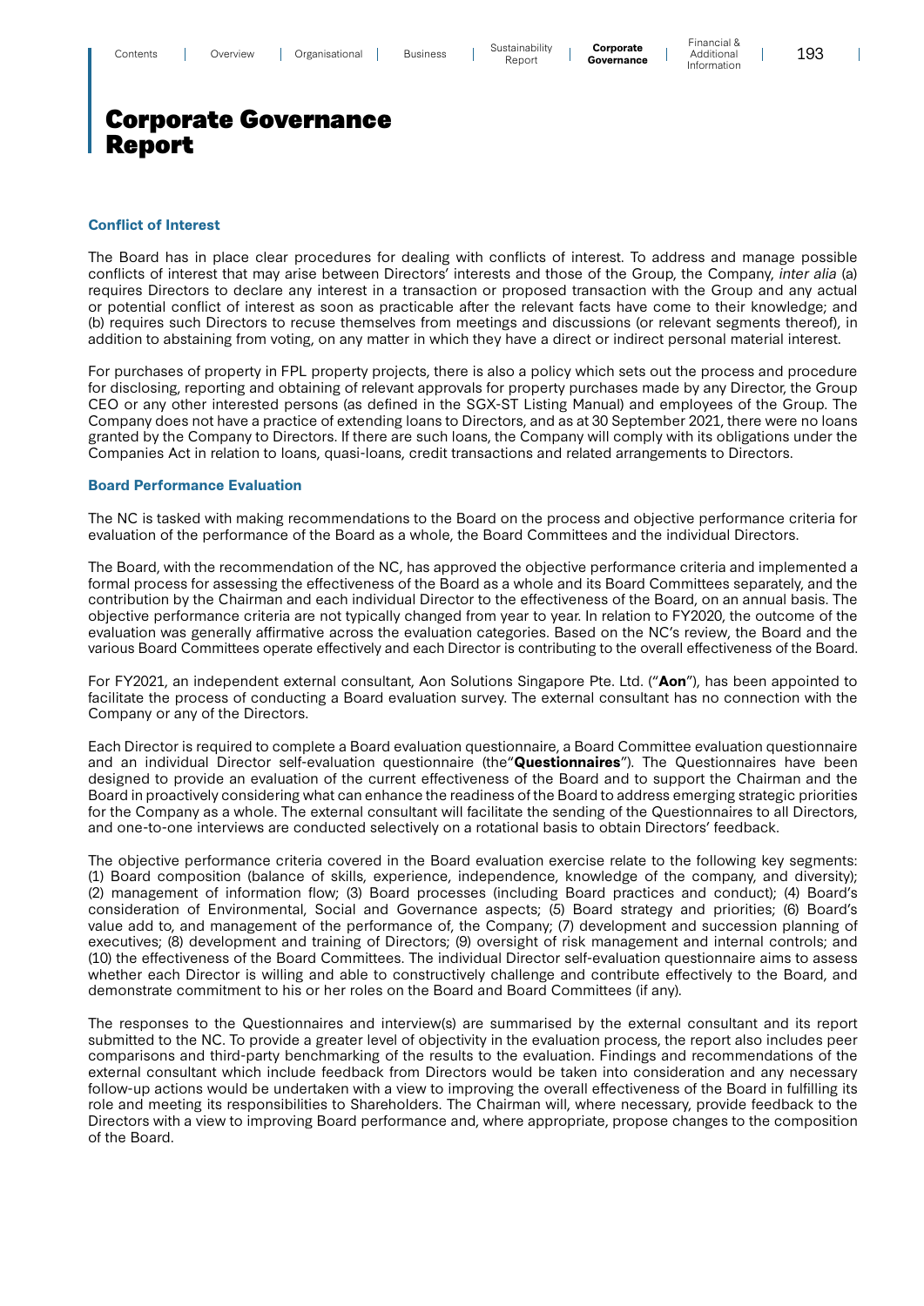# Corporate Governance Report

### Conflict of Interest

The Board has in place clear procedures for dealing with conflicts of interest. To address and manage possible conflicts of interest that may arise between Directors' interests and those of the Group, the Company, *inter alia* (a) requires Directors to declare any interest in a transaction or proposed transaction with the Group and any actual or potential conflict of interest as soon as practicable after the relevant facts have come to their knowledge; and (b) requires such Directors to recuse themselves from meetings and discussions (or relevant segments thereof), in addition to abstaining from voting, on any matter in which they have a direct or indirect personal material interest.

For purchases of property in FPL property projects, there is also a policy which sets out the process and procedure for disclosing, reporting and obtaining of relevant approvals for property purchases made by any Director, the Group CEO or any other interested persons (as defined in the SGX-ST Listing Manual) and employees of the Group. The Company does not have a practice of extending loans to Directors, and as at 30 September 2021, there were no loans granted by the Company to Directors. If there are such loans, the Company will comply with its obligations under the Companies Act in relation to loans, quasi-loans, credit transactions and related arrangements to Directors.

### Board Performance Evaluation

The NC is tasked with making recommendations to the Board on the process and objective performance criteria for evaluation of the performance of the Board as a whole, the Board Committees and the individual Directors.

The Board, with the recommendation of the NC, has approved the objective performance criteria and implemented a formal process for assessing the effectiveness of the Board as a whole and its Board Committees separately, and the contribution by the Chairman and each individual Director to the effectiveness of the Board, on an annual basis. The objective performance criteria are not typically changed from year to year. In relation to FY2020, the outcome of the evaluation was generally affirmative across the evaluation categories. Based on the NC's review, the Board and the various Board Committees operate effectively and each Director is contributing to the overall effectiveness of the Board.

For FY2021, an independent external consultant, Aon Solutions Singapore Pte. Ltd. ("**Aon**"), has been appointed to facilitate the process of conducting a Board evaluation survey. The external consultant has no connection with the Company or any of the Directors.

Each Director is required to complete a Board evaluation questionnaire, a Board Committee evaluation questionnaire and an individual Director self-evaluation questionnaire (the"**Questionnaires**"). The Questionnaires have been designed to provide an evaluation of the current effectiveness of the Board and to support the Chairman and the Board in proactively considering what can enhance the readiness of the Board to address emerging strategic priorities for the Company as a whole. The external consultant will facilitate the sending of the Questionnaires to all Directors, and one-to-one interviews are conducted selectively on a rotational basis to obtain Directors' feedback.

The objective performance criteria covered in the Board evaluation exercise relate to the following key segments: (1) Board composition (balance of skills, experience, independence, knowledge of the company, and diversity); (2) management of information flow; (3) Board processes (including Board practices and conduct); (4) Board's consideration of Environmental, Social and Governance aspects; (5) Board strategy and priorities; (6) Board's value add to, and management of the performance of, the Company; (7) development and succession planning of executives; (8) development and training of Directors; (9) oversight of risk management and internal controls; and (10) the effectiveness of the Board Committees. The individual Director self-evaluation questionnaire aims to assess whether each Director is willing and able to constructively challenge and contribute effectively to the Board, and demonstrate commitment to his or her roles on the Board and Board Committees (if any).

The responses to the Questionnaires and interview(s) are summarised by the external consultant and its report submitted to the NC. To provide a greater level of objectivity in the evaluation process, the report also includes peer comparisons and third-party benchmarking of the results to the evaluation. Findings and recommendations of the external consultant which include feedback from Directors would be taken into consideration and any necessary follow-up actions would be undertaken with a view to improving the overall effectiveness of the Board in fulfilling its role and meeting its responsibilities to Shareholders. The Chairman will, where necessary, provide feedback to the Directors with a view to improving Board performance and, where appropriate, propose changes to the composition of the Board.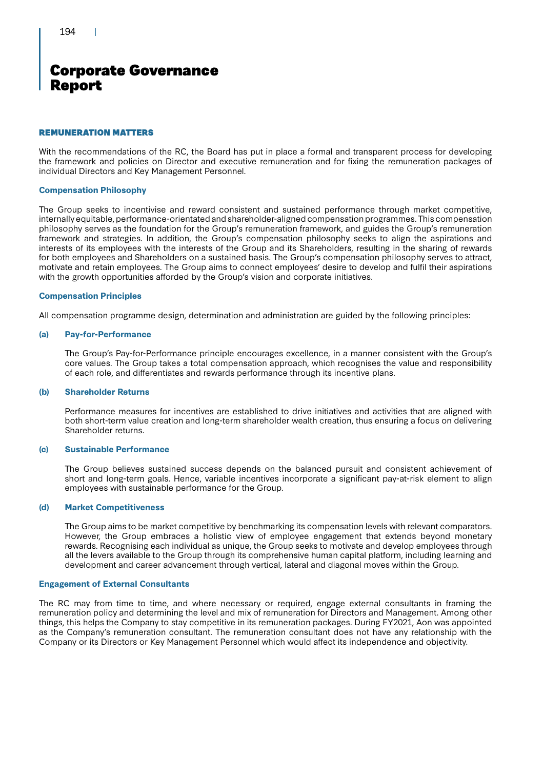# Corporate Governance Report

## REMUNERATION MATTERS

With the recommendations of the RC, the Board has put in place a formal and transparent process for developing the framework and policies on Director and executive remuneration and for fixing the remuneration packages of individual Directors and Key Management Personnel.

### Compensation Philosophy

The Group seeks to incentivise and reward consistent and sustained performance through market competitive, internally equitable, performance-orientated and shareholder-aligned compensation programmes. This compensation philosophy serves as the foundation for the Group's remuneration framework, and guides the Group's remuneration framework and strategies. In addition, the Group's compensation philosophy seeks to align the aspirations and interests of its employees with the interests of the Group and its Shareholders, resulting in the sharing of rewards for both employees and Shareholders on a sustained basis. The Group's compensation philosophy serves to attract, motivate and retain employees. The Group aims to connect employees' desire to develop and fulfil their aspirations with the growth opportunities afforded by the Group's vision and corporate initiatives.

### Compensation Principles

All compensation programme design, determination and administration are guided by the following principles:

#### (a) Pay-for-Performance

The Group's Pay-for-Performance principle encourages excellence, in a manner consistent with the Group's core values. The Group takes a total compensation approach, which recognises the value and responsibility of each role, and differentiates and rewards performance through its incentive plans.

#### (b) Shareholder Returns

Performance measures for incentives are established to drive initiatives and activities that are aligned with both short-term value creation and long-term shareholder wealth creation, thus ensuring a focus on delivering Shareholder returns.

#### (c) Sustainable Performance

The Group believes sustained success depends on the balanced pursuit and consistent achievement of short and long-term goals. Hence, variable incentives incorporate a significant pay-at-risk element to align employees with sustainable performance for the Group.

#### (d) Market Competitiveness

The Group aims to be market competitive by benchmarking its compensation levels with relevant comparators. However, the Group embraces a holistic view of employee engagement that extends beyond monetary rewards. Recognising each individual as unique, the Group seeks to motivate and develop employees through all the levers available to the Group through its comprehensive human capital platform, including learning and development and career advancement through vertical, lateral and diagonal moves within the Group.

### Engagement of External Consultants

The RC may from time to time, and where necessary or required, engage external consultants in framing the remuneration policy and determining the level and mix of remuneration for Directors and Management. Among other things, this helps the Company to stay competitive in its remuneration packages. During FY2021, Aon was appointed as the Company's remuneration consultant. The remuneration consultant does not have any relationship with the Company or its Directors or Key Management Personnel which would affect its independence and objectivity.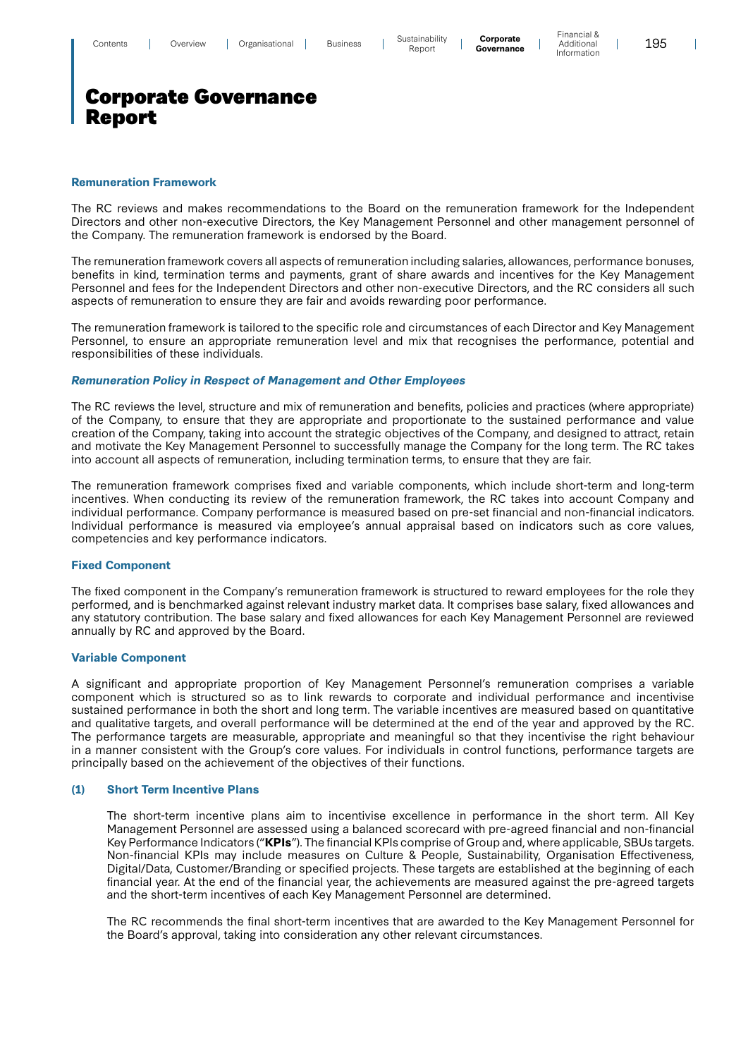# Corporate Governance Report

### Remuneration Framework

The RC reviews and makes recommendations to the Board on the remuneration framework for the Independent Directors and other non-executive Directors, the Key Management Personnel and other management personnel of the Company. The remuneration framework is endorsed by the Board.

The remuneration framework covers all aspects of remuneration including salaries, allowances, performance bonuses, benefits in kind, termination terms and payments, grant of share awards and incentives for the Key Management Personnel and fees for the Independent Directors and other non-executive Directors, and the RC considers all such aspects of remuneration to ensure they are fair and avoids rewarding poor performance.

The remuneration framework is tailored to the specific role and circumstances of each Director and Key Management Personnel, to ensure an appropriate remuneration level and mix that recognises the performance, potential and responsibilities of these individuals.

#### *Remuneration Policy in Respect of Management and Other Employees*

The RC reviews the level, structure and mix of remuneration and benefits, policies and practices (where appropriate) of the Company, to ensure that they are appropriate and proportionate to the sustained performance and value creation of the Company, taking into account the strategic objectives of the Company, and designed to attract, retain and motivate the Key Management Personnel to successfully manage the Company for the long term. The RC takes into account all aspects of remuneration, including termination terms, to ensure that they are fair.

The remuneration framework comprises fixed and variable components, which include short-term and long-term incentives. When conducting its review of the remuneration framework, the RC takes into account Company and individual performance. Company performance is measured based on pre-set financial and non-financial indicators. Individual performance is measured via employee's annual appraisal based on indicators such as core values, competencies and key performance indicators.

### Fixed Component

The fixed component in the Company's remuneration framework is structured to reward employees for the role they performed, and is benchmarked against relevant industry market data. It comprises base salary, fixed allowances and any statutory contribution. The base salary and fixed allowances for each Key Management Personnel are reviewed annually by RC and approved by the Board.

### Variable Component

A significant and appropriate proportion of Key Management Personnel's remuneration comprises a variable component which is structured so as to link rewards to corporate and individual performance and incentivise sustained performance in both the short and long term. The variable incentives are measured based on quantitative and qualitative targets, and overall performance will be determined at the end of the year and approved by the RC. The performance targets are measurable, appropriate and meaningful so that they incentivise the right behaviour in a manner consistent with the Group's core values. For individuals in control functions, performance targets are principally based on the achievement of the objectives of their functions.

#### (1) Short Term Incentive Plans

The short-term incentive plans aim to incentivise excellence in performance in the short term. All Key Management Personnel are assessed using a balanced scorecard with pre-agreed financial and non-financial Key Performance Indicators ("**KPIs**"). The financial KPIs comprise of Group and, where applicable, SBUs targets. Non-financial KPIs may include measures on Culture & People, Sustainability, Organisation Effectiveness, Digital/Data, Customer/Branding or specified projects. These targets are established at the beginning of each financial year. At the end of the financial year, the achievements are measured against the pre-agreed targets and the short-term incentives of each Key Management Personnel are determined.

The RC recommends the final short-term incentives that are awarded to the Key Management Personnel for the Board's approval, taking into consideration any other relevant circumstances.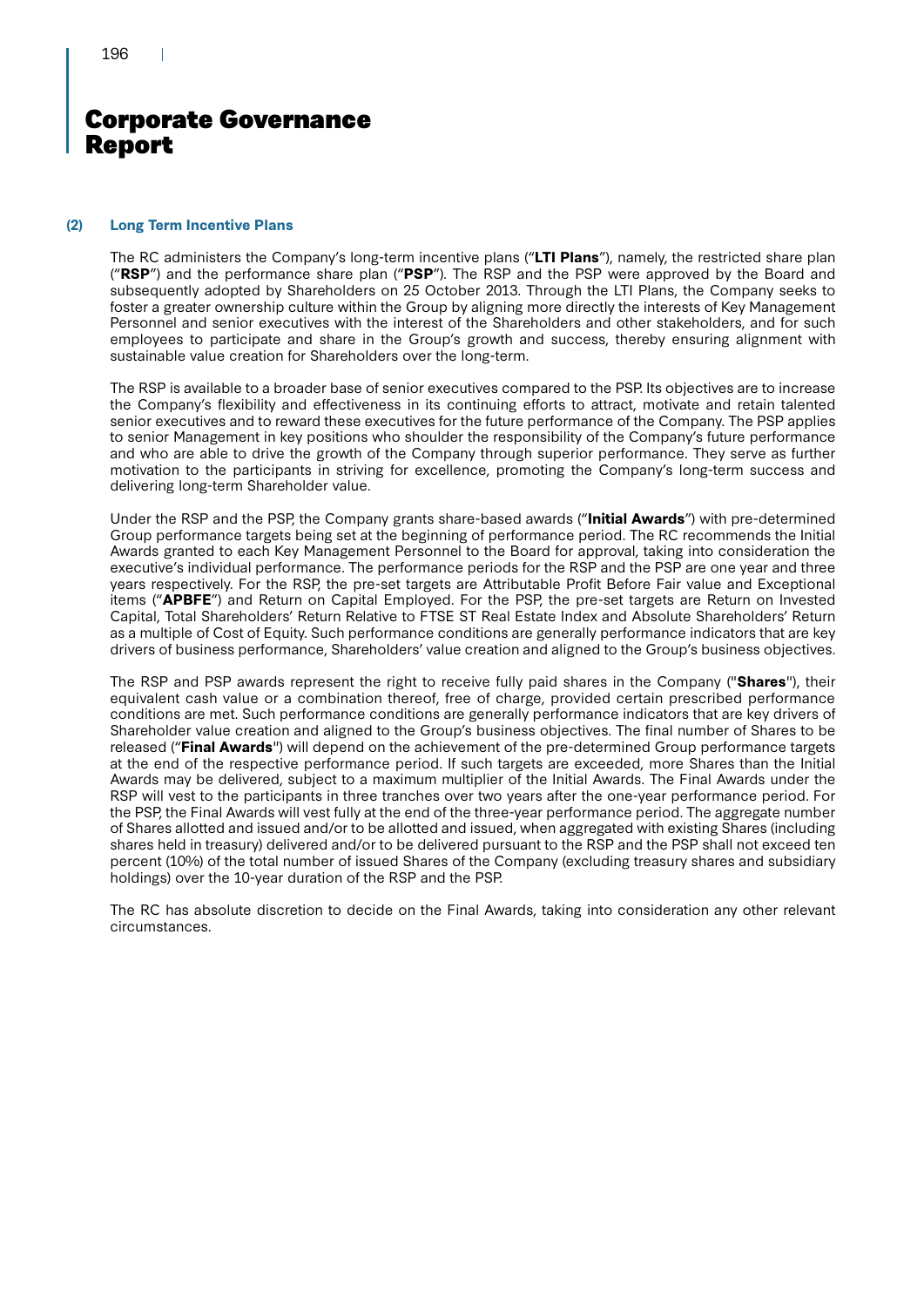# Corporate Governance Report

### (2) Long Term Incentive Plans

The RC administers the Company's long-term incentive plans ("**LTI Plans**"), namely, the restricted share plan ("**RSP**") and the performance share plan ("**PSP**"). The RSP and the PSP were approved by the Board and subsequently adopted by Shareholders on 25 October 2013. Through the LTI Plans, the Company seeks to foster a greater ownership culture within the Group by aligning more directly the interests of Key Management Personnel and senior executives with the interest of the Shareholders and other stakeholders, and for such employees to participate and share in the Group's growth and success, thereby ensuring alignment with sustainable value creation for Shareholders over the long-term.

The RSP is available to a broader base of senior executives compared to the PSP. Its objectives are to increase the Company's flexibility and effectiveness in its continuing efforts to attract, motivate and retain talented senior executives and to reward these executives for the future performance of the Company. The PSP applies to senior Management in key positions who shoulder the responsibility of the Company's future performance and who are able to drive the growth of the Company through superior performance. They serve as further motivation to the participants in striving for excellence, promoting the Company's long-term success and delivering long-term Shareholder value.

Under the RSP and the PSP, the Company grants share-based awards ("**Initial Awards**") with pre-determined Group performance targets being set at the beginning of performance period. The RC recommends the Initial Awards granted to each Key Management Personnel to the Board for approval, taking into consideration the executive's individual performance. The performance periods for the RSP and the PSP are one year and three years respectively. For the RSP, the pre-set targets are Attributable Profit Before Fair value and Exceptional items ("**APBFE**") and Return on Capital Employed. For the PSP, the pre-set targets are Return on Invested Capital, Total Shareholders' Return Relative to FTSE ST Real Estate Index and Absolute Shareholders' Return as a multiple of Cost of Equity. Such performance conditions are generally performance indicators that are key drivers of business performance, Shareholders' value creation and aligned to the Group's business objectives.

The RSP and PSP awards represent the right to receive fully paid shares in the Company ("**Shares**"), their equivalent cash value or a combination thereof, free of charge, provided certain prescribed performance conditions are met. Such performance conditions are generally performance indicators that are key drivers of Shareholder value creation and aligned to the Group's business objectives. The final number of Shares to be released ("**Final Awards**") will depend on the achievement of the pre-determined Group performance targets at the end of the respective performance period. If such targets are exceeded, more Shares than the Initial Awards may be delivered, subject to a maximum multiplier of the Initial Awards. The Final Awards under the RSP will vest to the participants in three tranches over two years after the one-year performance period. For the PSP, the Final Awards will vest fully at the end of the three-year performance period. The aggregate number of Shares allotted and issued and/or to be allotted and issued, when aggregated with existing Shares (including shares held in treasury) delivered and/or to be delivered pursuant to the RSP and the PSP shall not exceed ten percent (10%) of the total number of issued Shares of the Company (excluding treasury shares and subsidiary holdings) over the 10-year duration of the RSP and the PSP.

The RC has absolute discretion to decide on the Final Awards, taking into consideration any other relevant circumstances.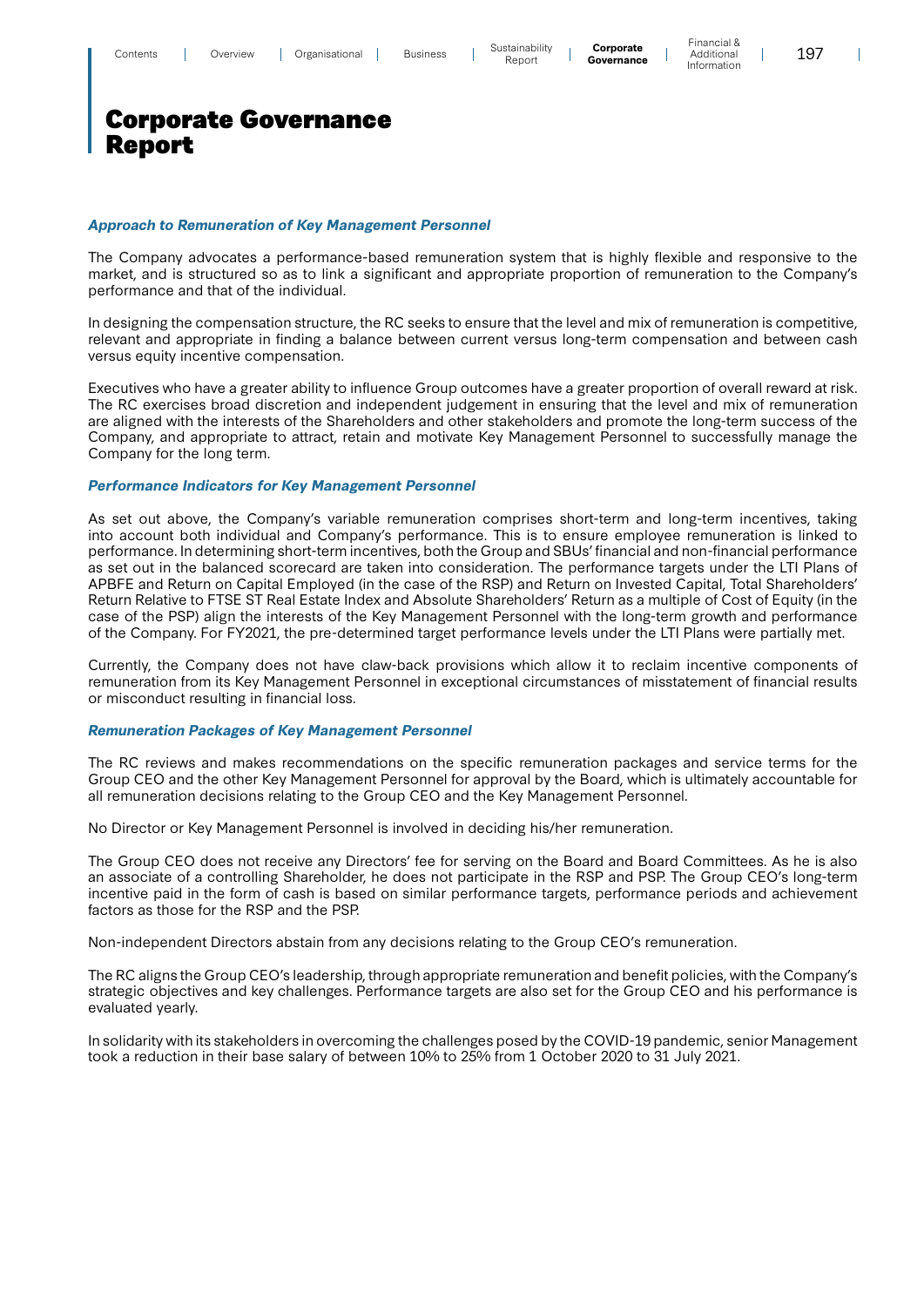# Corporate Governance Report

### *Approach to Remuneration of Key Management Personnel*

The Company advocates a performance-based remuneration system that is highly flexible and responsive to the market, and is structured so as to link a significant and appropriate proportion of remuneration to the Company's performance and that of the individual.

In designing the compensation structure, the RC seeks to ensure that the level and mix of remuneration is competitive, relevant and appropriate in finding a balance between current versus long-term compensation and between cash versus equity incentive compensation.

Executives who have a greater ability to influence Group outcomes have a greater proportion of overall reward at risk. The RC exercises broad discretion and independent judgement in ensuring that the level and mix of remuneration are aligned with the interests of the Shareholders and other stakeholders and promote the long-term success of the Company, and appropriate to attract, retain and motivate Key Management Personnel to successfully manage the Company for the long term.

### *Performance Indicators for Key Management Personnel*

As set out above, the Company's variable remuneration comprises short-term and long-term incentives, taking into account both individual and Company's performance. This is to ensure employee remuneration is linked to performance. In determining short-term incentives, both the Group and SBUs' financial and non-financial performance as set out in the balanced scorecard are taken into consideration. The performance targets under the LTI Plans of APBFE and Return on Capital Employed (in the case of the RSP) and Return on Invested Capital, Total Shareholders' Return Relative to FTSE ST Real Estate Index and Absolute Shareholders' Return as a multiple of Cost of Equity (in the case of the PSP) align the interests of the Key Management Personnel with the long-term growth and performance of the Company. For FY2021, the pre-determined target performance levels under the LTI Plans were partially met.

Currently, the Company does not have claw-back provisions which allow it to reclaim incentive components of remuneration from its Key Management Personnel in exceptional circumstances of misstatement of financial results or misconduct resulting in financial loss.

### *Remuneration Packages of Key Management Personnel*

The RC reviews and makes recommendations on the specific remuneration packages and service terms for the Group CEO and the other Key Management Personnel for approval by the Board, which is ultimately accountable for all remuneration decisions relating to the Group CEO and the Key Management Personnel.

No Director or Key Management Personnel is involved in deciding his/her remuneration.

The Group CEO does not receive any Directors' fee for serving on the Board and Board Committees. As he is also an associate of a controlling Shareholder, he does not participate in the RSP and PSP. The Group CEO's long-term incentive paid in the form of cash is based on similar performance targets, performance periods and achievement factors as those for the RSP and the PSP.

Non-independent Directors abstain from any decisions relating to the Group CEO's remuneration.

The RC aligns the Group CEO's leadership, through appropriate remuneration and benefit policies, with the Company's strategic objectives and key challenges. Performance targets are also set for the Group CEO and his performance is evaluated yearly.

In solidarity with its stakeholders in overcoming the challenges posed by the COVID-19 pandemic, senior Management took a reduction in their base salary of between 10% to 25% from 1 October 2020 to 31 July 2021.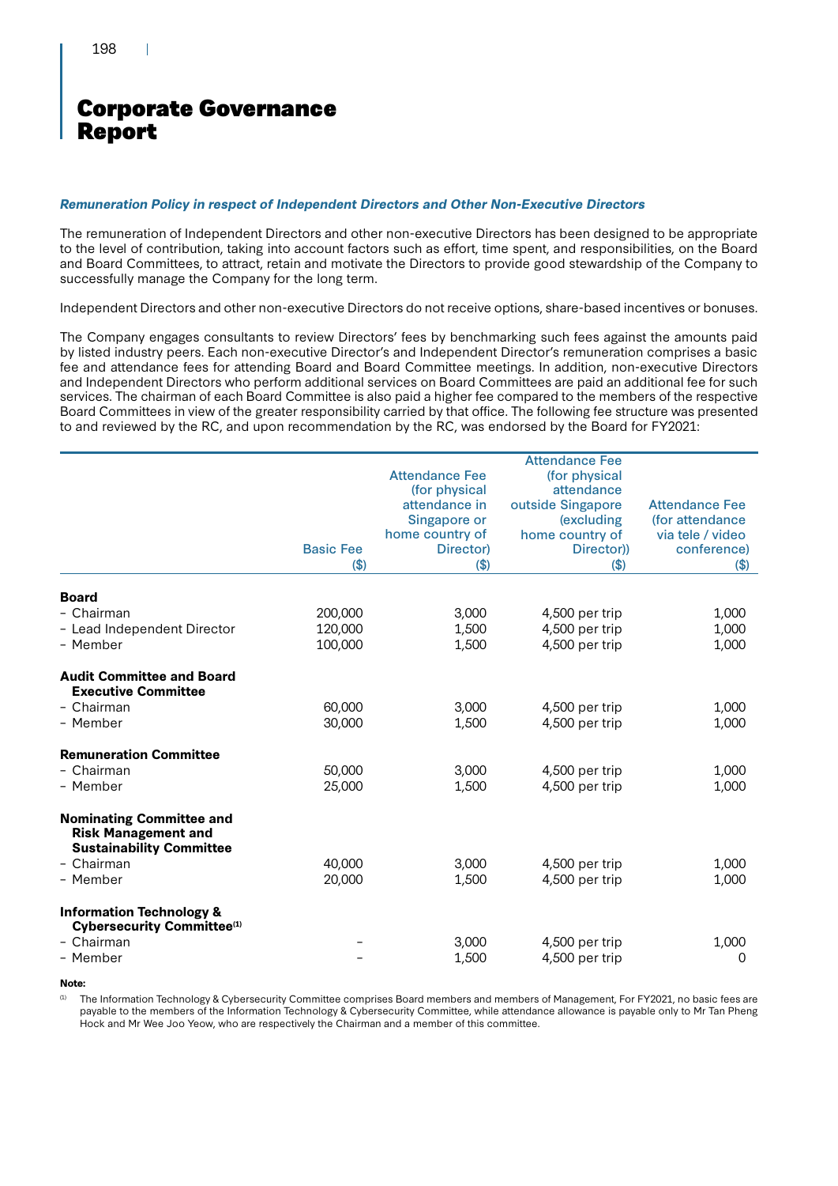# Corporate Governance Report

***Remuneration Policy in respect of Independent Directors and Other Non-Executive Directors***

The remuneration of Independent Directors and other non-executive Directors has been designed to be appropriate to the level of contribution, taking into account factors such as effort, time spent, and responsibilities, on the Board and Board Committees, to attract, retain and motivate the Directors to provide good stewardship of the Company to successfully manage the Company for the long term.

Independent Directors and other non-executive Directors do not receive options, share-based incentives or bonuses.

The Company engages consultants to review Directors' fees by benchmarking such fees against the amounts paid by listed industry peers. Each non-executive Director's and Independent Director's remuneration comprises a basic fee and attendance fees for attending Board and Board Committee meetings. In addition, non-executive Directors and Independent Directors who perform additional services on Board Committees are paid an additional fee for such services. The chairman of each Board Committee is also paid a higher fee compared to the members of the respective Board Committees in view of the greater responsibility carried by that office. The following fee structure was presented to and reviewed by the RC, and upon recommendation by the RC, was endorsed by the Board for FY2021:

| | Basic Fee ($) | Attendance Fee (for physical attendance in Singapore or home country of Director) ($) | Attendance Fee (for physical attendance outside Singapore (excluding home country of Director)) ($) | Attendance Fee (for attendance via tele / video conference) ($) |
|---|---|---|---|---|
| **Board** | | | | |
| - Chairman | 200,000 | 3,000 | 4,500 per trip | 1,000 |
| - Lead Independent Director | 120,000 | 1,500 | 4,500 per trip | 1,000 |
| - Member | 100,000 | 1,500 | 4,500 per trip | 1,000 |
| **Audit Committee and Board Executive Committee** | | | | |
| - Chairman | 60,000 | 3,000 | 4,500 per trip | 1,000 |
| - Member | 30,000 | 1,500 | 4,500 per trip | 1,000 |
| **Remuneration Committee** | | | | |
| - Chairman | 50,000 | 3,000 | 4,500 per trip | 1,000 |
| - Member | 25,000 | 1,500 | 4,500 per trip | 1,000 |
| **Nominating Committee and Risk Management and Sustainability Committee** | | | | |
| - Chairman | 40,000 | 3,000 | 4,500 per trip | 1,000 |
| - Member | 20,000 | 1,500 | 4,500 per trip | 1,000 |
| **Information Technology & Cybersecurity Committee[1]** | | | | |
| - Chairman | – | 3,000 | 4,500 per trip | 1,000 |
| - Member | – | 1,500 | 4,500 per trip | 0 |

**Note:**

[1] The Information Technology & Cybersecurity Committee comprises Board members and members of Management, For FY2021, no basic fees are payable to the members of the Information Technology & Cybersecurity Committee, while attendance allowance is payable only to Mr Tan Pheng Hock and Mr Wee Joo Yeow, who are respectively the Chairman and a member of this committee.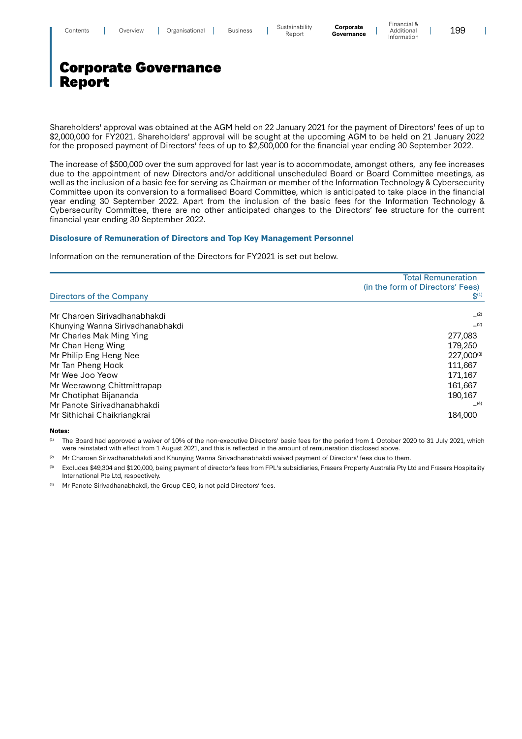# Corporate Governance Report

Shareholders' approval was obtained at the AGM held on 22 January 2021 for the payment of Directors' fees of up to \$2,000,000 for FY2021. Shareholders' approval will be sought at the upcoming AGM to be held on 21 January 2022 for the proposed payment of Directors' fees of up to \$2,500,000 for the financial year ending 30 September 2022.

The increase of \$500,000 over the sum approved for last year is to accommodate, amongst others, any fee increases due to the appointment of new Directors and/or additional unscheduled Board or Board Committee meetings, as well as the inclusion of a basic fee for serving as Chairman or member of the Information Technology & Cybersecurity Committee upon its conversion to a formalised Board Committee, which is anticipated to take place in the financial year ending 30 September 2022. Apart from the inclusion of the basic fees for the Information Technology & Cybersecurity Committee, there are no other anticipated changes to the Directors' fee structure for the current financial year ending 30 September 2022.

### Disclosure of Remuneration of Directors and Top Key Management Personnel

Information on the remuneration of the Directors for FY2021 is set out below.

| Directors of the Company | Total Remuneration (in the form of Directors' Fees) \$[1] |
|---|---|
| Mr Charoen Sirivadhanabhakdi | –[2] |
| Khunying Wanna Sirivadhanabhakdi | –[2] |
| Mr Charles Mak Ming Ying | 277,083 |
| Mr Chan Heng Wing | 179,250 |
| Mr Philip Eng Heng Nee | 227,000[3] |
| Mr Tan Pheng Hock | 111,667 |
| Mr Wee Joo Yeow | 171,167 |
| Mr Weerawong Chittmittrapap | 161,667 |
| Mr Chotiphat Bijananda | 190,167 |
| Mr Panote Sirivadhanabhakdi | –[4] |
| Mr Sithichai Chaikriangkrai | 184,000 |

**Notes:**

[1] The Board had approved a waiver of 10% of the non-executive Directors' basic fees for the period from 1 October 2020 to 31 July 2021, which were reinstated with effect from 1 August 2021, and this is reflected in the amount of remuneration disclosed above.

[2] Mr Charoen Sirivadhanabhakdi and Khunying Wanna Sirivadhanabhakdi waived payment of Directors' fees due to them.

[3] Excludes \$49,304 and \$120,000, being payment of director's fees from FPL's subsidiaries, Frasers Property Australia Pty Ltd and Frasers Hospitality International Pte Ltd, respectively.

[4] Mr Panote Sirivadhanabhakdi, the Group CEO, is not paid Directors' fees.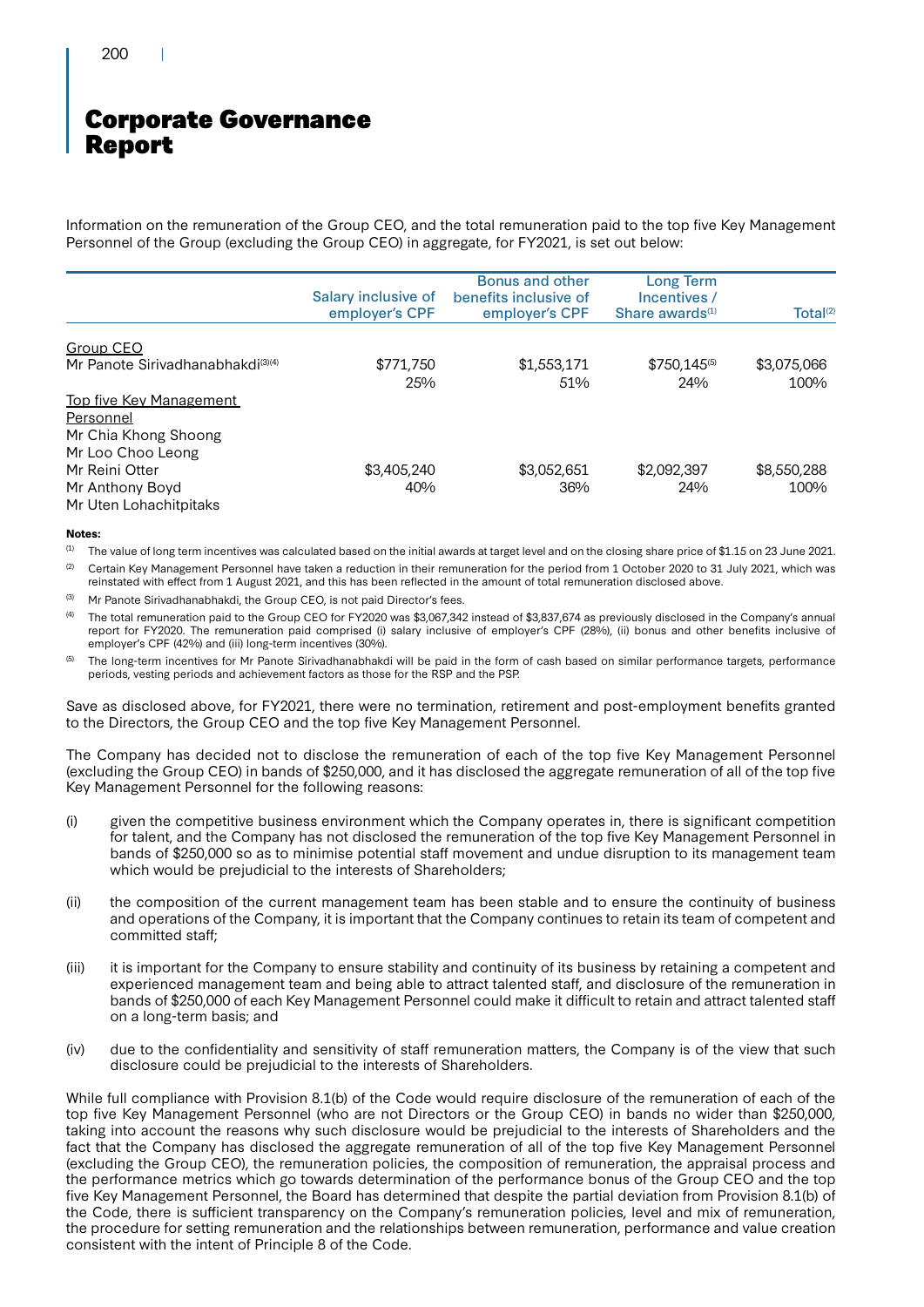# Corporate Governance Report

Information on the remuneration of the Group CEO, and the total remuneration paid to the top five Key Management Personnel of the Group (excluding the Group CEO) in aggregate, for FY2021, is set out below:

| | Salary inclusive of employer's CPF | Bonus and other benefits inclusive of employer's CPF | Long Term Incentives / Share awards[1] | Total[2] |
|---|---|---|---|---|
| Group CEO | | | | |
| Mr Panote Sirivadhanabhakdi[3][4] | $771,750<br>25% | $1,553,171<br>51% | $750,145[5]<br>24% | $3,075,066<br>100% |
| Top five Key Management Personnel<br>Mr Chia Khong Shoong<br>Mr Loo Choo Leong<br>Mr Reini Otter<br>Mr Anthony Boyd<br>Mr Uten Lohachitpitaks | $3,405,240<br>40% | $3,052,651<br>36% | $2,092,397<br>24% | $8,550,288<br>100% |

**Notes:**

[1] The value of long term incentives was calculated based on the initial awards at target level and on the closing share price of $1.15 on 23 June 2021.

[2] Certain Key Management Personnel have taken a reduction in their remuneration for the period from 1 October 2020 to 31 July 2021, which was reinstated with effect from 1 August 2021, and this has been reflected in the amount of total remuneration disclosed above.

[3] Mr Panote Sirivadhanabhakdi, the Group CEO, is not paid Director's fees.

[4] The total remuneration paid to the Group CEO for FY2020 was $3,067,342 instead of $3,837,674 as previously disclosed in the Company's annual report for FY2020. The remuneration paid comprised (i) salary inclusive of employer's CPF (28%), (ii) bonus and other benefits inclusive of employer's CPF (42%) and (iii) long-term incentives (30%).

[5] The long-term incentives for Mr Panote Sirivadhanabhakdi will be paid in the form of cash based on similar performance targets, performance periods, vesting periods and achievement factors as those for the RSP and the PSP.

Save as disclosed above, for FY2021, there were no termination, retirement and post-employment benefits granted to the Directors, the Group CEO and the top five Key Management Personnel.

The Company has decided not to disclose the remuneration of each of the top five Key Management Personnel (excluding the Group CEO) in bands of $250,000, and it has disclosed the aggregate remuneration of all of the top five Key Management Personnel for the following reasons:

(i) given the competitive business environment which the Company operates in, there is significant competition for talent, and the Company has not disclosed the remuneration of the top five Key Management Personnel in bands of $250,000 so as to minimise potential staff movement and undue disruption to its management team which would be prejudicial to the interests of Shareholders;

(ii) the composition of the current management team has been stable and to ensure the continuity of business and operations of the Company, it is important that the Company continues to retain its team of competent and committed staff;

(iii) it is important for the Company to ensure stability and continuity of its business by retaining a competent and experienced management team and being able to attract talented staff, and disclosure of the remuneration in bands of $250,000 of each Key Management Personnel could make it difficult to retain and attract talented staff on a long-term basis; and

(iv) due to the confidentiality and sensitivity of staff remuneration matters, the Company is of the view that such disclosure could be prejudicial to the interests of Shareholders.

While full compliance with Provision 8.1(b) of the Code would require disclosure of the remuneration of each of the top five Key Management Personnel (who are not Directors or the Group CEO) in bands no wider than $250,000, taking into account the reasons why such disclosure would be prejudicial to the interests of Shareholders and the fact that the Company has disclosed the aggregate remuneration of all of the top five Key Management Personnel (excluding the Group CEO), the remuneration policies, the composition of remuneration, the appraisal process and the performance metrics which go towards determination of the performance bonus of the Group CEO and the top five Key Management Personnel, the Board has determined that despite the partial deviation from Provision 8.1(b) of the Code, there is sufficient transparency on the Company's remuneration policies, level and mix of remuneration, the procedure for setting remuneration and the relationships between remuneration, performance and value creation consistent with the intent of Principle 8 of the Code.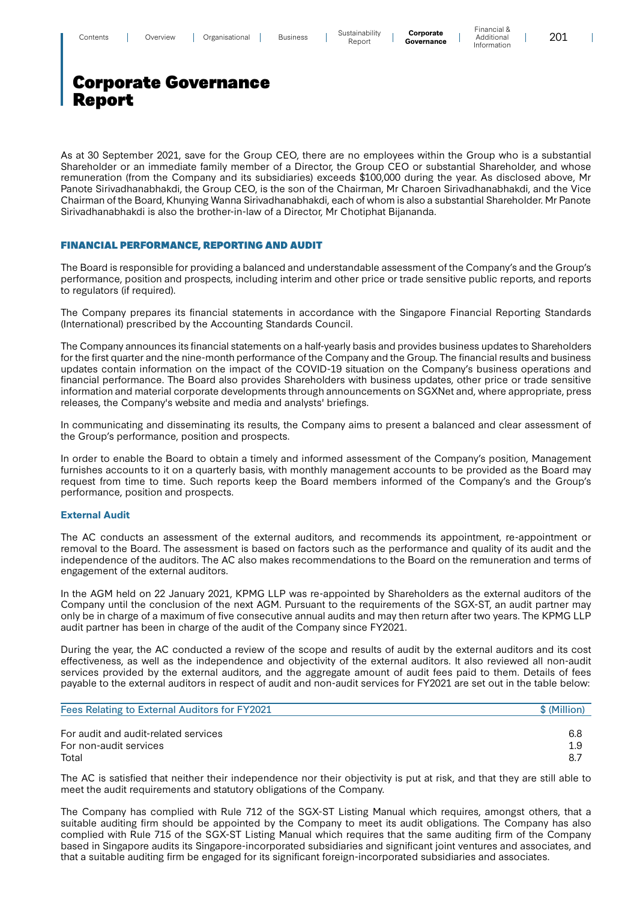# Corporate Governance Report

As at 30 September 2021, save for the Group CEO, there are no employees within the Group who is a substantial Shareholder or an immediate family member of a Director, the Group CEO or substantial Shareholder, and whose remuneration (from the Company and its subsidiaries) exceeds $100,000 during the year. As disclosed above, Mr Panote Sirivadhanabhakdi, the Group CEO, is the son of the Chairman, Mr Charoen Sirivadhanabhakdi, and the Vice Chairman of the Board, Khunying Wanna Sirivadhanabhakdi, each of whom is also a substantial Shareholder. Mr Panote Sirivadhanabhakdi is also the brother-in-law of a Director, Mr Chotiphat Bijananda.

## FINANCIAL PERFORMANCE, REPORTING AND AUDIT

The Board is responsible for providing a balanced and understandable assessment of the Company's and the Group's performance, position and prospects, including interim and other price or trade sensitive public reports, and reports to regulators (if required).

The Company prepares its financial statements in accordance with the Singapore Financial Reporting Standards (International) prescribed by the Accounting Standards Council.

The Company announces its financial statements on a half-yearly basis and provides business updates to Shareholders for the first quarter and the nine-month performance of the Company and the Group. The financial results and business updates contain information on the impact of the COVID-19 situation on the Company's business operations and financial performance. The Board also provides Shareholders with business updates, other price or trade sensitive information and material corporate developments through announcements on SGXNet and, where appropriate, press releases, the Company's website and media and analysts' briefings.

In communicating and disseminating its results, the Company aims to present a balanced and clear assessment of the Group's performance, position and prospects.

In order to enable the Board to obtain a timely and informed assessment of the Company's position, Management furnishes accounts to it on a quarterly basis, with monthly management accounts to be provided as the Board may request from time to time. Such reports keep the Board members informed of the Company's and the Group's performance, position and prospects.

### External Audit

The AC conducts an assessment of the external auditors, and recommends its appointment, re-appointment or removal to the Board. The assessment is based on factors such as the performance and quality of its audit and the independence of the auditors. The AC also makes recommendations to the Board on the remuneration and terms of engagement of the external auditors.

In the AGM held on 22 January 2021, KPMG LLP was re-appointed by Shareholders as the external auditors of the Company until the conclusion of the next AGM. Pursuant to the requirements of the SGX-ST, an audit partner may only be in charge of a maximum of five consecutive annual audits and may then return after two years. The KPMG LLP audit partner has been in charge of the audit of the Company since FY2021.

During the year, the AC conducted a review of the scope and results of audit by the external auditors and its cost effectiveness, as well as the independence and objectivity of the external auditors. It also reviewed all non-audit services provided by the external auditors, and the aggregate amount of audit fees paid to them. Details of fees payable to the external auditors in respect of audit and non-audit services for FY2021 are set out in the table below:

| Fees Relating to External Auditors for FY2021 | $ (Million) |
|---|---|
| For audit and audit-related services | 6.8 |
| For non-audit services | 1.9 |
| Total | 8.7 |

The AC is satisfied that neither their independence nor their objectivity is put at risk, and that they are still able to meet the audit requirements and statutory obligations of the Company.

The Company has complied with Rule 712 of the SGX-ST Listing Manual which requires, amongst others, that a suitable auditing firm should be appointed by the Company to meet its audit obligations. The Company has also complied with Rule 715 of the SGX-ST Listing Manual which requires that the same auditing firm of the Company based in Singapore audits its Singapore-incorporated subsidiaries and significant joint ventures and associates, and that a suitable auditing firm be engaged for its significant foreign-incorporated subsidiaries and associates.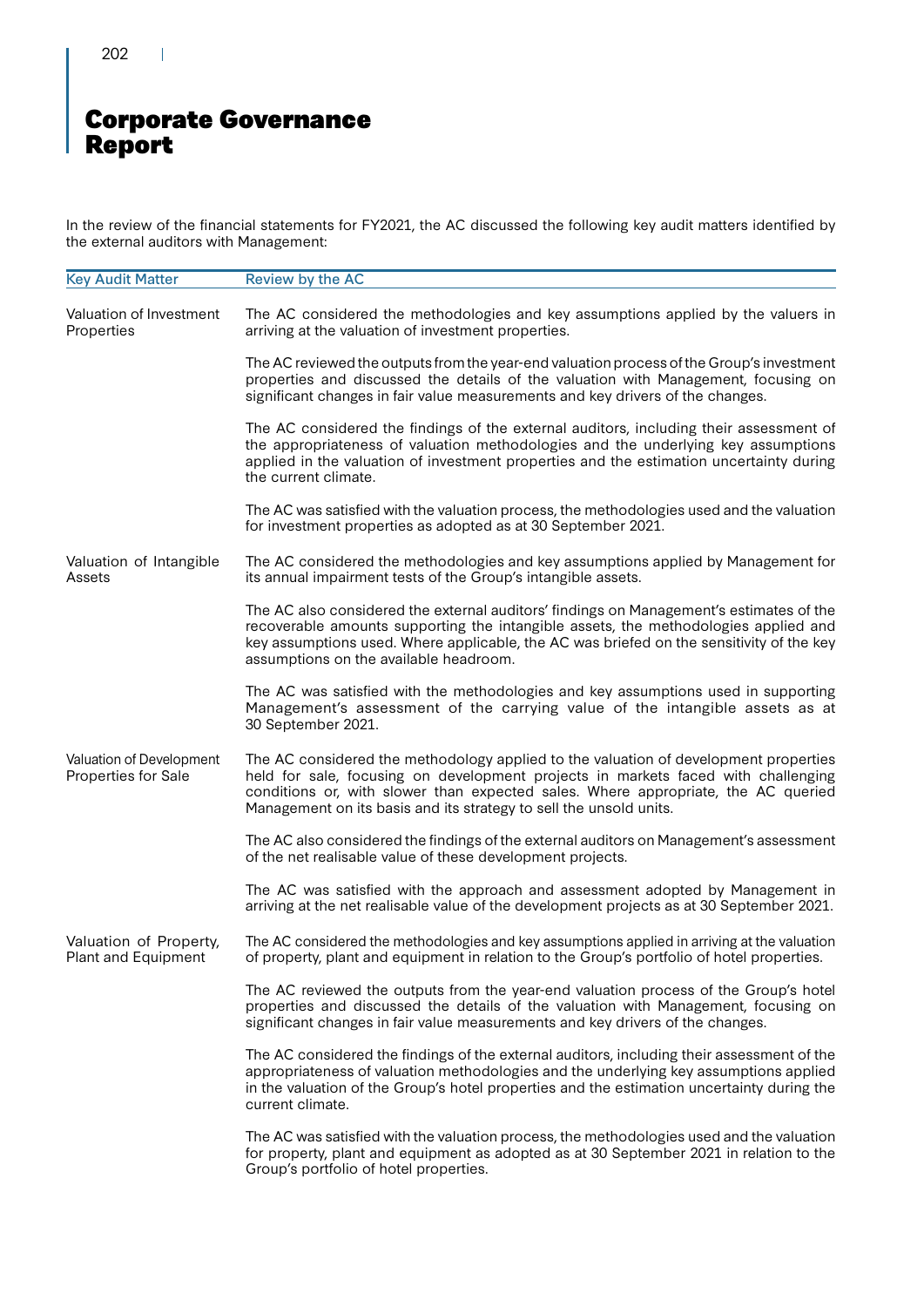# Corporate Governance Report

In the review of the financial statements for FY2021, the AC discussed the following key audit matters identified by the external auditors with Management:

| Key Audit Matter | Review by the AC |
|---|---|
| Valuation of Investment Properties | The AC considered the methodologies and key assumptions applied by the valuers in arriving at the valuation of investment properties.<br><br>The AC reviewed the outputs from the year-end valuation process of the Group's investment properties and discussed the details of the valuation with Management, focusing on significant changes in fair value measurements and key drivers of the changes.<br><br>The AC considered the findings of the external auditors, including their assessment of the appropriateness of valuation methodologies and the underlying key assumptions applied in the valuation of investment properties and the estimation uncertainty during the current climate.<br><br>The AC was satisfied with the valuation process, the methodologies used and the valuation for investment properties as adopted as at 30 September 2021. |
| Valuation of Intangible Assets | The AC considered the methodologies and key assumptions applied by Management for its annual impairment tests of the Group's intangible assets.<br><br>The AC also considered the external auditors' findings on Management's estimates of the recoverable amounts supporting the intangible assets, the methodologies applied and key assumptions used. Where applicable, the AC was briefed on the sensitivity of the key assumptions on the available headroom.<br><br>The AC was satisfied with the methodologies and key assumptions used in supporting Management's assessment of the carrying value of the intangible assets as at 30 September 2021. |
| Valuation of Development Properties for Sale | The AC considered the methodology applied to the valuation of development properties held for sale, focusing on development projects in markets faced with challenging conditions or, with slower than expected sales. Where appropriate, the AC queried Management on its basis and its strategy to sell the unsold units.<br><br>The AC also considered the findings of the external auditors on Management's assessment of the net realisable value of these development projects.<br><br>The AC was satisfied with the approach and assessment adopted by Management in arriving at the net realisable value of the development projects as at 30 September 2021. |
| Valuation of Property, Plant and Equipment | The AC considered the methodologies and key assumptions applied in arriving at the valuation of property, plant and equipment in relation to the Group's portfolio of hotel properties.<br><br>The AC reviewed the outputs from the year-end valuation process of the Group's hotel properties and discussed the details of the valuation with Management, focusing on significant changes in fair value measurements and key drivers of the changes.<br><br>The AC considered the findings of the external auditors, including their assessment of the appropriateness of valuation methodologies and the underlying key assumptions applied in the valuation of the Group's hotel properties and the estimation uncertainty during the current climate.<br><br>The AC was satisfied with the valuation process, the methodologies used and the valuation for property, plant and equipment as adopted as at 30 September 2021 in relation to the Group's portfolio of hotel properties. |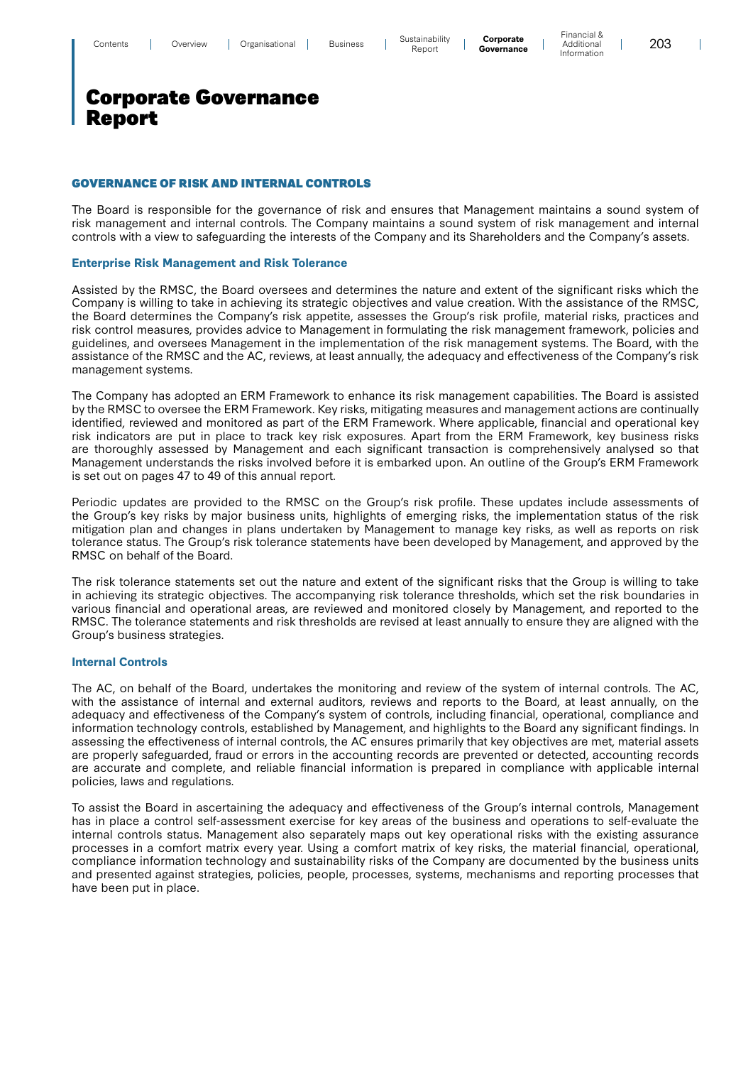# Corporate Governance Report

## GOVERNANCE OF RISK AND INTERNAL CONTROLS

The Board is responsible for the governance of risk and ensures that Management maintains a sound system of risk management and internal controls. The Company maintains a sound system of risk management and internal controls with a view to safeguarding the interests of the Company and its Shareholders and the Company's assets.

### Enterprise Risk Management and Risk Tolerance

Assisted by the RMSC, the Board oversees and determines the nature and extent of the significant risks which the Company is willing to take in achieving its strategic objectives and value creation. With the assistance of the RMSC, the Board determines the Company's risk appetite, assesses the Group's risk profile, material risks, practices and risk control measures, provides advice to Management in formulating the risk management framework, policies and guidelines, and oversees Management in the implementation of the risk management systems. The Board, with the assistance of the RMSC and the AC, reviews, at least annually, the adequacy and effectiveness of the Company's risk management systems.

The Company has adopted an ERM Framework to enhance its risk management capabilities. The Board is assisted by the RMSC to oversee the ERM Framework. Key risks, mitigating measures and management actions are continually identified, reviewed and monitored as part of the ERM Framework. Where applicable, financial and operational key risk indicators are put in place to track key risk exposures. Apart from the ERM Framework, key business risks are thoroughly assessed by Management and each significant transaction is comprehensively analysed so that Management understands the risks involved before it is embarked upon. An outline of the Group's ERM Framework is set out on pages 47 to 49 of this annual report.

Periodic updates are provided to the RMSC on the Group's risk profile. These updates include assessments of the Group's key risks by major business units, highlights of emerging risks, the implementation status of the risk mitigation plan and changes in plans undertaken by Management to manage key risks, as well as reports on risk tolerance status. The Group's risk tolerance statements have been developed by Management, and approved by the RMSC on behalf of the Board.

The risk tolerance statements set out the nature and extent of the significant risks that the Group is willing to take in achieving its strategic objectives. The accompanying risk tolerance thresholds, which set the risk boundaries in various financial and operational areas, are reviewed and monitored closely by Management, and reported to the RMSC. The tolerance statements and risk thresholds are revised at least annually to ensure they are aligned with the Group's business strategies.

### Internal Controls

The AC, on behalf of the Board, undertakes the monitoring and review of the system of internal controls. The AC, with the assistance of internal and external auditors, reviews and reports to the Board, at least annually, on the adequacy and effectiveness of the Company's system of controls, including financial, operational, compliance and information technology controls, established by Management, and highlights to the Board any significant findings. In assessing the effectiveness of internal controls, the AC ensures primarily that key objectives are met, material assets are properly safeguarded, fraud or errors in the accounting records are prevented or detected, accounting records are accurate and complete, and reliable financial information is prepared in compliance with applicable internal policies, laws and regulations.

To assist the Board in ascertaining the adequacy and effectiveness of the Group's internal controls, Management has in place a control self-assessment exercise for key areas of the business and operations to self-evaluate the internal controls status. Management also separately maps out key operational risks with the existing assurance processes in a comfort matrix every year. Using a comfort matrix of key risks, the material financial, operational, compliance information technology and sustainability risks of the Company are documented by the business units and presented against strategies, policies, people, processes, systems, mechanisms and reporting processes that have been put in place.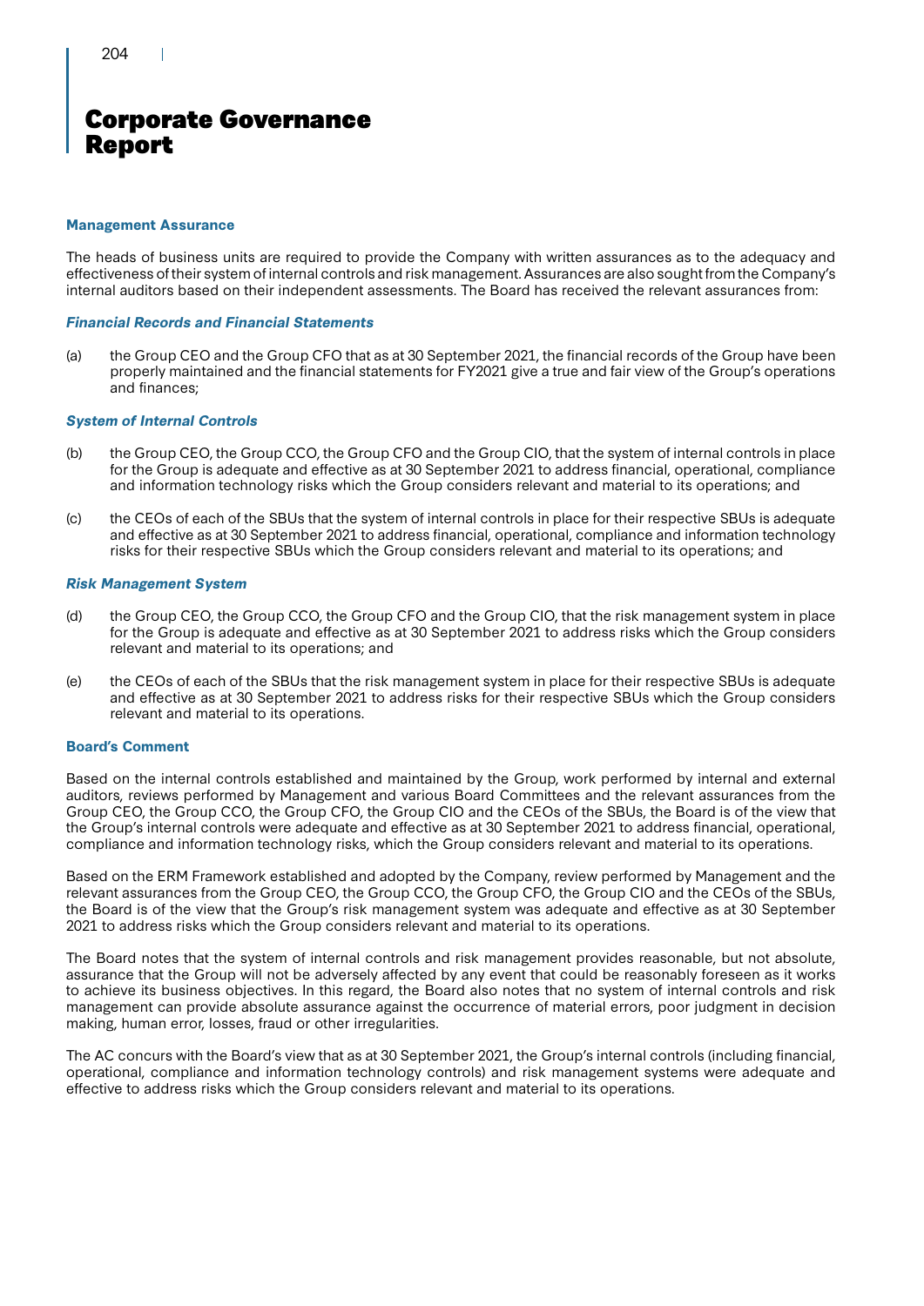# Corporate Governance Report

### Management Assurance

The heads of business units are required to provide the Company with written assurances as to the adequacy and effectiveness of their system of internal controls and risk management. Assurances are also sought from the Company's internal auditors based on their independent assessments. The Board has received the relevant assurances from:

#### *Financial Records and Financial Statements*

(a) the Group CEO and the Group CFO that as at 30 September 2021, the financial records of the Group have been properly maintained and the financial statements for FY2021 give a true and fair view of the Group's operations and finances;

#### *System of Internal Controls*

(b) the Group CEO, the Group CCO, the Group CFO and the Group CIO, that the system of internal controls in place for the Group is adequate and effective as at 30 September 2021 to address financial, operational, compliance and information technology risks which the Group considers relevant and material to its operations; and

(c) the CEOs of each of the SBUs that the system of internal controls in place for their respective SBUs is adequate and effective as at 30 September 2021 to address financial, operational, compliance and information technology risks for their respective SBUs which the Group considers relevant and material to its operations; and

#### *Risk Management System*

(d) the Group CEO, the Group CCO, the Group CFO and the Group CIO, that the risk management system in place for the Group is adequate and effective as at 30 September 2021 to address risks which the Group considers relevant and material to its operations; and

(e) the CEOs of each of the SBUs that the risk management system in place for their respective SBUs is adequate and effective as at 30 September 2021 to address risks for their respective SBUs which the Group considers relevant and material to its operations.

### Board's Comment

Based on the internal controls established and maintained by the Group, work performed by internal and external auditors, reviews performed by Management and various Board Committees and the relevant assurances from the Group CEO, the Group CCO, the Group CFO, the Group CIO and the CEOs of the SBUs, the Board is of the view that the Group's internal controls were adequate and effective as at 30 September 2021 to address financial, operational, compliance and information technology risks, which the Group considers relevant and material to its operations.

Based on the ERM Framework established and adopted by the Company, review performed by Management and the relevant assurances from the Group CEO, the Group CCO, the Group CFO, the Group CIO and the CEOs of the SBUs, the Board is of the view that the Group's risk management system was adequate and effective as at 30 September 2021 to address risks which the Group considers relevant and material to its operations.

The Board notes that the system of internal controls and risk management provides reasonable, but not absolute, assurance that the Group will not be adversely affected by any event that could be reasonably foreseen as it works to achieve its business objectives. In this regard, the Board also notes that no system of internal controls and risk management can provide absolute assurance against the occurrence of material errors, poor judgment in decision making, human error, losses, fraud or other irregularities.

The AC concurs with the Board's view that as at 30 September 2021, the Group's internal controls (including financial, operational, compliance and information technology controls) and risk management systems were adequate and effective to address risks which the Group considers relevant and material to its operations.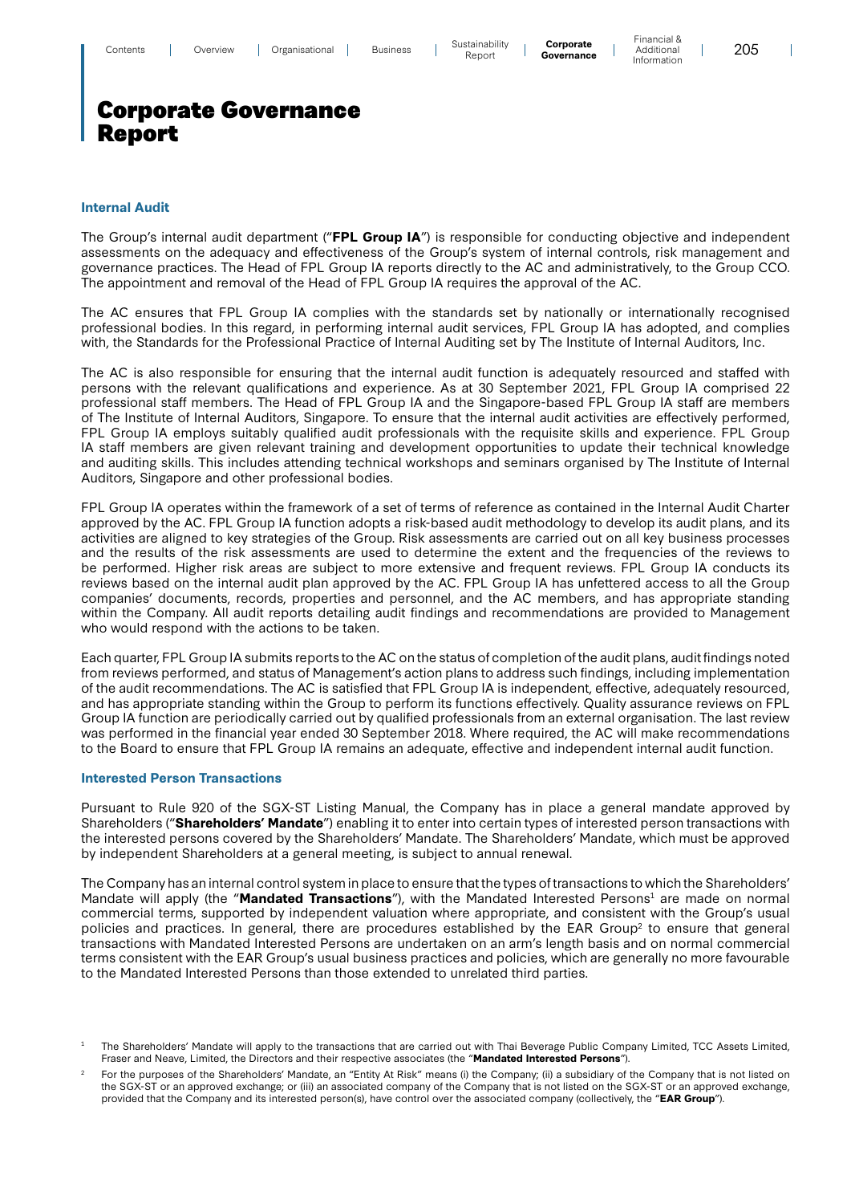# Corporate Governance Report

### Internal Audit

The Group's internal audit department ("**FPL Group IA**") is responsible for conducting objective and independent assessments on the adequacy and effectiveness of the Group's system of internal controls, risk management and governance practices. The Head of FPL Group IA reports directly to the AC and administratively, to the Group CCO. The appointment and removal of the Head of FPL Group IA requires the approval of the AC.

The AC ensures that FPL Group IA complies with the standards set by nationally or internationally recognised professional bodies. In this regard, in performing internal audit services, FPL Group IA has adopted, and complies with, the Standards for the Professional Practice of Internal Auditing set by The Institute of Internal Auditors, Inc.

The AC is also responsible for ensuring that the internal audit function is adequately resourced and staffed with persons with the relevant qualifications and experience. As at 30 September 2021, FPL Group IA comprised 22 professional staff members. The Head of FPL Group IA and the Singapore-based FPL Group IA staff are members of The Institute of Internal Auditors, Singapore. To ensure that the internal audit activities are effectively performed, FPL Group IA employs suitably qualified audit professionals with the requisite skills and experience. FPL Group IA staff members are given relevant training and development opportunities to update their technical knowledge and auditing skills. This includes attending technical workshops and seminars organised by The Institute of Internal Auditors, Singapore and other professional bodies.

FPL Group IA operates within the framework of a set of terms of reference as contained in the Internal Audit Charter approved by the AC. FPL Group IA function adopts a risk-based audit methodology to develop its audit plans, and its activities are aligned to key strategies of the Group. Risk assessments are carried out on all key business processes and the results of the risk assessments are used to determine the extent and the frequencies of the reviews to be performed. Higher risk areas are subject to more extensive and frequent reviews. FPL Group IA conducts its reviews based on the internal audit plan approved by the AC. FPL Group IA has unfettered access to all the Group companies' documents, records, properties and personnel, and the AC members, and has appropriate standing within the Company. All audit reports detailing audit findings and recommendations are provided to Management who would respond with the actions to be taken.

Each quarter, FPL Group IA submits reports to the AC on the status of completion of the audit plans, audit findings noted from reviews performed, and status of Management's action plans to address such findings, including implementation of the audit recommendations. The AC is satisfied that FPL Group IA is independent, effective, adequately resourced, and has appropriate standing within the Group to perform its functions effectively. Quality assurance reviews on FPL Group IA function are periodically carried out by qualified professionals from an external organisation. The last review was performed in the financial year ended 30 September 2018. Where required, the AC will make recommendations to the Board to ensure that FPL Group IA remains an adequate, effective and independent internal audit function.

### Interested Person Transactions

Pursuant to Rule 920 of the SGX-ST Listing Manual, the Company has in place a general mandate approved by Shareholders ("**Shareholders' Mandate**") enabling it to enter into certain types of interested person transactions with the interested persons covered by the Shareholders' Mandate. The Shareholders' Mandate, which must be approved by independent Shareholders at a general meeting, is subject to annual renewal.

The Company has an internal control system in place to ensure that the types of transactions to which the Shareholders' Mandate will apply (the "**Mandated Transactions**"), with the Mandated Interested Persons[1] are made on normal commercial terms, supported by independent valuation where appropriate, and consistent with the Group's usual policies and practices. In general, there are procedures established by the EAR Group[2] to ensure that general transactions with Mandated Interested Persons are undertaken on an arm's length basis and on normal commercial terms consistent with the EAR Group's usual business practices and policies, which are generally no more favourable to the Mandated Interested Persons than those extended to unrelated third parties.

[1] The Shareholders' Mandate will apply to the transactions that are carried out with Thai Beverage Public Company Limited, TCC Assets Limited, Fraser and Neave, Limited, the Directors and their respective associates (the "**Mandated Interested Persons**").

[2] For the purposes of the Shareholders' Mandate, an "Entity At Risk" means (i) the Company; (ii) a subsidiary of the Company that is not listed on the SGX-ST or an approved exchange; or (iii) an associated company of the Company that is not listed on the SGX-ST or an approved exchange, provided that the Company and its interested person(s), have control over the associated company (collectively, the "**EAR Group**").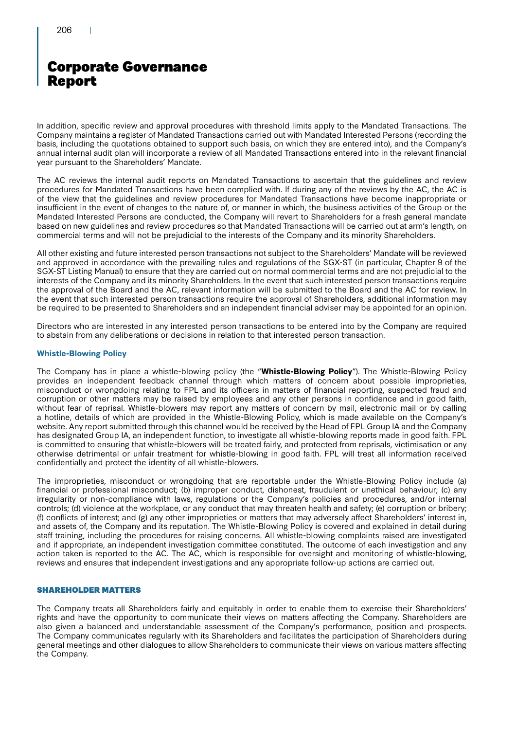# Corporate Governance Report

In addition, specific review and approval procedures with threshold limits apply to the Mandated Transactions. The Company maintains a register of Mandated Transactions carried out with Mandated Interested Persons (recording the basis, including the quotations obtained to support such basis, on which they are entered into), and the Company's annual internal audit plan will incorporate a review of all Mandated Transactions entered into in the relevant financial year pursuant to the Shareholders' Mandate.

The AC reviews the internal audit reports on Mandated Transactions to ascertain that the guidelines and review procedures for Mandated Transactions have been complied with. If during any of the reviews by the AC, the AC is of the view that the guidelines and review procedures for Mandated Transactions have become inappropriate or insufficient in the event of changes to the nature of, or manner in which, the business activities of the Group or the Mandated Interested Persons are conducted, the Company will revert to Shareholders for a fresh general mandate based on new guidelines and review procedures so that Mandated Transactions will be carried out at arm's length, on commercial terms and will not be prejudicial to the interests of the Company and its minority Shareholders.

All other existing and future interested person transactions not subject to the Shareholders' Mandate will be reviewed and approved in accordance with the prevailing rules and regulations of the SGX-ST (in particular, Chapter 9 of the SGX-ST Listing Manual) to ensure that they are carried out on normal commercial terms and are not prejudicial to the interests of the Company and its minority Shareholders. In the event that such interested person transactions require the approval of the Board and the AC, relevant information will be submitted to the Board and the AC for review. In the event that such interested person transactions require the approval of Shareholders, additional information may be required to be presented to Shareholders and an independent financial adviser may be appointed for an opinion.

Directors who are interested in any interested person transactions to be entered into by the Company are required to abstain from any deliberations or decisions in relation to that interested person transaction.

### Whistle-Blowing Policy

The Company has in place a whistle-blowing policy (the "**Whistle-Blowing Policy**"). The Whistle-Blowing Policy provides an independent feedback channel through which matters of concern about possible improprieties, misconduct or wrongdoing relating to FPL and its officers in matters of financial reporting, suspected fraud and corruption or other matters may be raised by employees and any other persons in confidence and in good faith, without fear of reprisal. Whistle-blowers may report any matters of concern by mail, electronic mail or by calling a hotline, details of which are provided in the Whistle-Blowing Policy, which is made available on the Company's website. Any report submitted through this channel would be received by the Head of FPL Group IA and the Company has designated Group IA, an independent function, to investigate all whistle-blowing reports made in good faith. FPL is committed to ensuring that whistle-blowers will be treated fairly, and protected from reprisals, victimisation or any otherwise detrimental or unfair treatment for whistle-blowing in good faith. FPL will treat all information received confidentially and protect the identity of all whistle-blowers.

The improprieties, misconduct or wrongdoing that are reportable under the Whistle-Blowing Policy include (a) financial or professional misconduct; (b) improper conduct, dishonest, fraudulent or unethical behaviour; (c) any irregularity or non-compliance with laws, regulations or the Company's policies and procedures, and/or internal controls; (d) violence at the workplace, or any conduct that may threaten health and safety; (e) corruption or bribery; (f) conflicts of interest; and (g) any other improprieties or matters that may adversely affect Shareholders' interest in, and assets of, the Company and its reputation. The Whistle-Blowing Policy is covered and explained in detail during staff training, including the procedures for raising concerns. All whistle-blowing complaints raised are investigated and if appropriate, an independent investigation committee constituted. The outcome of each investigation and any action taken is reported to the AC. The AC, which is responsible for oversight and monitoring of whistle-blowing, reviews and ensures that independent investigations and any appropriate follow-up actions are carried out.

## SHAREHOLDER MATTERS

The Company treats all Shareholders fairly and equitably in order to enable them to exercise their Shareholders' rights and have the opportunity to communicate their views on matters affecting the Company. Shareholders are also given a balanced and understandable assessment of the Company's performance, position and prospects. The Company communicates regularly with its Shareholders and facilitates the participation of Shareholders during general meetings and other dialogues to allow Shareholders to communicate their views on various matters affecting the Company.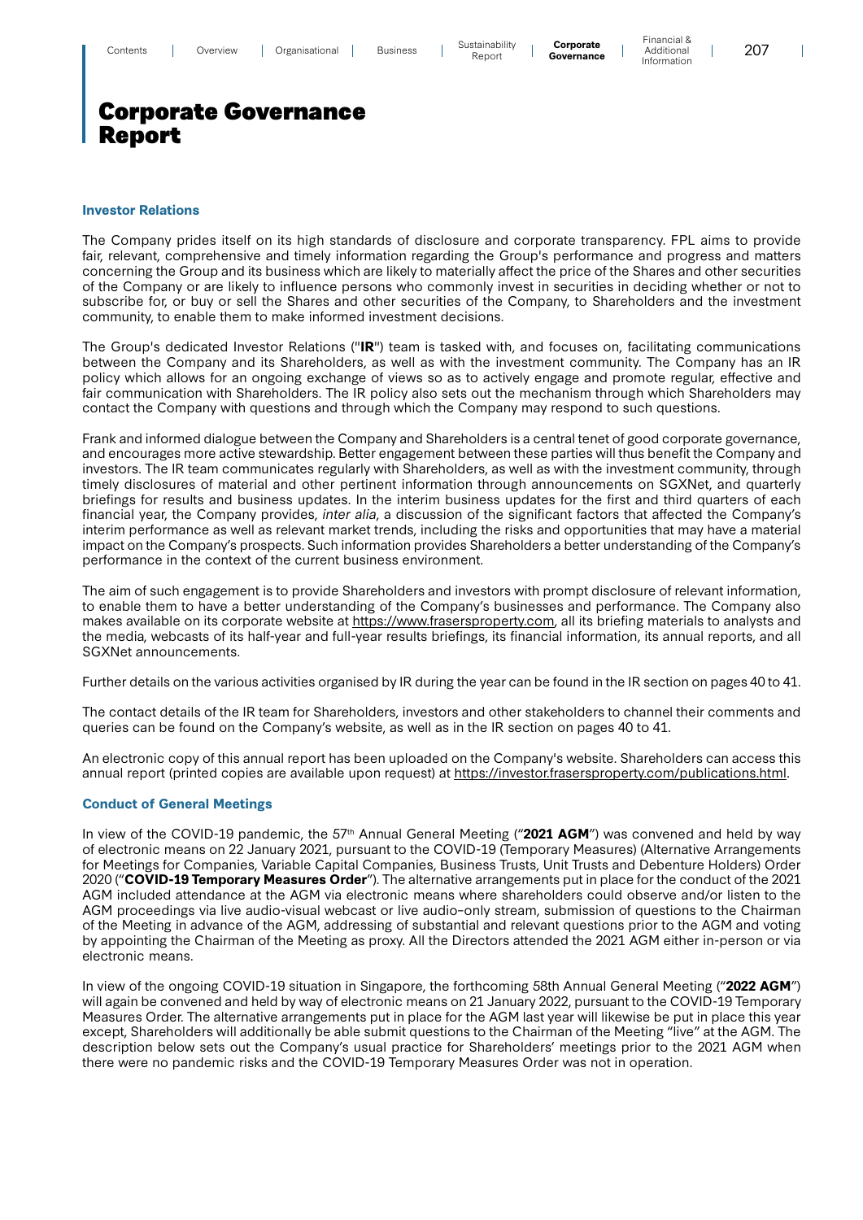# Corporate Governance Report

### Investor Relations

The Company prides itself on its high standards of disclosure and corporate transparency. FPL aims to provide fair, relevant, comprehensive and timely information regarding the Group's performance and progress and matters concerning the Group and its business which are likely to materially affect the price of the Shares and other securities of the Company or are likely to influence persons who commonly invest in securities in deciding whether or not to subscribe for, or buy or sell the Shares and other securities of the Company, to Shareholders and the investment community, to enable them to make informed investment decisions.

The Group's dedicated Investor Relations ("**IR**") team is tasked with, and focuses on, facilitating communications between the Company and its Shareholders, as well as with the investment community. The Company has an IR policy which allows for an ongoing exchange of views so as to actively engage and promote regular, effective and fair communication with Shareholders. The IR policy also sets out the mechanism through which Shareholders may contact the Company with questions and through which the Company may respond to such questions.

Frank and informed dialogue between the Company and Shareholders is a central tenet of good corporate governance, and encourages more active stewardship. Better engagement between these parties will thus benefit the Company and investors. The IR team communicates regularly with Shareholders, as well as with the investment community, through timely disclosures of material and other pertinent information through announcements on SGXNet, and quarterly briefings for results and business updates. In the interim business updates for the first and third quarters of each financial year, the Company provides, *inter alia*, a discussion of the significant factors that affected the Company's interim performance as well as relevant market trends, including the risks and opportunities that may have a material impact on the Company's prospects. Such information provides Shareholders a better understanding of the Company's performance in the context of the current business environment.

The aim of such engagement is to provide Shareholders and investors with prompt disclosure of relevant information, to enable them to have a better understanding of the Company's businesses and performance. The Company also makes available on its corporate website at https://www.frasersproperty.com, all its briefing materials to analysts and the media, webcasts of its half-year and full-year results briefings, its financial information, its annual reports, and all SGXNet announcements.

Further details on the various activities organised by IR during the year can be found in the IR section on pages 40 to 41.

The contact details of the IR team for Shareholders, investors and other stakeholders to channel their comments and queries can be found on the Company's website, as well as in the IR section on pages 40 to 41.

An electronic copy of this annual report has been uploaded on the Company's website. Shareholders can access this annual report (printed copies are available upon request) at https://investor.frasersproperty.com/publications.html.

### Conduct of General Meetings

In view of the COVID-19 pandemic, the 57th Annual General Meeting ("**2021 AGM**") was convened and held by way of electronic means on 22 January 2021, pursuant to the COVID-19 (Temporary Measures) (Alternative Arrangements for Meetings for Companies, Variable Capital Companies, Business Trusts, Unit Trusts and Debenture Holders) Order 2020 ("**COVID-19 Temporary Measures Order**"). The alternative arrangements put in place for the conduct of the 2021 AGM included attendance at the AGM via electronic means where shareholders could observe and/or listen to the AGM proceedings via live audio-visual webcast or live audio-only stream, submission of questions to the Chairman of the Meeting in advance of the AGM, addressing of substantial and relevant questions prior to the AGM and voting by appointing the Chairman of the Meeting as proxy. All the Directors attended the 2021 AGM either in-person or via electronic means.

In view of the ongoing COVID-19 situation in Singapore, the forthcoming 58th Annual General Meeting ("**2022 AGM**") will again be convened and held by way of electronic means on 21 January 2022, pursuant to the COVID-19 Temporary Measures Order. The alternative arrangements put in place for the AGM last year will likewise be put in place this year except, Shareholders will additionally be able submit questions to the Chairman of the Meeting "live" at the AGM. The description below sets out the Company's usual practice for Shareholders' meetings prior to the 2021 AGM when there were no pandemic risks and the COVID-19 Temporary Measures Order was not in operation.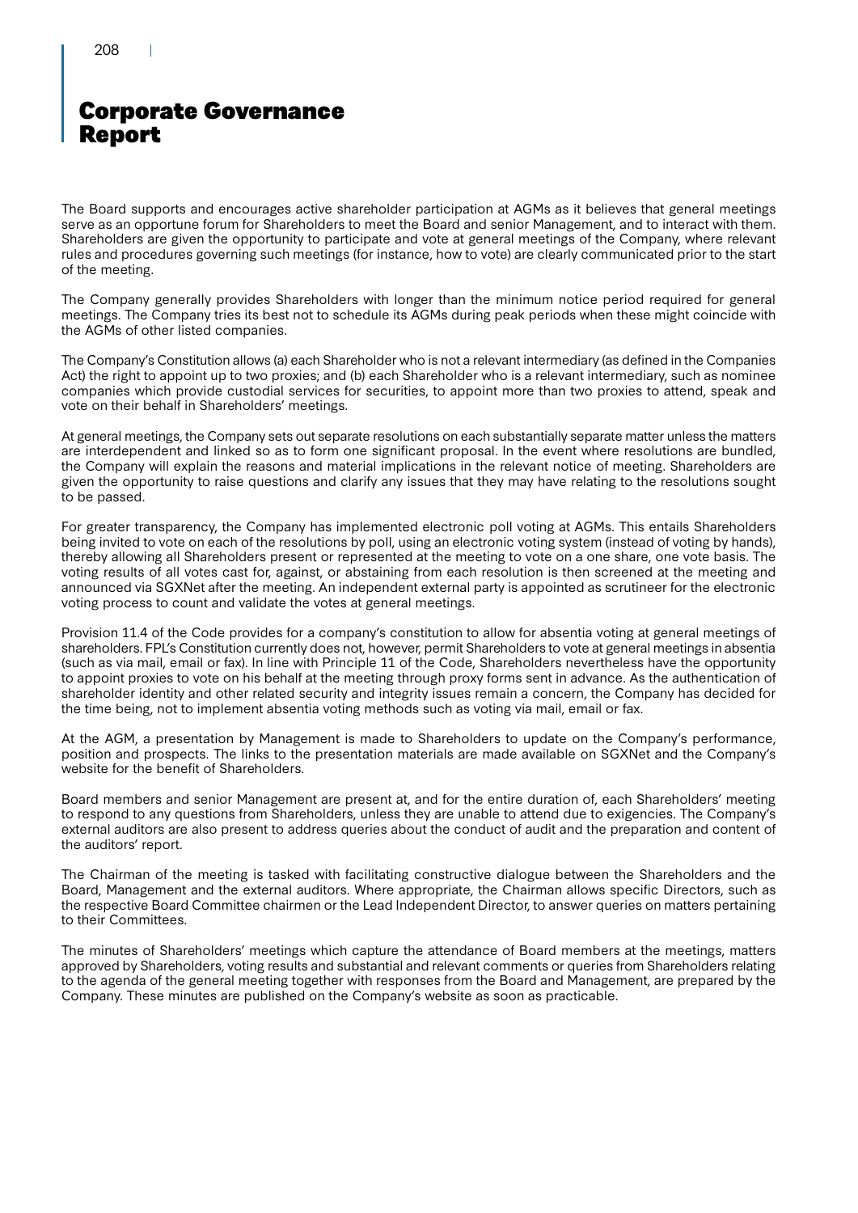The Board supports and encourages active shareholder participation at AGMs as it believes that general meetings serve as an opportune forum for Shareholders to meet the Board and senior Management, and to interact with them. Shareholders are given the opportunity to participate and vote at general meetings of the Company, where relevant rules and procedures governing such meetings (for instance, how to vote) are clearly communicated prior to the start of the meeting.

The Company generally provides Shareholders with longer than the minimum notice period required for general meetings. The Company tries its best not to schedule its AGMs during peak periods when these might coincide with the AGMs of other listed companies.

The Company's Constitution allows (a) each Shareholder who is not a relevant intermediary (as defined in the Companies Act) the right to appoint up to two proxies; and (b) each Shareholder who is a relevant intermediary, such as nominee companies which provide custodial services for securities, to appoint more than two proxies to attend, speak and vote on their behalf in Shareholders' meetings.

At general meetings, the Company sets out separate resolutions on each substantially separate matter unless the matters are interdependent and linked so as to form one significant proposal. In the event where resolutions are bundled, the Company will explain the reasons and material implications in the relevant notice of meeting. Shareholders are given the opportunity to raise questions and clarify any issues that they may have relating to the resolutions sought to be passed.

For greater transparency, the Company has implemented electronic poll voting at AGMs. This entails Shareholders being invited to vote on each of the resolutions by poll, using an electronic voting system (instead of voting by hands), thereby allowing all Shareholders present or represented at the meeting to vote on a one share, one vote basis. The voting results of all votes cast for, against, or abstaining from each resolution is then screened at the meeting and announced via SGXNet after the meeting. An independent external party is appointed as scrutineer for the electronic voting process to count and validate the votes at general meetings.

Provision 11.4 of the Code provides for a company's constitution to allow for absentia voting at general meetings of shareholders. FPL's Constitution currently does not, however, permit Shareholders to vote at general meetings in absentia (such as via mail, email or fax). In line with Principle 11 of the Code, Shareholders nevertheless have the opportunity to appoint proxies to vote on his behalf at the meeting through proxy forms sent in advance. As the authentication of shareholder identity and other related security and integrity issues remain a concern, the Company has decided for the time being, not to implement absentia voting methods such as voting via mail, email or fax.

At the AGM, a presentation by Management is made to Shareholders to update on the Company's performance, position and prospects. The links to the presentation materials are made available on SGXNet and the Company's website for the benefit of Shareholders.

Board members and senior Management are present at, and for the entire duration of, each Shareholders' meeting to respond to any questions from Shareholders, unless they are unable to attend due to exigencies. The Company's external auditors are also present to address queries about the conduct of audit and the preparation and content of the auditors' report.

The Chairman of the meeting is tasked with facilitating constructive dialogue between the Shareholders and the Board, Management and the external auditors. Where appropriate, the Chairman allows specific Directors, such as the respective Board Committee chairmen or the Lead Independent Director, to answer queries on matters pertaining to their Committees.

The minutes of Shareholders' meetings which capture the attendance of Board members at the meetings, matters approved by Shareholders, voting results and substantial and relevant comments or queries from Shareholders relating to the agenda of the general meeting together with responses from the Board and Management, are prepared by the Company. These minutes are published on the Company's website as soon as practicable.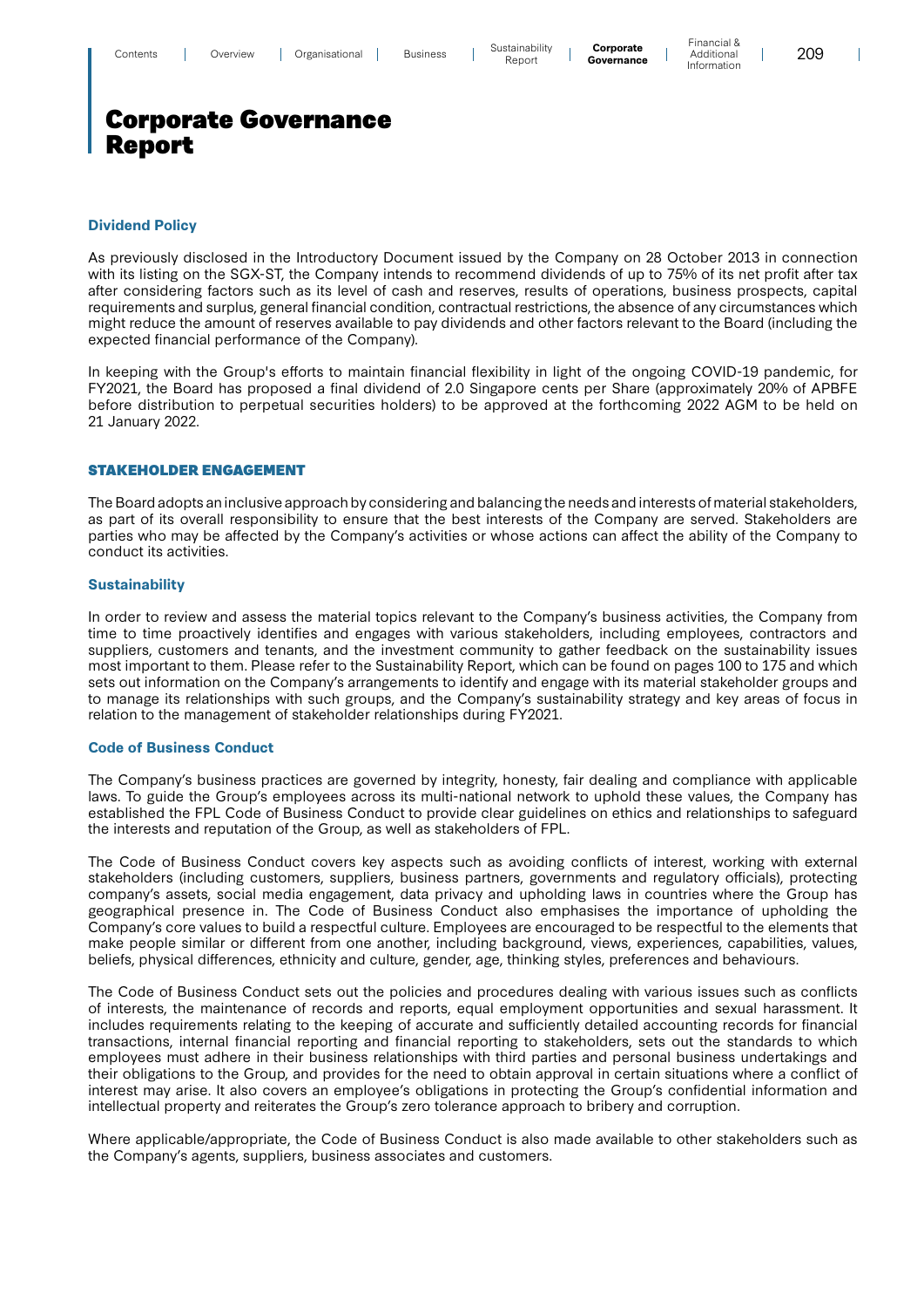# Corporate Governance Report

### Dividend Policy

As previously disclosed in the Introductory Document issued by the Company on 28 October 2013 in connection with its listing on the SGX-ST, the Company intends to recommend dividends of up to 75% of its net profit after tax after considering factors such as its level of cash and reserves, results of operations, business prospects, capital requirements and surplus, general financial condition, contractual restrictions, the absence of any circumstances which might reduce the amount of reserves available to pay dividends and other factors relevant to the Board (including the expected financial performance of the Company).

In keeping with the Group's efforts to maintain financial flexibility in light of the ongoing COVID-19 pandemic, for FY2021, the Board has proposed a final dividend of 2.0 Singapore cents per Share (approximately 20% of APBFE before distribution to perpetual securities holders) to be approved at the forthcoming 2022 AGM to be held on 21 January 2022.

## STAKEHOLDER ENGAGEMENT

The Board adopts an inclusive approach by considering and balancing the needs and interests of material stakeholders, as part of its overall responsibility to ensure that the best interests of the Company are served. Stakeholders are parties who may be affected by the Company's activities or whose actions can affect the ability of the Company to conduct its activities.

### Sustainability

In order to review and assess the material topics relevant to the Company's business activities, the Company from time to time proactively identifies and engages with various stakeholders, including employees, contractors and suppliers, customers and tenants, and the investment community to gather feedback on the sustainability issues most important to them. Please refer to the Sustainability Report, which can be found on pages 100 to 175 and which sets out information on the Company's arrangements to identify and engage with its material stakeholder groups and to manage its relationships with such groups, and the Company's sustainability strategy and key areas of focus in relation to the management of stakeholder relationships during FY2021.

### Code of Business Conduct

The Company's business practices are governed by integrity, honesty, fair dealing and compliance with applicable laws. To guide the Group's employees across its multi-national network to uphold these values, the Company has established the FPL Code of Business Conduct to provide clear guidelines on ethics and relationships to safeguard the interests and reputation of the Group, as well as stakeholders of FPL.

The Code of Business Conduct covers key aspects such as avoiding conflicts of interest, working with external stakeholders (including customers, suppliers, business partners, governments and regulatory officials), protecting company's assets, social media engagement, data privacy and upholding laws in countries where the Group has geographical presence in. The Code of Business Conduct also emphasises the importance of upholding the Company's core values to build a respectful culture. Employees are encouraged to be respectful to the elements that make people similar or different from one another, including background, views, experiences, capabilities, values, beliefs, physical differences, ethnicity and culture, gender, age, thinking styles, preferences and behaviours.

The Code of Business Conduct sets out the policies and procedures dealing with various issues such as conflicts of interests, the maintenance of records and reports, equal employment opportunities and sexual harassment. It includes requirements relating to the keeping of accurate and sufficiently detailed accounting records for financial transactions, internal financial reporting and financial reporting to stakeholders, sets out the standards to which employees must adhere in their business relationships with third parties and personal business undertakings and their obligations to the Group, and provides for the need to obtain approval in certain situations where a conflict of interest may arise. It also covers an employee's obligations in protecting the Group's confidential information and intellectual property and reiterates the Group's zero tolerance approach to bribery and corruption.

Where applicable/appropriate, the Code of Business Conduct is also made available to other stakeholders such as the Company's agents, suppliers, business associates and customers.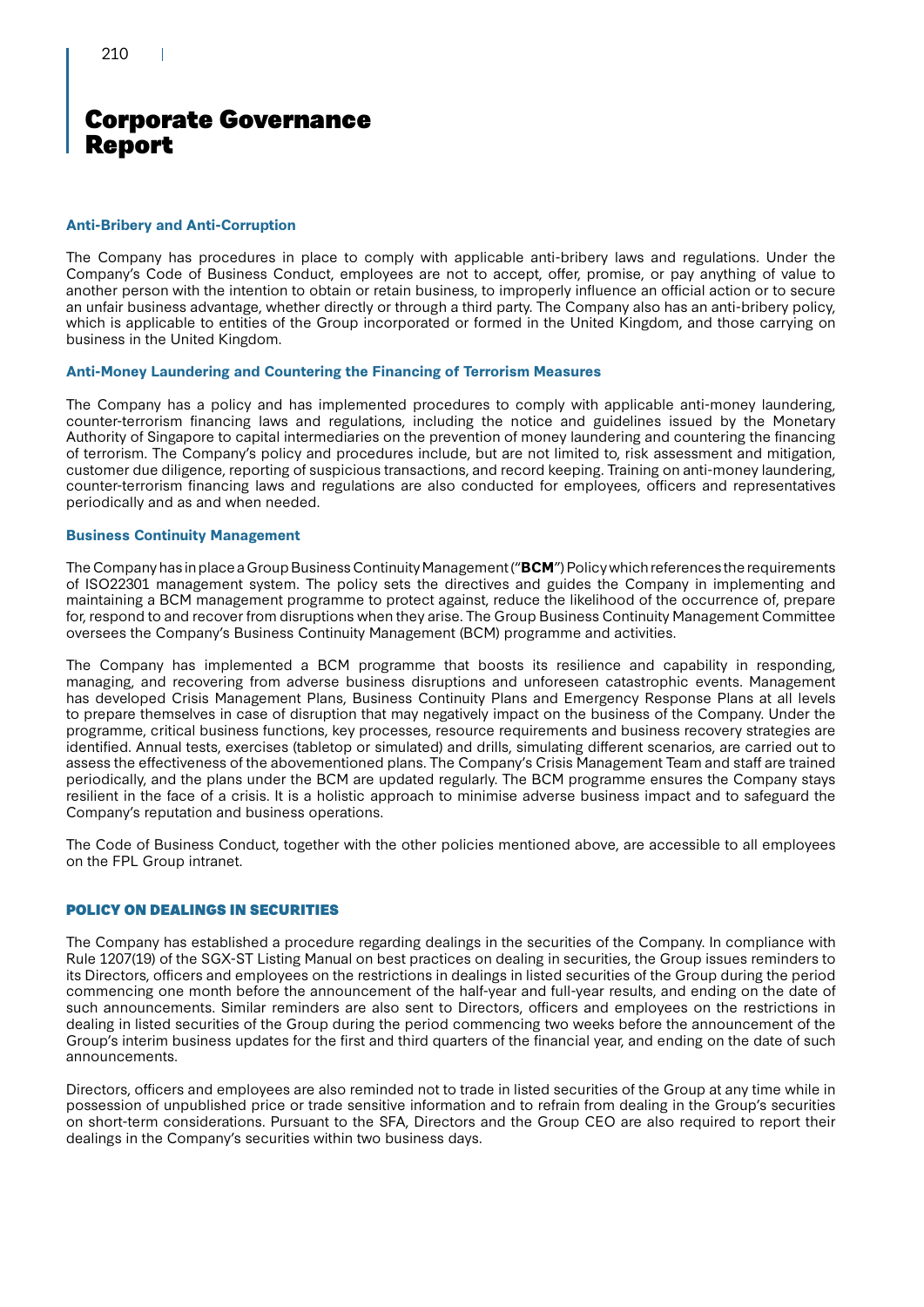# Corporate Governance Report

### Anti-Bribery and Anti-Corruption

The Company has procedures in place to comply with applicable anti-bribery laws and regulations. Under the Company's Code of Business Conduct, employees are not to accept, offer, promise, or pay anything of value to another person with the intention to obtain or retain business, to improperly influence an official action or to secure an unfair business advantage, whether directly or through a third party. The Company also has an anti-bribery policy, which is applicable to entities of the Group incorporated or formed in the United Kingdom, and those carrying on business in the United Kingdom.

### Anti-Money Laundering and Countering the Financing of Terrorism Measures

The Company has a policy and has implemented procedures to comply with applicable anti-money laundering, counter-terrorism financing laws and regulations, including the notice and guidelines issued by the Monetary Authority of Singapore to capital intermediaries on the prevention of money laundering and countering the financing of terrorism. The Company's policy and procedures include, but are not limited to, risk assessment and mitigation, customer due diligence, reporting of suspicious transactions, and record keeping. Training on anti-money laundering, counter-terrorism financing laws and regulations are also conducted for employees, officers and representatives periodically and as and when needed.

### Business Continuity Management

The Company has in place a Group Business Continuity Management ("**BCM**") Policy which references the requirements of ISO22301 management system. The policy sets the directives and guides the Company in implementing and maintaining a BCM management programme to protect against, reduce the likelihood of the occurrence of, prepare for, respond to and recover from disruptions when they arise. The Group Business Continuity Management Committee oversees the Company's Business Continuity Management (BCM) programme and activities.

The Company has implemented a BCM programme that boosts its resilience and capability in responding, managing, and recovering from adverse business disruptions and unforeseen catastrophic events. Management has developed Crisis Management Plans, Business Continuity Plans and Emergency Response Plans at all levels to prepare themselves in case of disruption that may negatively impact on the business of the Company. Under the programme, critical business functions, key processes, resource requirements and business recovery strategies are identified. Annual tests, exercises (tabletop or simulated) and drills, simulating different scenarios, are carried out to assess the effectiveness of the abovementioned plans. The Company's Crisis Management Team and staff are trained periodically, and the plans under the BCM are updated regularly. The BCM programme ensures the Company stays resilient in the face of a crisis. It is a holistic approach to minimise adverse business impact and to safeguard the Company's reputation and business operations.

The Code of Business Conduct, together with the other policies mentioned above, are accessible to all employees on the FPL Group intranet.

## POLICY ON DEALINGS IN SECURITIES

The Company has established a procedure regarding dealings in the securities of the Company. In compliance with Rule 1207(19) of the SGX-ST Listing Manual on best practices on dealing in securities, the Group issues reminders to its Directors, officers and employees on the restrictions in dealings in listed securities of the Group during the period commencing one month before the announcement of the half-year and full-year results, and ending on the date of such announcements. Similar reminders are also sent to Directors, officers and employees on the restrictions in dealing in listed securities of the Group during the period commencing two weeks before the announcement of the Group's interim business updates for the first and third quarters of the financial year, and ending on the date of such announcements.

Directors, officers and employees are also reminded not to trade in listed securities of the Group at any time while in possession of unpublished price or trade sensitive information and to refrain from dealing in the Group's securities on short-term considerations. Pursuant to the SFA, Directors and the Group CEO are also required to report their dealings in the Company's securities within two business days.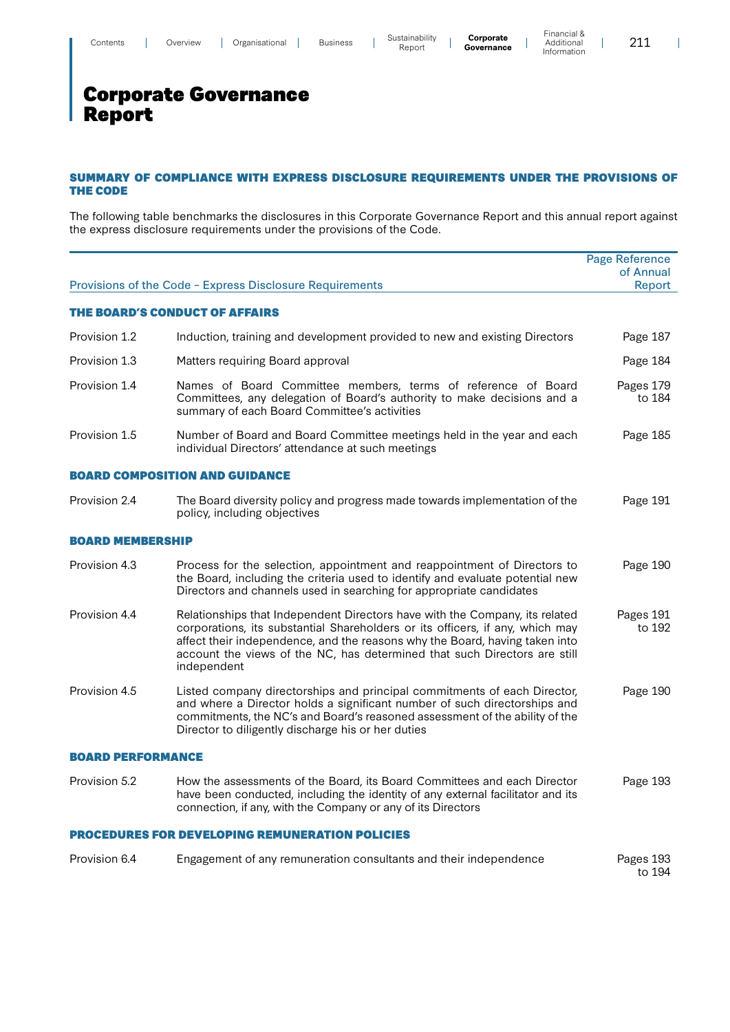# Corporate Governance Report

## SUMMARY OF COMPLIANCE WITH EXPRESS DISCLOSURE REQUIREMENTS UNDER THE PROVISIONS OF THE CODE

The following table benchmarks the disclosures in this Corporate Governance Report and this annual report against the express disclosure requirements under the provisions of the Code.

| Provisions of the Code – Express Disclosure Requirements | | Page Reference of Annual Report |
|---|---|---|
| **THE BOARD'S CONDUCT OF AFFAIRS** | | |
| Provision 1.2 | Induction, training and development provided to new and existing Directors | Page 187 |
| Provision 1.3 | Matters requiring Board approval | Page 184 |
| Provision 1.4 | Names of Board Committee members, terms of reference of Board Committees, any delegation of Board's authority to make decisions and a summary of each Board Committee's activities | Pages 179 to 184 |
| Provision 1.5 | Number of Board and Board Committee meetings held in the year and each individual Directors' attendance at such meetings | Page 185 |
| **BOARD COMPOSITION AND GUIDANCE** | | |
| Provision 2.4 | The Board diversity policy and progress made towards implementation of the policy, including objectives | Page 191 |
| **BOARD MEMBERSHIP** | | |
| Provision 4.3 | Process for the selection, appointment and reappointment of Directors to the Board, including the criteria used to identify and evaluate potential new Directors and channels used in searching for appropriate candidates | Page 190 |
| Provision 4.4 | Relationships that Independent Directors have with the Company, its related corporations, its substantial Shareholders or its officers, if any, which may affect their independence, and the reasons why the Board, having taken into account the views of the NC, has determined that such Directors are still independent | Pages 191 to 192 |
| Provision 4.5 | Listed company directorships and principal commitments of each Director, and where a Director holds a significant number of such directorships and commitments, the NC's and Board's reasoned assessment of the ability of the Director to diligently discharge his or her duties | Page 190 |
| **BOARD PERFORMANCE** | | |
| Provision 5.2 | How the assessments of the Board, its Board Committees and each Director have been conducted, including the identity of any external facilitator and its connection, if any, with the Company or any of its Directors | Page 193 |
| **PROCEDURES FOR DEVELOPING REMUNERATION POLICIES** | | |
| Provision 6.4 | Engagement of any remuneration consultants and their independence | Pages 193 to 194 |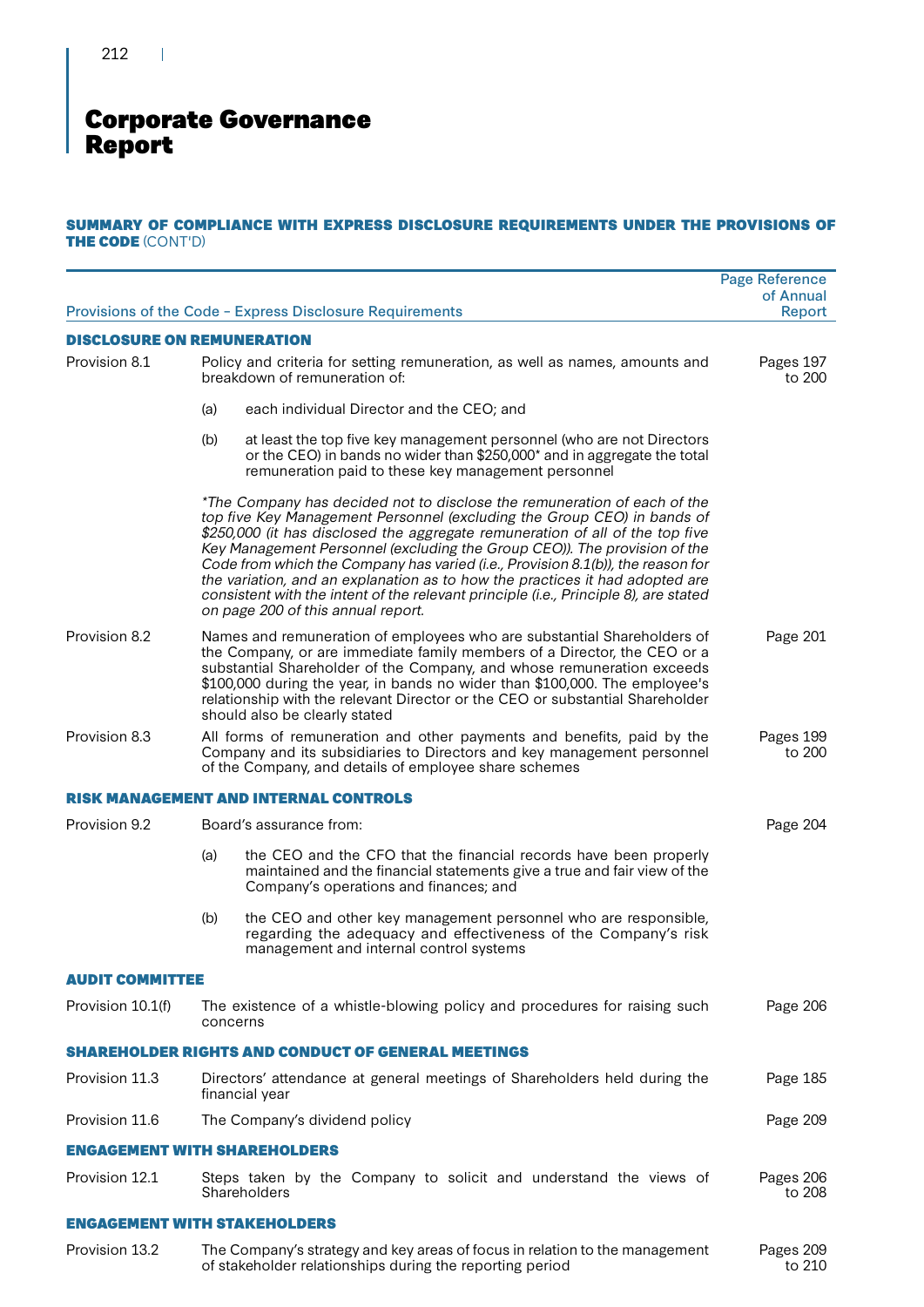# Corporate Governance Report

**SUMMARY OF COMPLIANCE WITH EXPRESS DISCLOSURE REQUIREMENTS UNDER THE PROVISIONS OF THE CODE** (CONT'D)

| Provisions of the Code – Express Disclosure Requirements | | Page Reference of Annual Report |
|---|---|---|
| **DISCLOSURE ON REMUNERATION** | | |
| Provision 8.1 | Policy and criteria for setting remuneration, as well as names, amounts and breakdown of remuneration of:<br>(a) each individual Director and the CEO; and<br>(b) at least the top five key management personnel (who are not Directors or the CEO) in bands no wider than $250,000* and in aggregate the total remuneration paid to these key management personnel<br>*\*The Company has decided not to disclose the remuneration of each of the top five Key Management Personnel (excluding the Group CEO) in bands of $250,000 (it has disclosed the aggregate remuneration of all of the top five Key Management Personnel (excluding the Group CEO)). The provision of the Code from which the Company has varied (i.e., Provision 8.1(b)), the reason for the variation, and an explanation as to how the practices it had adopted are consistent with the intent of the relevant principle (i.e., Principle 8), are stated on page 200 of this annual report.* | Pages 197 to 200 |
| Provision 8.2 | Names and remuneration of employees who are substantial Shareholders of the Company, or are immediate family members of a Director, the CEO or a substantial Shareholder of the Company, and whose remuneration exceeds $100,000 during the year, in bands no wider than $100,000. The employee's relationship with the relevant Director or the CEO or substantial Shareholder should also be clearly stated | Page 201 |
| Provision 8.3 | All forms of remuneration and other payments and benefits, paid by the Company and its subsidiaries to Directors and key management personnel of the Company, and details of employee share schemes | Pages 199 to 200 |
| **RISK MANAGEMENT AND INTERNAL CONTROLS** | | |
| Provision 9.2 | Board's assurance from:<br>(a) the CEO and the CFO that the financial records have been properly maintained and the financial statements give a true and fair view of the Company's operations and finances; and<br>(b) the CEO and other key management personnel who are responsible, regarding the adequacy and effectiveness of the Company's risk management and internal control systems | Page 204 |
| **AUDIT COMMITTEE** | | |
| Provision 10.1(f) | The existence of a whistle-blowing policy and procedures for raising such concerns | Page 206 |
| **SHAREHOLDER RIGHTS AND CONDUCT OF GENERAL MEETINGS** | | |
| Provision 11.3 | Directors' attendance at general meetings of Shareholders held during the financial year | Page 185 |
| Provision 11.6 | The Company's dividend policy | Page 209 |
| **ENGAGEMENT WITH SHAREHOLDERS** | | |
| Provision 12.1 | Steps taken by the Company to solicit and understand the views of Shareholders | Pages 206 to 208 |
| **ENGAGEMENT WITH STAKEHOLDERS** | | |
| Provision 13.2 | The Company's strategy and key areas of focus in relation to the management of stakeholder relationships during the reporting period | Pages 209 to 210 |